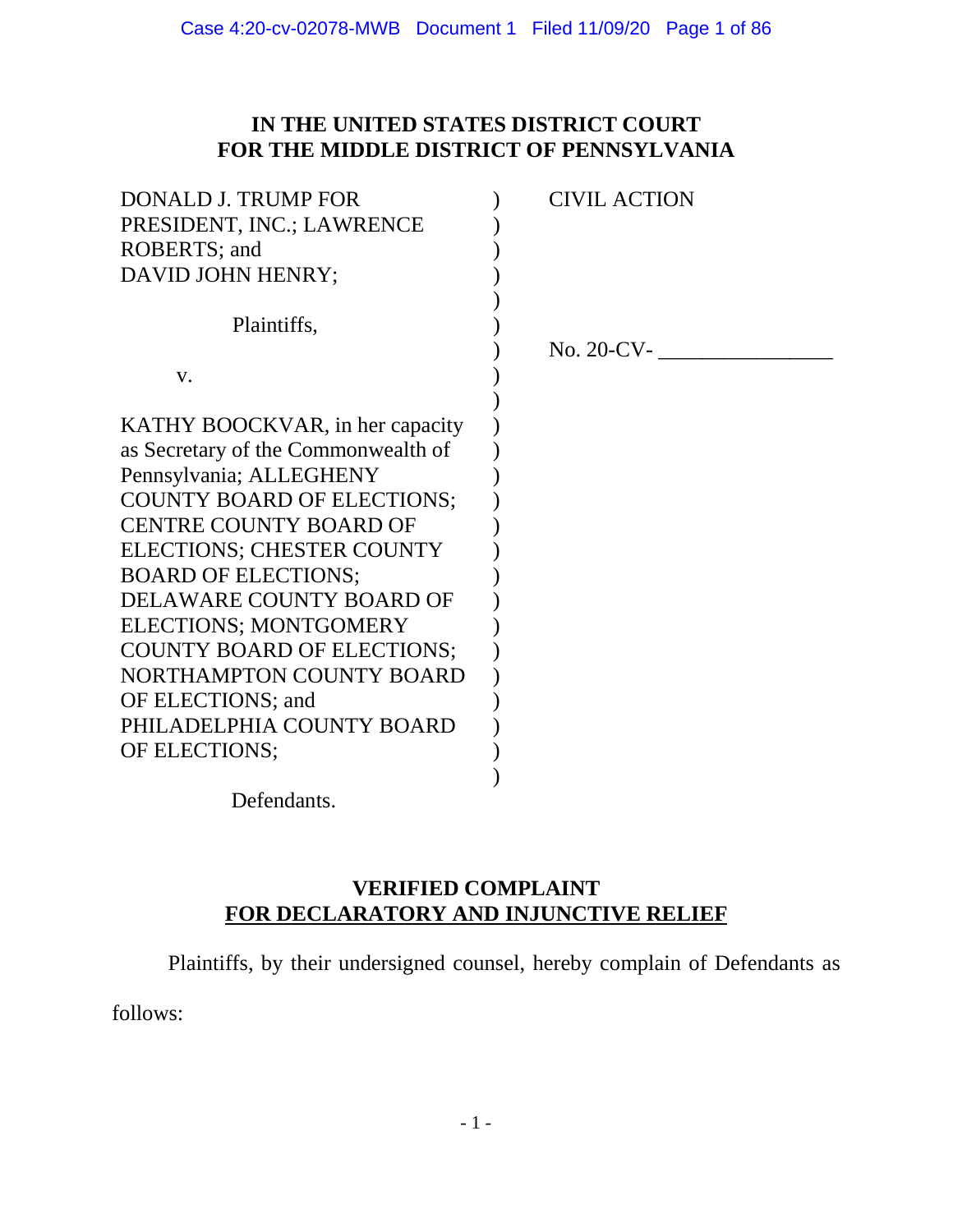**IN THE UNITED STATES DISTRICT COURT**
**FOR THE MIDDLE DISTRICT OF PENNSYLVANIA**

| | | |
|---|---|---|
| DONALD J. TRUMP FOR PRESIDENT, INC.; LAWRENCE ROBERTS; and DAVID JOHN HENRY; | ) | CIVIL ACTION |
| Plaintiffs, | ) | No. 20-CV- ________________ |
| v. | ) | |
| KATHY BOOCKVAR, in her capacity as Secretary of the Commonwealth of Pennsylvania; ALLEGHENY COUNTY BOARD OF ELECTIONS; CENTRE COUNTY BOARD OF ELECTIONS; CHESTER COUNTY BOARD OF ELECTIONS; DELAWARE COUNTY BOARD OF ELECTIONS; MONTGOMERY COUNTY BOARD OF ELECTIONS; NORTHAMPTON COUNTY BOARD OF ELECTIONS; and PHILADELPHIA COUNTY BOARD OF ELECTIONS; | ) | |
| Defendants. | | |

**VERIFIED COMPLAINT**
**<u>FOR DECLARATORY AND INJUNCTIVE RELIEF</u>**

Plaintiffs, by their undersigned counsel, hereby complain of Defendants as follows: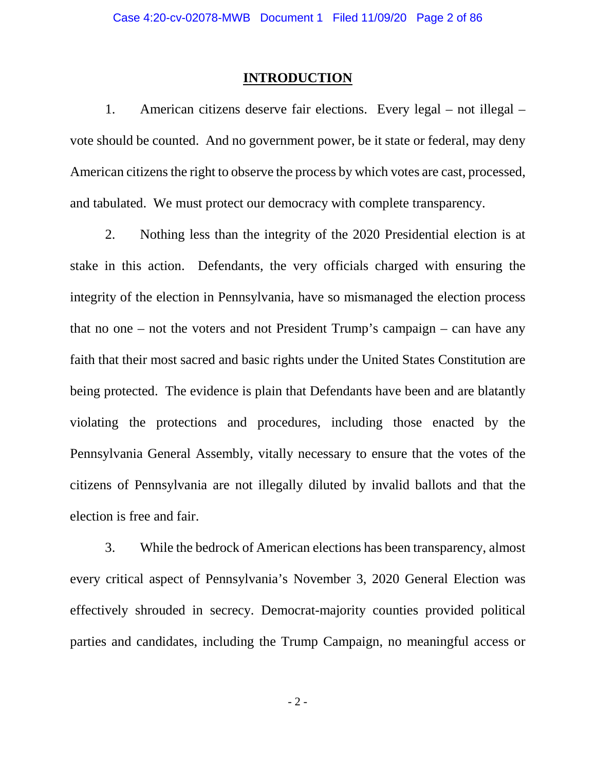## INTRODUCTION

1. American citizens deserve fair elections. Every legal – not illegal – vote should be counted. And no government power, be it state or federal, may deny American citizens the right to observe the process by which votes are cast, processed, and tabulated. We must protect our democracy with complete transparency.

2. Nothing less than the integrity of the 2020 Presidential election is at stake in this action. Defendants, the very officials charged with ensuring the integrity of the election in Pennsylvania, have so mismanaged the election process that no one – not the voters and not President Trump's campaign – can have any faith that their most sacred and basic rights under the United States Constitution are being protected. The evidence is plain that Defendants have been and are blatantly violating the protections and procedures, including those enacted by the Pennsylvania General Assembly, vitally necessary to ensure that the votes of the citizens of Pennsylvania are not illegally diluted by invalid ballots and that the election is free and fair.

3. While the bedrock of American elections has been transparency, almost every critical aspect of Pennsylvania's November 3, 2020 General Election was effectively shrouded in secrecy. Democrat-majority counties provided political parties and candidates, including the Trump Campaign, no meaningful access or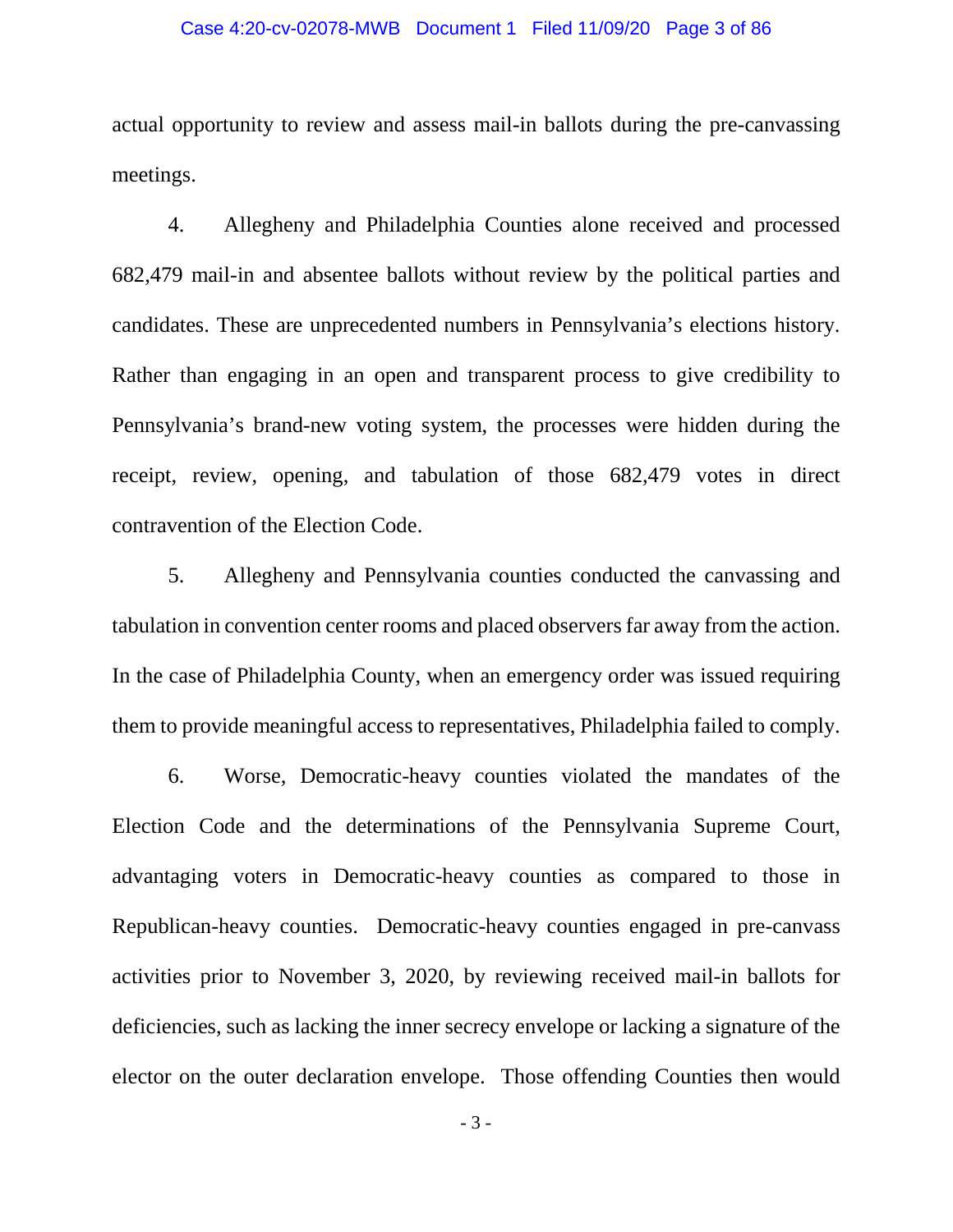actual opportunity to review and assess mail-in ballots during the pre-canvassing meetings.

4. Allegheny and Philadelphia Counties alone received and processed 682,479 mail-in and absentee ballots without review by the political parties and candidates. These are unprecedented numbers in Pennsylvania's elections history. Rather than engaging in an open and transparent process to give credibility to Pennsylvania's brand-new voting system, the processes were hidden during the receipt, review, opening, and tabulation of those 682,479 votes in direct contravention of the Election Code.

5. Allegheny and Pennsylvania counties conducted the canvassing and tabulation in convention center rooms and placed observers far away from the action. In the case of Philadelphia County, when an emergency order was issued requiring them to provide meaningful access to representatives, Philadelphia failed to comply.

6. Worse, Democratic-heavy counties violated the mandates of the Election Code and the determinations of the Pennsylvania Supreme Court, advantaging voters in Democratic-heavy counties as compared to those in Republican-heavy counties. Democratic-heavy counties engaged in pre-canvass activities prior to November 3, 2020, by reviewing received mail-in ballots for deficiencies, such as lacking the inner secrecy envelope or lacking a signature of the elector on the outer declaration envelope. Those offending Counties then would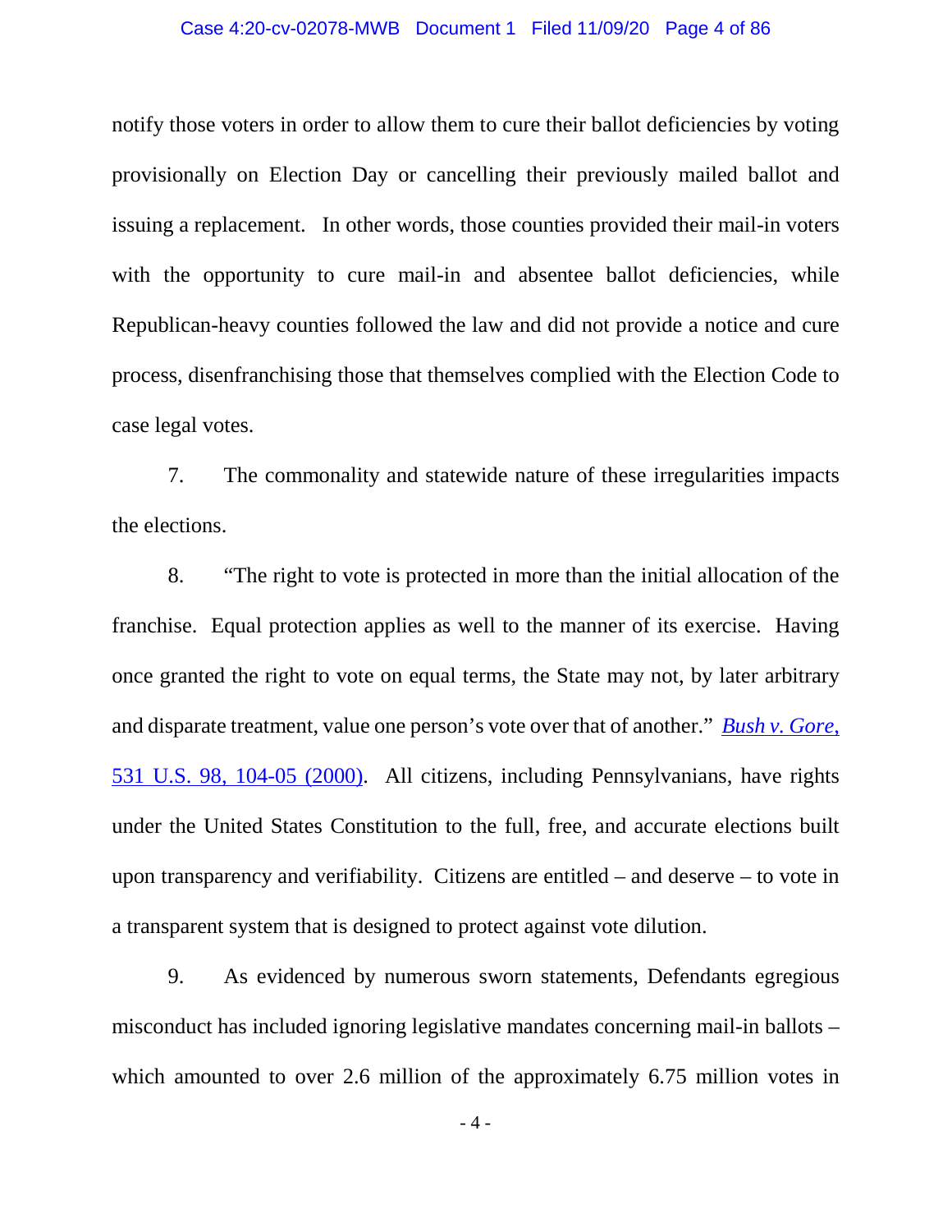notify those voters in order to allow them to cure their ballot deficiencies by voting provisionally on Election Day or cancelling their previously mailed ballot and issuing a replacement. In other words, those counties provided their mail-in voters with the opportunity to cure mail-in and absentee ballot deficiencies, while Republican-heavy counties followed the law and did not provide a notice and cure process, disenfranchising those that themselves complied with the Election Code to case legal votes.

7. The commonality and statewide nature of these irregularities impacts the elections.

8. "The right to vote is protected in more than the initial allocation of the franchise. Equal protection applies as well to the manner of its exercise. Having once granted the right to vote on equal terms, the State may not, by later arbitrary and disparate treatment, value one person's vote over that of another." *Bush v. Gore*, 531 U.S. 98, 104-05 (2000). All citizens, including Pennsylvanians, have rights under the United States Constitution to the full, free, and accurate elections built upon transparency and verifiability. Citizens are entitled – and deserve – to vote in a transparent system that is designed to protect against vote dilution.

9. As evidenced by numerous sworn statements, Defendants egregious misconduct has included ignoring legislative mandates concerning mail-in ballots – which amounted to over 2.6 million of the approximately 6.75 million votes in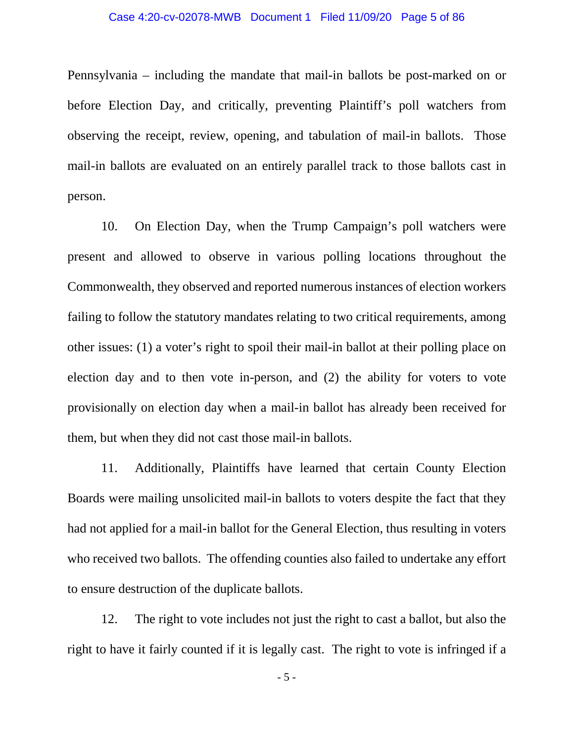Pennsylvania – including the mandate that mail-in ballots be post-marked on or before Election Day, and critically, preventing Plaintiff's poll watchers from observing the receipt, review, opening, and tabulation of mail-in ballots. Those mail-in ballots are evaluated on an entirely parallel track to those ballots cast in person.

10. On Election Day, when the Trump Campaign's poll watchers were present and allowed to observe in various polling locations throughout the Commonwealth, they observed and reported numerous instances of election workers failing to follow the statutory mandates relating to two critical requirements, among other issues: (1) a voter's right to spoil their mail-in ballot at their polling place on election day and to then vote in-person, and (2) the ability for voters to vote provisionally on election day when a mail-in ballot has already been received for them, but when they did not cast those mail-in ballots.

11. Additionally, Plaintiffs have learned that certain County Election Boards were mailing unsolicited mail-in ballots to voters despite the fact that they had not applied for a mail-in ballot for the General Election, thus resulting in voters who received two ballots. The offending counties also failed to undertake any effort to ensure destruction of the duplicate ballots.

12. The right to vote includes not just the right to cast a ballot, but also the right to have it fairly counted if it is legally cast. The right to vote is infringed if a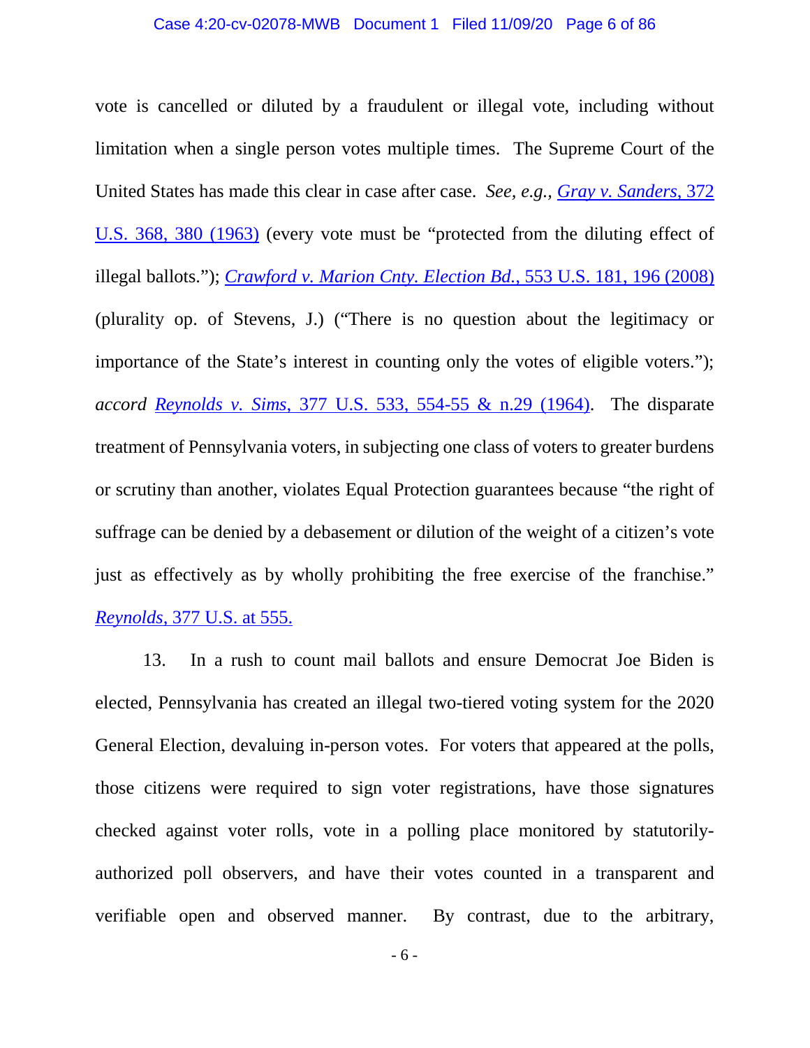vote is cancelled or diluted by a fraudulent or illegal vote, including without limitation when a single person votes multiple times. The Supreme Court of the United States has made this clear in case after case. *See, e.g.*, *Gray v. Sanders*, 372 U.S. 368, 380 (1963) (every vote must be "protected from the diluting effect of illegal ballots."); *Crawford v. Marion Cnty. Election Bd.*, 553 U.S. 181, 196 (2008) (plurality op. of Stevens, J.) ("There is no question about the legitimacy or importance of the State's interest in counting only the votes of eligible voters."); *accord* *Reynolds v. Sims*, 377 U.S. 533, 554-55 & n.29 (1964). The disparate treatment of Pennsylvania voters, in subjecting one class of voters to greater burdens or scrutiny than another, violates Equal Protection guarantees because "the right of suffrage can be denied by a debasement or dilution of the weight of a citizen's vote just as effectively as by wholly prohibiting the free exercise of the franchise." *Reynolds*, 377 U.S. at 555.

13. In a rush to count mail ballots and ensure Democrat Joe Biden is elected, Pennsylvania has created an illegal two-tiered voting system for the 2020 General Election, devaluing in-person votes. For voters that appeared at the polls, those citizens were required to sign voter registrations, have those signatures checked against voter rolls, vote in a polling place monitored by statutorily-authorized poll observers, and have their votes counted in a transparent and verifiable open and observed manner. By contrast, due to the arbitrary,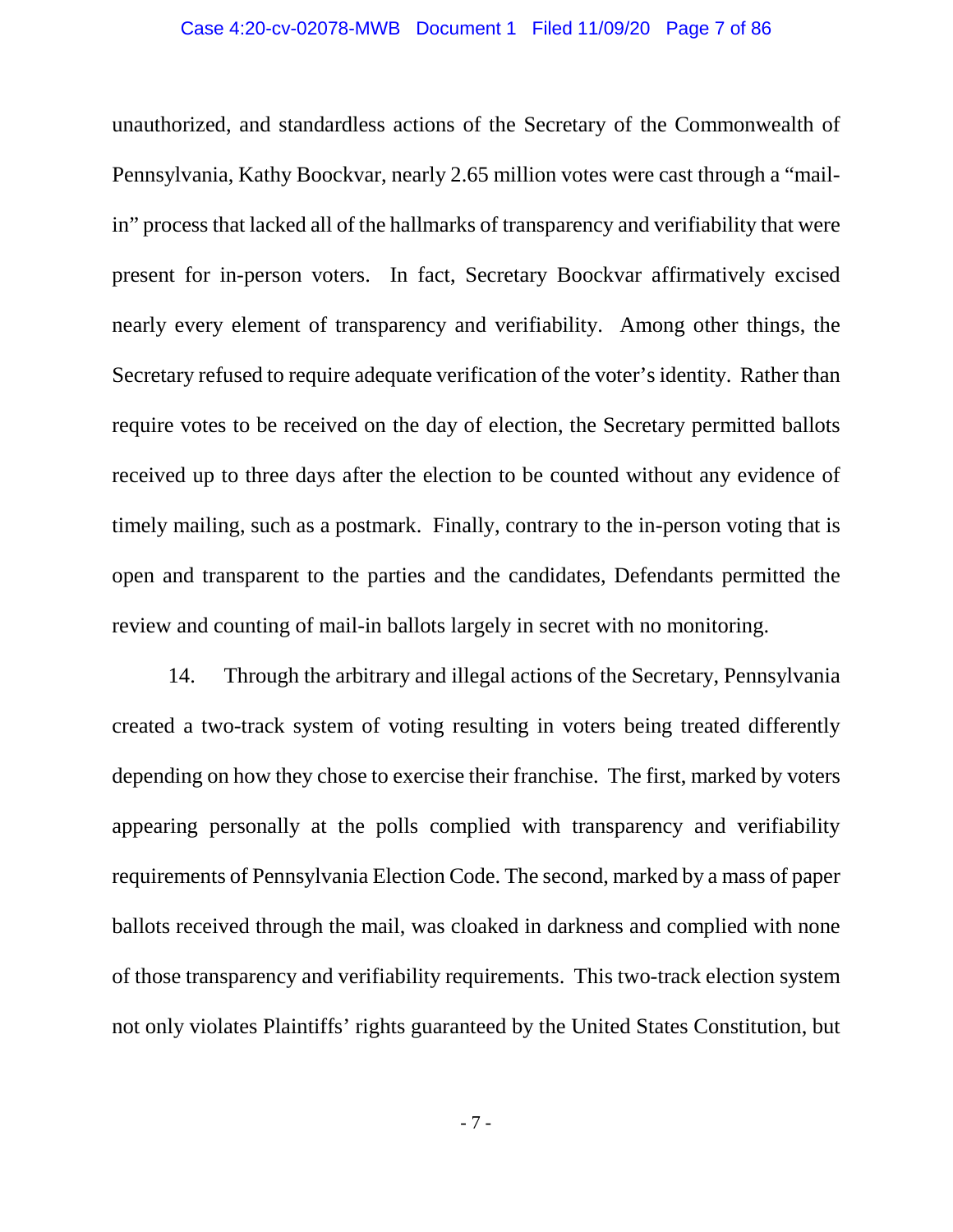unauthorized, and standardless actions of the Secretary of the Commonwealth of Pennsylvania, Kathy Boockvar, nearly 2.65 million votes were cast through a "mail-in" process that lacked all of the hallmarks of transparency and verifiability that were present for in-person voters. In fact, Secretary Boockvar affirmatively excised nearly every element of transparency and verifiability. Among other things, the Secretary refused to require adequate verification of the voter's identity. Rather than require votes to be received on the day of election, the Secretary permitted ballots received up to three days after the election to be counted without any evidence of timely mailing, such as a postmark. Finally, contrary to the in-person voting that is open and transparent to the parties and the candidates, Defendants permitted the review and counting of mail-in ballots largely in secret with no monitoring.

14. Through the arbitrary and illegal actions of the Secretary, Pennsylvania created a two-track system of voting resulting in voters being treated differently depending on how they chose to exercise their franchise. The first, marked by voters appearing personally at the polls complied with transparency and verifiability requirements of Pennsylvania Election Code. The second, marked by a mass of paper ballots received through the mail, was cloaked in darkness and complied with none of those transparency and verifiability requirements. This two-track election system not only violates Plaintiffs' rights guaranteed by the United States Constitution, but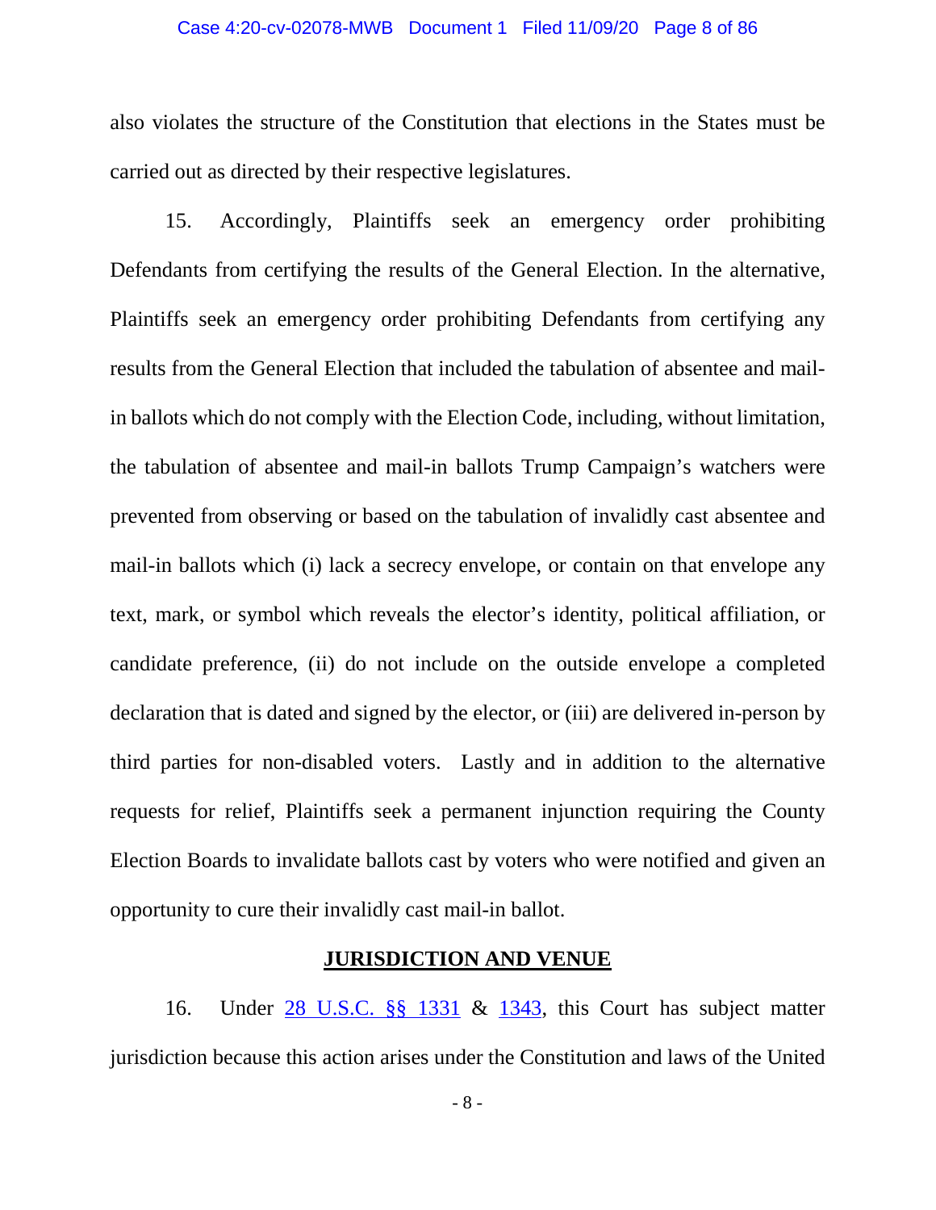also violates the structure of the Constitution that elections in the States must be carried out as directed by their respective legislatures.

15. Accordingly, Plaintiffs seek an emergency order prohibiting Defendants from certifying the results of the General Election. In the alternative, Plaintiffs seek an emergency order prohibiting Defendants from certifying any results from the General Election that included the tabulation of absentee and mail-in ballots which do not comply with the Election Code, including, without limitation, the tabulation of absentee and mail-in ballots Trump Campaign's watchers were prevented from observing or based on the tabulation of invalidly cast absentee and mail-in ballots which (i) lack a secrecy envelope, or contain on that envelope any text, mark, or symbol which reveals the elector's identity, political affiliation, or candidate preference, (ii) do not include on the outside envelope a completed declaration that is dated and signed by the elector, or (iii) are delivered in-person by third parties for non-disabled voters. Lastly and in addition to the alternative requests for relief, Plaintiffs seek a permanent injunction requiring the County Election Boards to invalidate ballots cast by voters who were notified and given an opportunity to cure their invalidly cast mail-in ballot.

## JURISDICTION AND VENUE

16. Under 28 U.S.C. §§ 1331 & 1343, this Court has subject matter jurisdiction because this action arises under the Constitution and laws of the United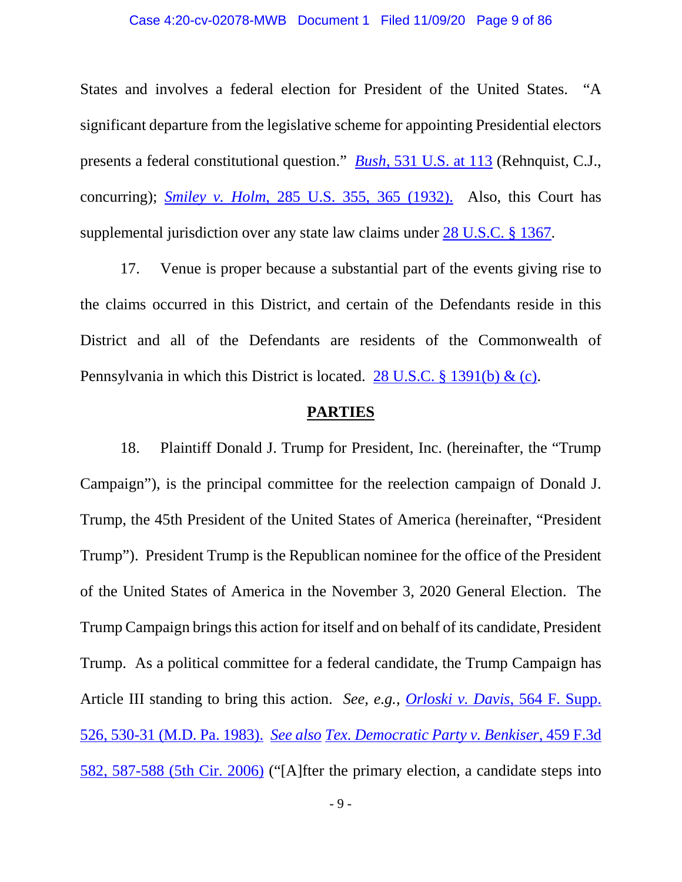States and involves a federal election for President of the United States. "A significant departure from the legislative scheme for appointing Presidential electors presents a federal constitutional question." *Bush*, 531 U.S. at 113 (Rehnquist, C.J., concurring); *Smiley v. Holm*, 285 U.S. 355, 365 (1932). Also, this Court has supplemental jurisdiction over any state law claims under 28 U.S.C. § 1367.

17. Venue is proper because a substantial part of the events giving rise to the claims occurred in this District, and certain of the Defendants reside in this District and all of the Defendants are residents of the Commonwealth of Pennsylvania in which this District is located. 28 U.S.C. § 1391(b) & (c).

## PARTIES

18. Plaintiff Donald J. Trump for President, Inc. (hereinafter, the "Trump Campaign"), is the principal committee for the reelection campaign of Donald J. Trump, the 45th President of the United States of America (hereinafter, "President Trump"). President Trump is the Republican nominee for the office of the President of the United States of America in the November 3, 2020 General Election. The Trump Campaign brings this action for itself and on behalf of its candidate, President Trump. As a political committee for a federal candidate, the Trump Campaign has Article III standing to bring this action. *See, e.g.*, *Orloski v. Davis*, 564 F. Supp. 526, 530-31 (M.D. Pa. 1983). *See also* *Tex. Democratic Party v. Benkiser*, 459 F.3d 582, 587-588 (5th Cir. 2006) ("[A]fter the primary election, a candidate steps into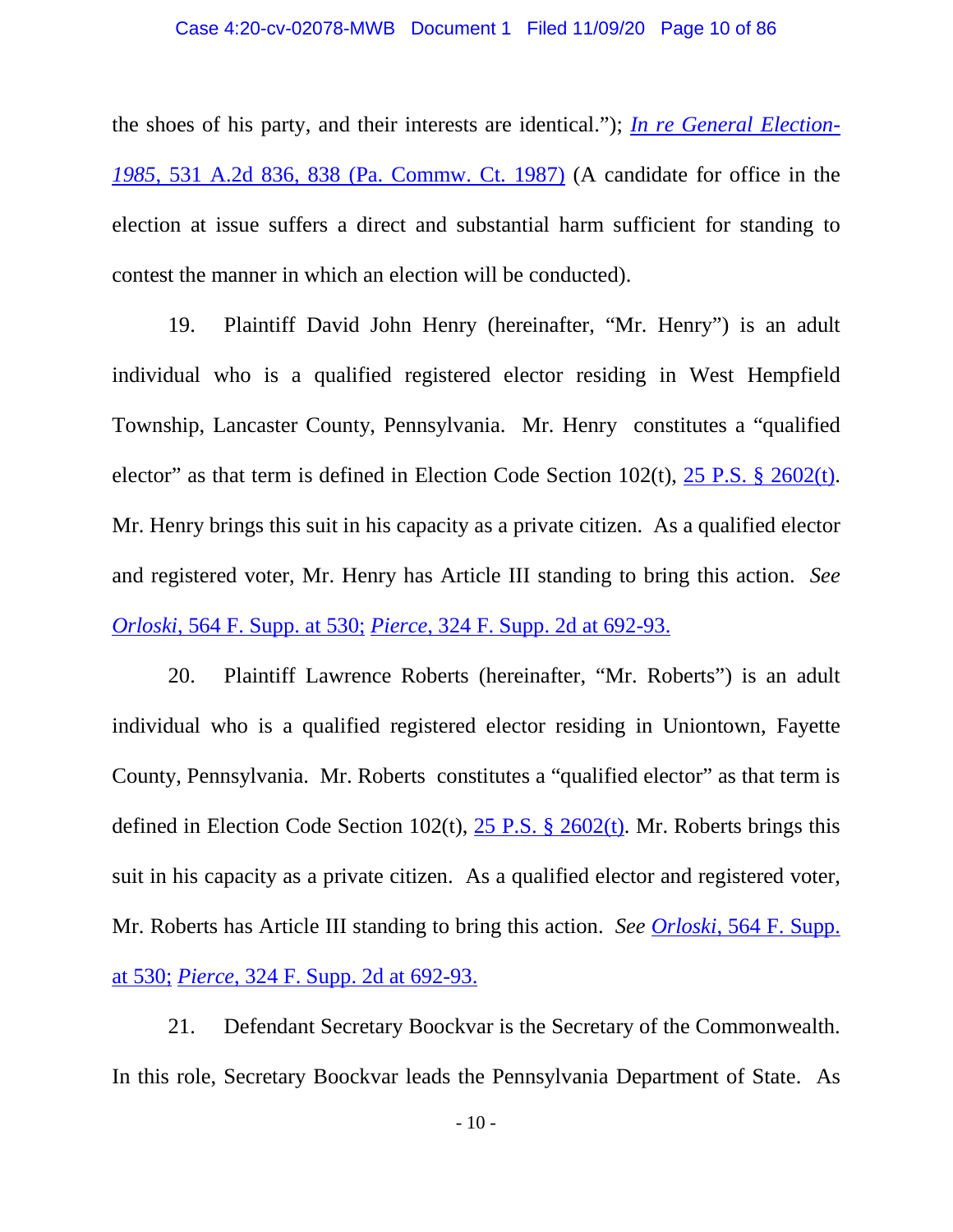the shoes of his party, and their interests are identical."); *In re General Election-1985*, 531 A.2d 836, 838 (Pa. Commw. Ct. 1987) (A candidate for office in the election at issue suffers a direct and substantial harm sufficient for standing to contest the manner in which an election will be conducted).

19. Plaintiff David John Henry (hereinafter, "Mr. Henry") is an adult individual who is a qualified registered elector residing in West Hempfield Township, Lancaster County, Pennsylvania. Mr. Henry constitutes a "qualified elector" as that term is defined in Election Code Section 102(t), 25 P.S. § 2602(t). Mr. Henry brings this suit in his capacity as a private citizen. As a qualified elector and registered voter, Mr. Henry has Article III standing to bring this action. *See* *Orloski*, 564 F. Supp. at 530; *Pierce*, 324 F. Supp. 2d at 692-93.

20. Plaintiff Lawrence Roberts (hereinafter, "Mr. Roberts") is an adult individual who is a qualified registered elector residing in Uniontown, Fayette County, Pennsylvania. Mr. Roberts constitutes a "qualified elector" as that term is defined in Election Code Section 102(t), 25 P.S. § 2602(t). Mr. Roberts brings this suit in his capacity as a private citizen. As a qualified elector and registered voter, Mr. Roberts has Article III standing to bring this action. *See* *Orloski*, 564 F. Supp. at 530; *Pierce*, 324 F. Supp. 2d at 692-93.

21. Defendant Secretary Boockvar is the Secretary of the Commonwealth. In this role, Secretary Boockvar leads the Pennsylvania Department of State. As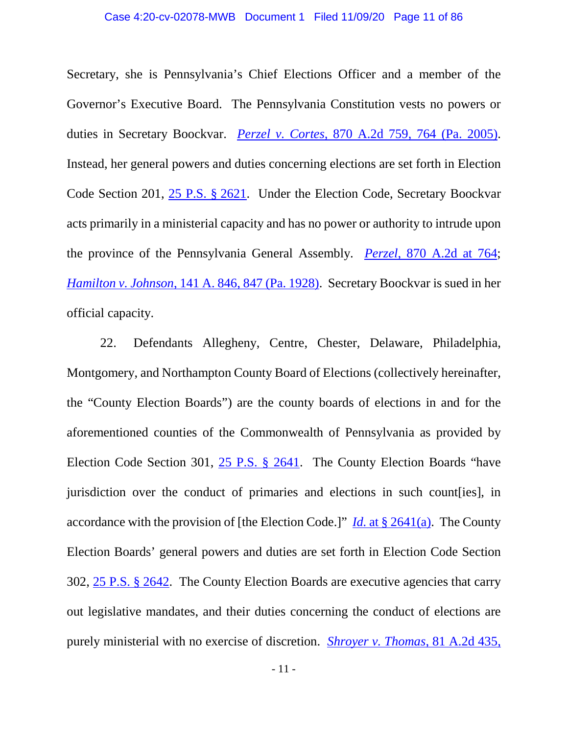Secretary, she is Pennsylvania's Chief Elections Officer and a member of the Governor's Executive Board. The Pennsylvania Constitution vests no powers or duties in Secretary Boockvar. *Perzel v. Cortes*, 870 A.2d 759, 764 (Pa. 2005). Instead, her general powers and duties concerning elections are set forth in Election Code Section 201, 25 P.S. § 2621. Under the Election Code, Secretary Boockvar acts primarily in a ministerial capacity and has no power or authority to intrude upon the province of the Pennsylvania General Assembly. *Perzel*, 870 A.2d at 764; *Hamilton v. Johnson*, 141 A. 846, 847 (Pa. 1928). Secretary Boockvar is sued in her official capacity.

22. Defendants Allegheny, Centre, Chester, Delaware, Philadelphia, Montgomery, and Northampton County Board of Elections (collectively hereinafter, the "County Election Boards") are the county boards of elections in and for the aforementioned counties of the Commonwealth of Pennsylvania as provided by Election Code Section 301, 25 P.S. § 2641. The County Election Boards "have jurisdiction over the conduct of primaries and elections in such count[ies], in accordance with the provision of [the Election Code.]" *Id.* at § 2641(a). The County Election Boards' general powers and duties are set forth in Election Code Section 302, 25 P.S. § 2642. The County Election Boards are executive agencies that carry out legislative mandates, and their duties concerning the conduct of elections are purely ministerial with no exercise of discretion. *Shroyer v. Thomas*, 81 A.2d 435,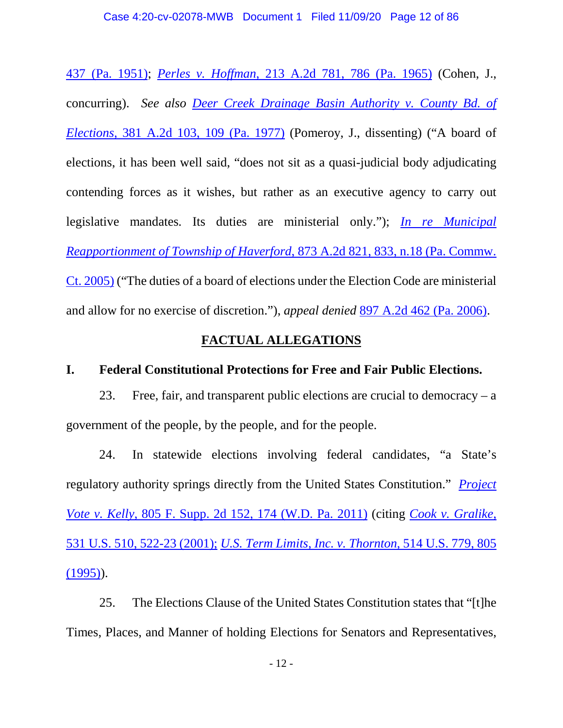437 (Pa. 1951); *Perles v. Hoffman*, 213 A.2d 781, 786 (Pa. 1965) (Cohen, J., concurring). *See also* *Deer Creek Drainage Basin Authority v. County Bd. of Elections*, 381 A.2d 103, 109 (Pa. 1977) (Pomeroy, J., dissenting) ("A board of elections, it has been well said, "does not sit as a quasi-judicial body adjudicating contending forces as it wishes, but rather as an executive agency to carry out legislative mandates. Its duties are ministerial only."); *In re Municipal Reapportionment of Township of Haverford*, 873 A.2d 821, 833, n.18 (Pa. Commw. Ct. 2005) ("The duties of a board of elections under the Election Code are ministerial and allow for no exercise of discretion."), *appeal denied* 897 A.2d 462 (Pa. 2006).

## FACTUAL ALLEGATIONS

### I. Federal Constitutional Protections for Free and Fair Public Elections.

23. Free, fair, and transparent public elections are crucial to democracy – a government of the people, by the people, and for the people.

24. In statewide elections involving federal candidates, "a State's regulatory authority springs directly from the United States Constitution." *Project Vote v. Kelly*, 805 F. Supp. 2d 152, 174 (W.D. Pa. 2011) (citing *Cook v. Gralike*, 531 U.S. 510, 522-23 (2001); *U.S. Term Limits, Inc. v. Thornton*, 514 U.S. 779, 805 (1995)).

25. The Elections Clause of the United States Constitution states that "[t]he Times, Places, and Manner of holding Elections for Senators and Representatives,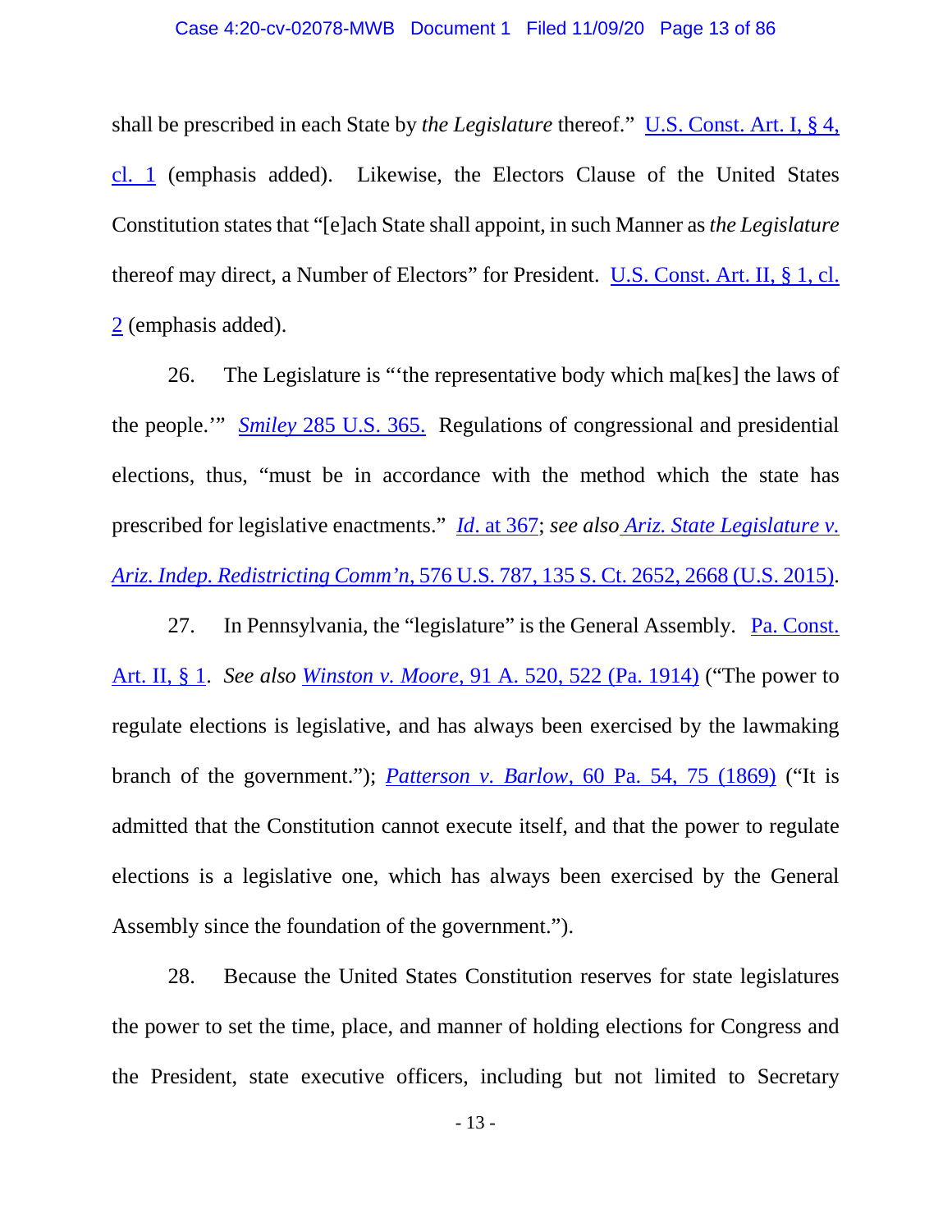shall be prescribed in each State by *the Legislature* thereof." U.S. Const. Art. I, § 4, cl. 1 (emphasis added). Likewise, the Electors Clause of the United States Constitution states that "[e]ach State shall appoint, in such Manner as *the Legislature* thereof may direct, a Number of Electors" for President. U.S. Const. Art. II, § 1, cl. 2 (emphasis added).

26. The Legislature is "'the representative body which ma[kes] the laws of the people.'" *Smiley* 285 U.S. 365. Regulations of congressional and presidential elections, thus, "must be in accordance with the method which the state has prescribed for legislative enactments." *Id*. at 367; *see also Ariz. State Legislature v. Ariz. Indep. Redistricting Comm'n*, 576 U.S. 787, 135 S. Ct. 2652, 2668 (U.S. 2015).

27. In Pennsylvania, the "legislature" is the General Assembly. Pa. Const. Art. II, § 1. *See also Winston v. Moore*, 91 A. 520, 522 (Pa. 1914) ("The power to regulate elections is legislative, and has always been exercised by the lawmaking branch of the government."); *Patterson v. Barlow*, 60 Pa. 54, 75 (1869) ("It is admitted that the Constitution cannot execute itself, and that the power to regulate elections is a legislative one, which has always been exercised by the General Assembly since the foundation of the government.").

28. Because the United States Constitution reserves for state legislatures the power to set the time, place, and manner of holding elections for Congress and the President, state executive officers, including but not limited to Secretary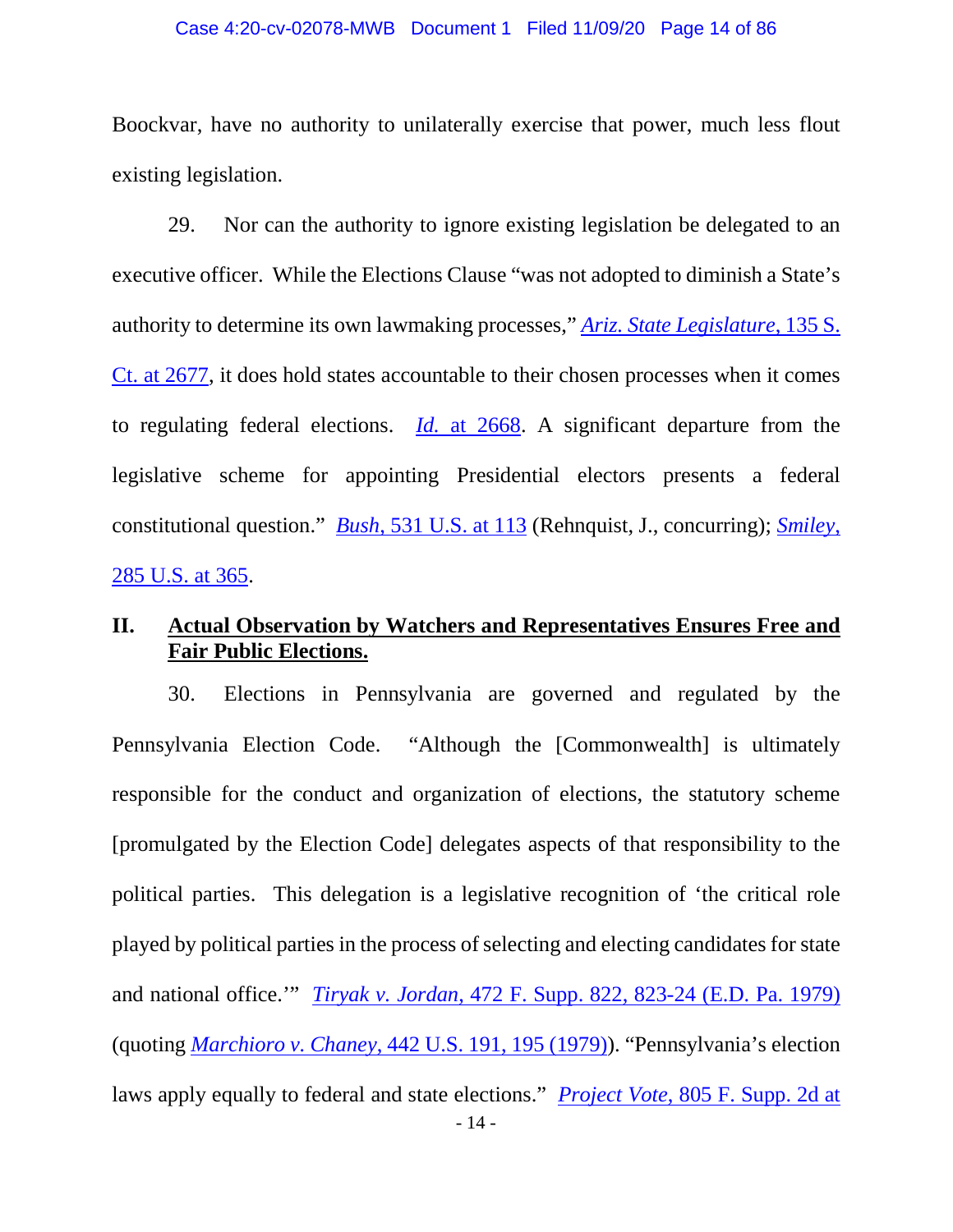Boockvar, have no authority to unilaterally exercise that power, much less flout existing legislation.

29. Nor can the authority to ignore existing legislation be delegated to an executive officer. While the Elections Clause "was not adopted to diminish a State's authority to determine its own lawmaking processes," *Ariz. State Legislature*, 135 S. Ct. at 2677, it does hold states accountable to their chosen processes when it comes to regulating federal elections. *Id.* at 2668. A significant departure from the legislative scheme for appointing Presidential electors presents a federal constitutional question." *Bush*, 531 U.S. at 113 (Rehnquist, J., concurring); *Smiley*, 285 U.S. at 365.

## II. Actual Observation by Watchers and Representatives Ensures Free and Fair Public Elections.

30. Elections in Pennsylvania are governed and regulated by the Pennsylvania Election Code. "Although the [Commonwealth] is ultimately responsible for the conduct and organization of elections, the statutory scheme [promulgated by the Election Code] delegates aspects of that responsibility to the political parties. This delegation is a legislative recognition of 'the critical role played by political parties in the process of selecting and electing candidates for state and national office.'" *Tiryak v. Jordan*, 472 F. Supp. 822, 823-24 (E.D. Pa. 1979) (quoting *Marchioro v. Chaney*, 442 U.S. 191, 195 (1979)). "Pennsylvania's election laws apply equally to federal and state elections." *Project Vote*, 805 F. Supp. 2d at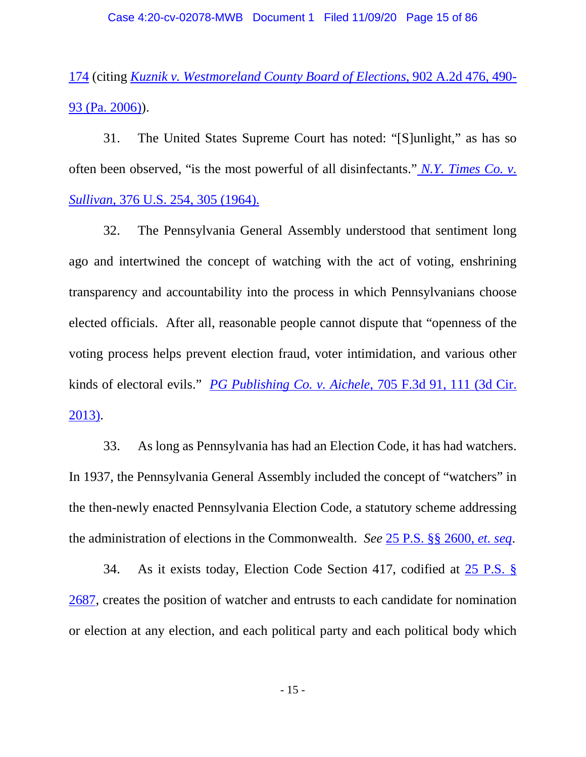174 (citing *Kuznik v. Westmoreland County Board of Elections*, 902 A.2d 476, 490-93 (Pa. 2006)).

31. The United States Supreme Court has noted: "[S]unlight," as has so often been observed, "is the most powerful of all disinfectants." *N.Y. Times Co. v. Sullivan*, 376 U.S. 254, 305 (1964).

32. The Pennsylvania General Assembly understood that sentiment long ago and intertwined the concept of watching with the act of voting, enshrining transparency and accountability into the process in which Pennsylvanians choose elected officials. After all, reasonable people cannot dispute that "openness of the voting process helps prevent election fraud, voter intimidation, and various other kinds of electoral evils." *PG Publishing Co. v. Aichele*, 705 F.3d 91, 111 (3d Cir. 2013).

33. As long as Pennsylvania has had an Election Code, it has had watchers. In 1937, the Pennsylvania General Assembly included the concept of "watchers" in the then-newly enacted Pennsylvania Election Code, a statutory scheme addressing the administration of elections in the Commonwealth. *See* 25 P.S. §§ 2600, *et. seq*.

34. As it exists today, Election Code Section 417, codified at 25 P.S. § 2687, creates the position of watcher and entrusts to each candidate for nomination or election at any election, and each political party and each political body which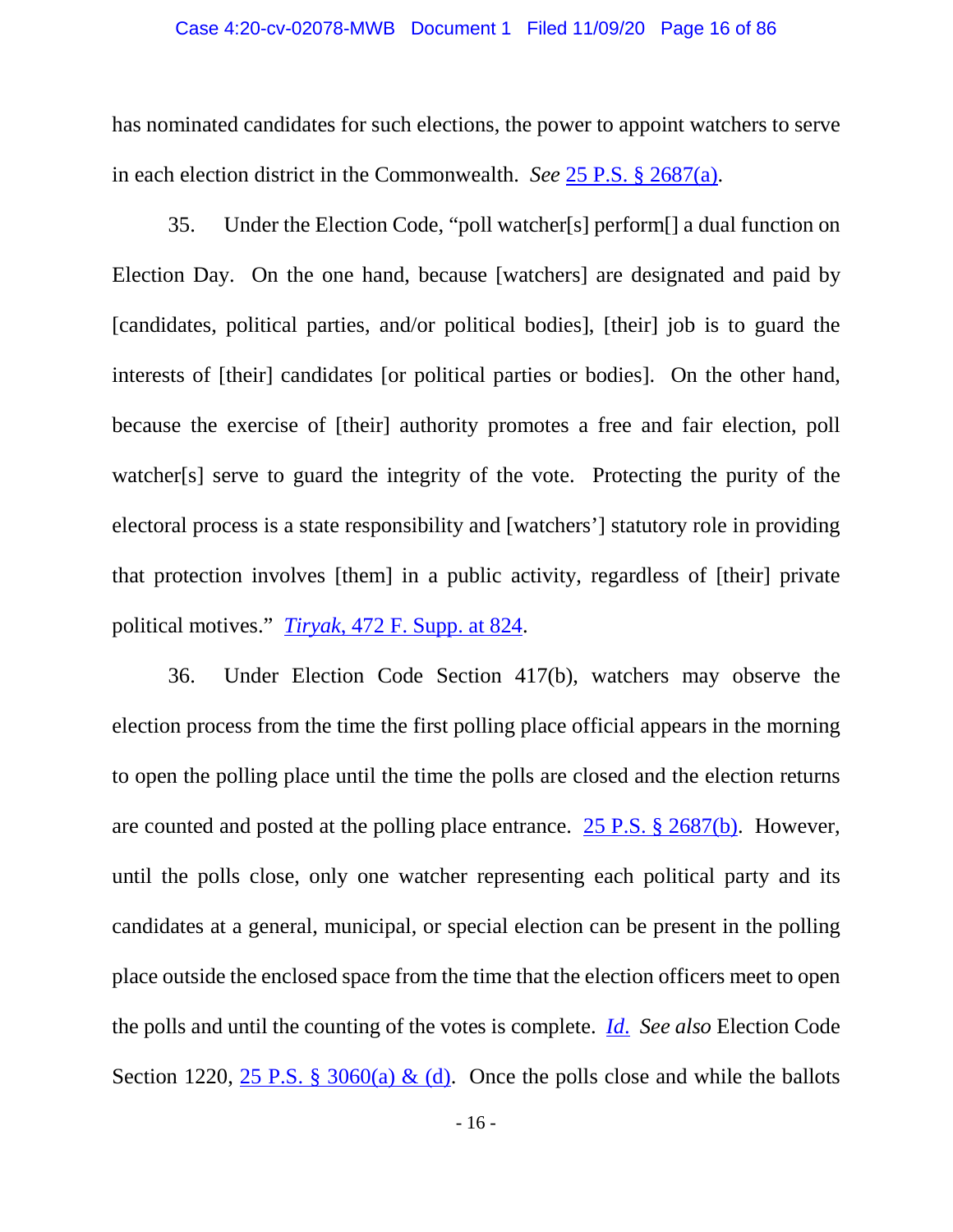has nominated candidates for such elections, the power to appoint watchers to serve in each election district in the Commonwealth. *See* 25 P.S. § 2687(a).

35. Under the Election Code, "poll watcher[s] perform[] a dual function on Election Day. On the one hand, because [watchers] are designated and paid by [candidates, political parties, and/or political bodies], [their] job is to guard the interests of [their] candidates [or political parties or bodies]. On the other hand, because the exercise of [their] authority promotes a free and fair election, poll watcher[s] serve to guard the integrity of the vote. Protecting the purity of the electoral process is a state responsibility and [watchers'] statutory role in providing that protection involves [them] in a public activity, regardless of [their] private political motives." *Tiryak*, 472 F. Supp. at 824.

36. Under Election Code Section 417(b), watchers may observe the election process from the time the first polling place official appears in the morning to open the polling place until the time the polls are closed and the election returns are counted and posted at the polling place entrance. 25 P.S. § 2687(b). However, until the polls close, only one watcher representing each political party and its candidates at a general, municipal, or special election can be present in the polling place outside the enclosed space from the time that the election officers meet to open the polls and until the counting of the votes is complete. *Id.* *See also* Election Code Section 1220, 25 P.S. § 3060(a) & (d). Once the polls close and while the ballots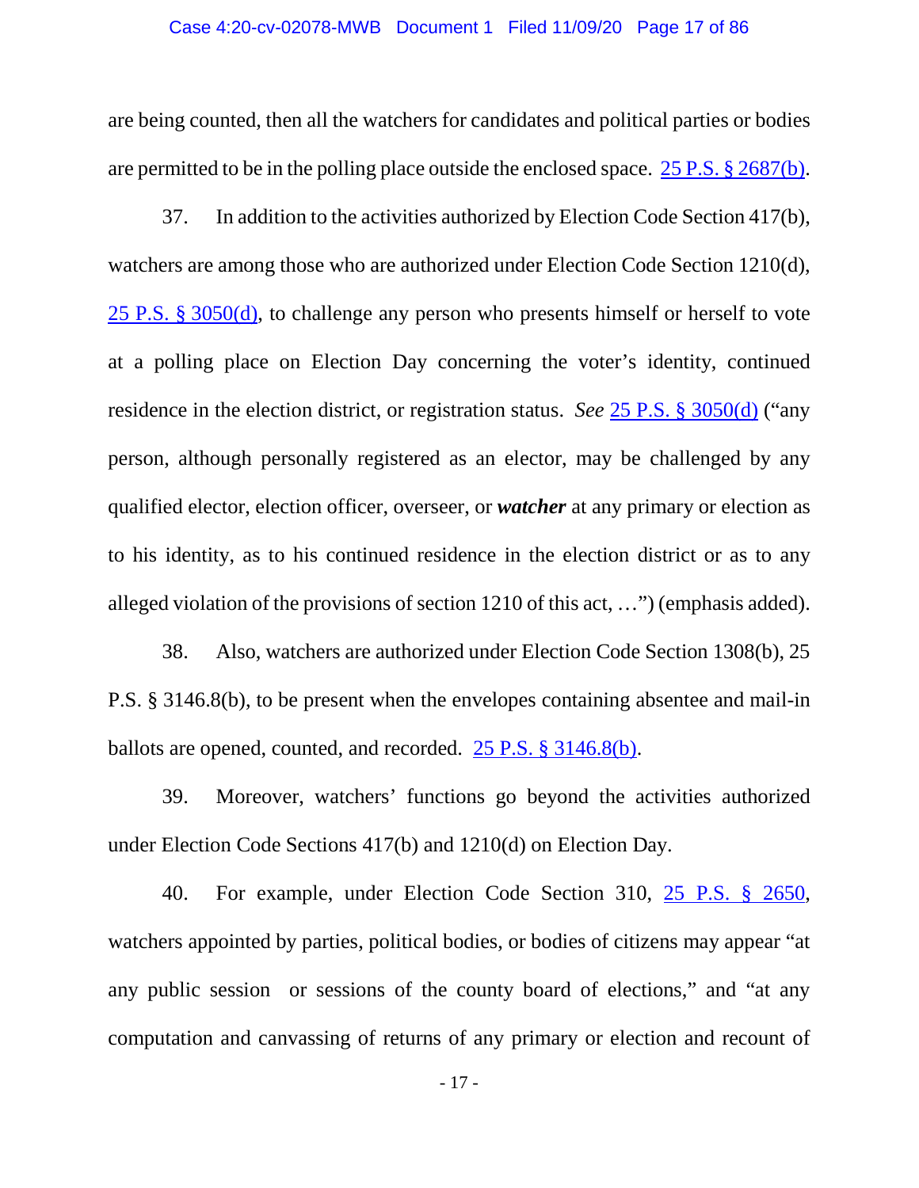are being counted, then all the watchers for candidates and political parties or bodies are permitted to be in the polling place outside the enclosed space. 25 P.S. § 2687(b).

37. In addition to the activities authorized by Election Code Section 417(b), watchers are among those who are authorized under Election Code Section 1210(d), 25 P.S. § 3050(d), to challenge any person who presents himself or herself to vote at a polling place on Election Day concerning the voter's identity, continued residence in the election district, or registration status. *See* 25 P.S. § 3050(d) ("any person, although personally registered as an elector, may be challenged by any qualified elector, election officer, overseer, or ***watcher*** at any primary or election as to his identity, as to his continued residence in the election district or as to any alleged violation of the provisions of section 1210 of this act, …") (emphasis added).

38. Also, watchers are authorized under Election Code Section 1308(b), 25 P.S. § 3146.8(b), to be present when the envelopes containing absentee and mail-in ballots are opened, counted, and recorded. 25 P.S. § 3146.8(b).

39. Moreover, watchers' functions go beyond the activities authorized under Election Code Sections 417(b) and 1210(d) on Election Day.

40. For example, under Election Code Section 310, 25 P.S. § 2650, watchers appointed by parties, political bodies, or bodies of citizens may appear "at any public session or sessions of the county board of elections," and "at any computation and canvassing of returns of any primary or election and recount of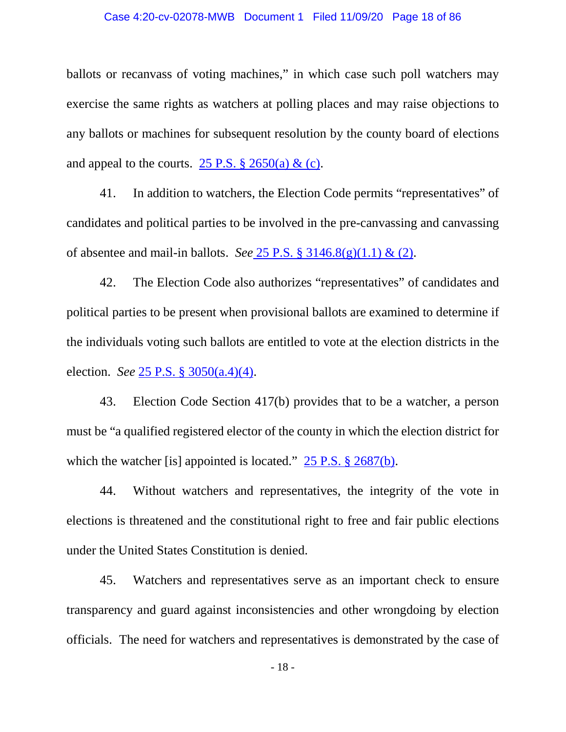ballots or recanvass of voting machines," in which case such poll watchers may exercise the same rights as watchers at polling places and may raise objections to any ballots or machines for subsequent resolution by the county board of elections and appeal to the courts. 25 P.S. § 2650(a) & (c).

41. In addition to watchers, the Election Code permits "representatives" of candidates and political parties to be involved in the pre-canvassing and canvassing of absentee and mail-in ballots. *See* 25 P.S. § 3146.8(g)(1.1) & (2).

42. The Election Code also authorizes "representatives" of candidates and political parties to be present when provisional ballots are examined to determine if the individuals voting such ballots are entitled to vote at the election districts in the election. *See* 25 P.S. § 3050(a.4)(4).

43. Election Code Section 417(b) provides that to be a watcher, a person must be "a qualified registered elector of the county in which the election district for which the watcher [is] appointed is located." 25 P.S. § 2687(b).

44. Without watchers and representatives, the integrity of the vote in elections is threatened and the constitutional right to free and fair public elections under the United States Constitution is denied.

45. Watchers and representatives serve as an important check to ensure transparency and guard against inconsistencies and other wrongdoing by election officials. The need for watchers and representatives is demonstrated by the case of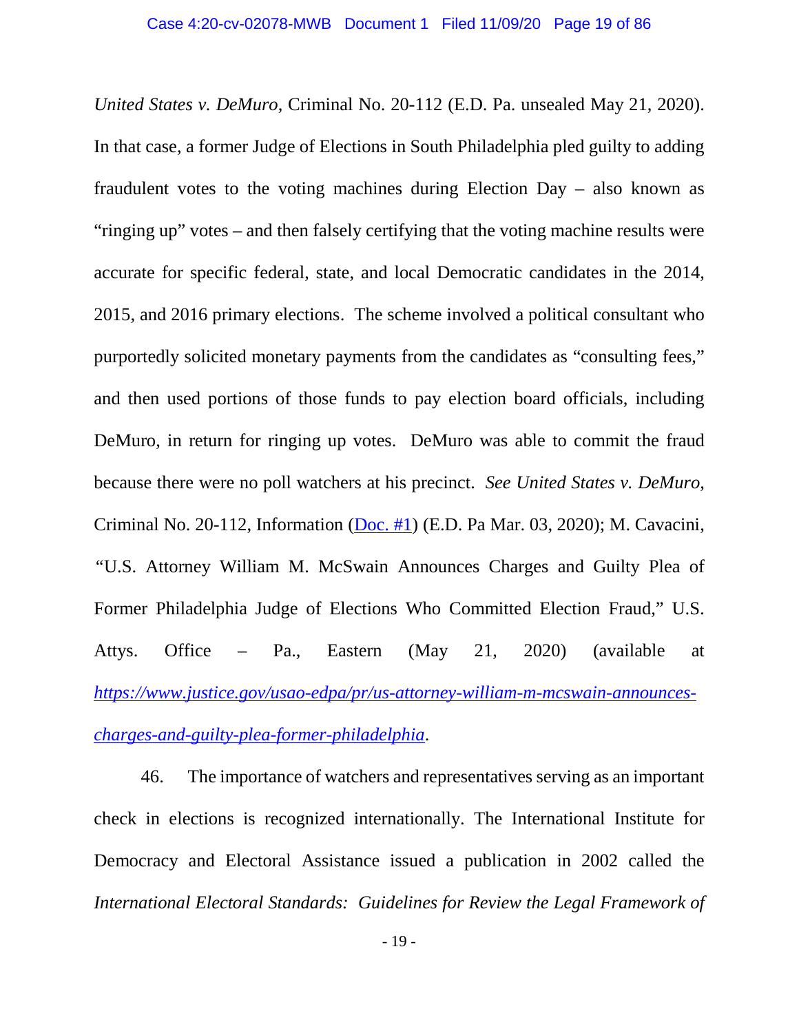*United States v. DeMuro*, Criminal No. 20-112 (E.D. Pa. unsealed May 21, 2020). In that case, a former Judge of Elections in South Philadelphia pled guilty to adding fraudulent votes to the voting machines during Election Day – also known as "ringing up" votes – and then falsely certifying that the voting machine results were accurate for specific federal, state, and local Democratic candidates in the 2014, 2015, and 2016 primary elections. The scheme involved a political consultant who purportedly solicited monetary payments from the candidates as "consulting fees," and then used portions of those funds to pay election board officials, including DeMuro, in return for ringing up votes. DeMuro was able to commit the fraud because there were no poll watchers at his precinct. *See United States v. DeMuro*, Criminal No. 20-112, Information (Doc. #1) (E.D. Pa Mar. 03, 2020); M. Cavacini, "U.S. Attorney William M. McSwain Announces Charges and Guilty Plea of Former Philadelphia Judge of Elections Who Committed Election Fraud," U.S. Attys. Office – Pa., Eastern (May 21, 2020) (available at *https://www.justice.gov/usao-edpa/pr/us-attorney-william-m-mcswain-announces-charges-and-guilty-plea-former-philadelphia*.

46. The importance of watchers and representatives serving as an important check in elections is recognized internationally. The International Institute for Democracy and Electoral Assistance issued a publication in 2002 called the *International Electoral Standards: Guidelines for Review the Legal Framework of*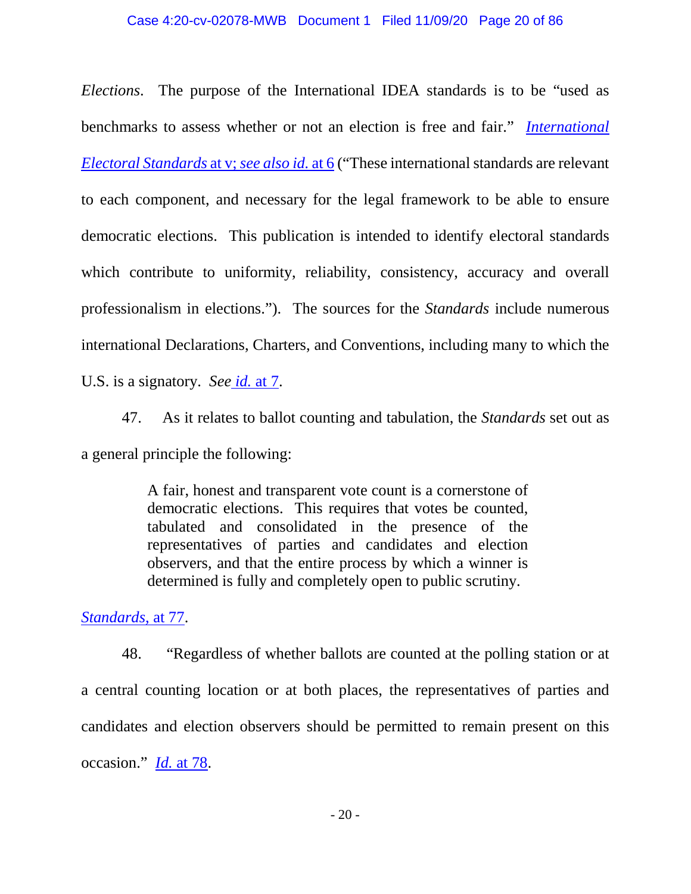*Elections*. The purpose of the International IDEA standards is to be "used as benchmarks to assess whether or not an election is free and fair." *International Electoral Standards* at v; *see also id.* at 6 ("These international standards are relevant to each component, and necessary for the legal framework to be able to ensure democratic elections. This publication is intended to identify electoral standards which contribute to uniformity, reliability, consistency, accuracy and overall professionalism in elections."). The sources for the *Standards* include numerous international Declarations, Charters, and Conventions, including many to which the U.S. is a signatory. *See id.* at 7.

47. As it relates to ballot counting and tabulation, the *Standards* set out as a general principle the following:

> A fair, honest and transparent vote count is a cornerstone of democratic elections. This requires that votes be counted, tabulated and consolidated in the presence of the representatives of parties and candidates and election observers, and that the entire process by which a winner is determined is fully and completely open to public scrutiny.

*Standards*, at 77.

48. "Regardless of whether ballots are counted at the polling station or at a central counting location or at both places, the representatives of parties and candidates and election observers should be permitted to remain present on this occasion." *Id.* at 78.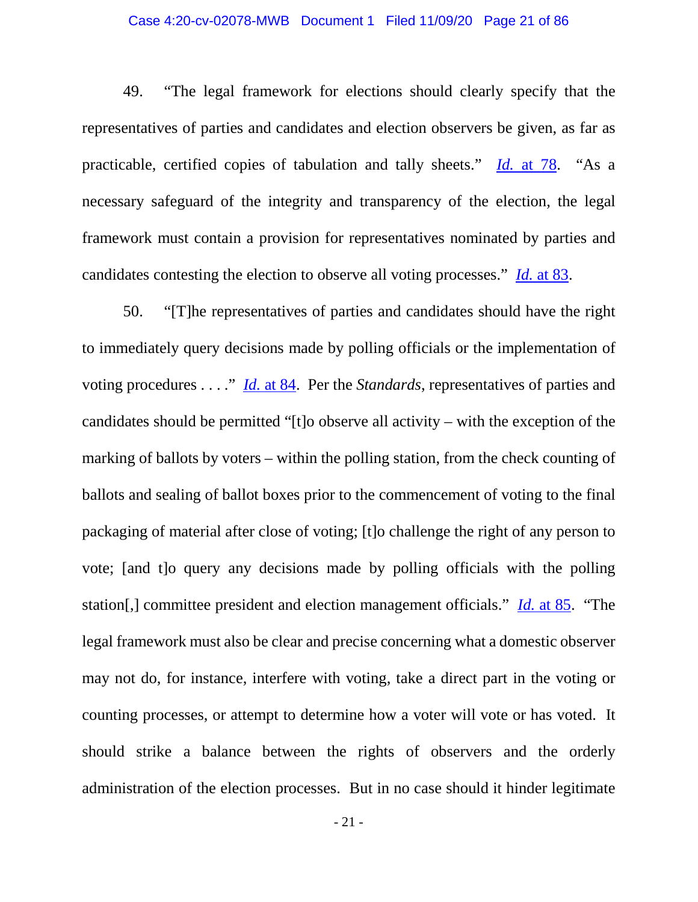49. "The legal framework for elections should clearly specify that the representatives of parties and candidates and election observers be given, as far as practicable, certified copies of tabulation and tally sheets." *Id.* at 78. "As a necessary safeguard of the integrity and transparency of the election, the legal framework must contain a provision for representatives nominated by parties and candidates contesting the election to observe all voting processes." *Id.* at 83.

50. "[T]he representatives of parties and candidates should have the right to immediately query decisions made by polling officials or the implementation of voting procedures . . . ." *Id.* at 84. Per the *Standards*, representatives of parties and candidates should be permitted "[t]o observe all activity – with the exception of the marking of ballots by voters – within the polling station, from the check counting of ballots and sealing of ballot boxes prior to the commencement of voting to the final packaging of material after close of voting; [t]o challenge the right of any person to vote; [and t]o query any decisions made by polling officials with the polling station[,] committee president and election management officials." *Id.* at 85. "The legal framework must also be clear and precise concerning what a domestic observer may not do, for instance, interfere with voting, take a direct part in the voting or counting processes, or attempt to determine how a voter will vote or has voted. It should strike a balance between the rights of observers and the orderly administration of the election processes. But in no case should it hinder legitimate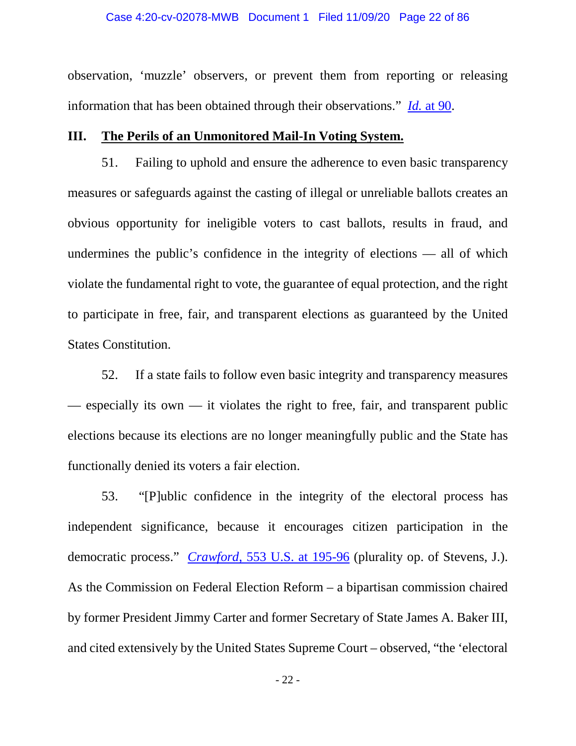observation, 'muzzle' observers, or prevent them from reporting or releasing information that has been obtained through their observations." *Id.* at 90.

## III. The Perils of an Unmonitored Mail-In Voting System.

51. Failing to uphold and ensure the adherence to even basic transparency measures or safeguards against the casting of illegal or unreliable ballots creates an obvious opportunity for ineligible voters to cast ballots, results in fraud, and undermines the public's confidence in the integrity of elections — all of which violate the fundamental right to vote, the guarantee of equal protection, and the right to participate in free, fair, and transparent elections as guaranteed by the United States Constitution.

52. If a state fails to follow even basic integrity and transparency measures — especially its own — it violates the right to free, fair, and transparent public elections because its elections are no longer meaningfully public and the State has functionally denied its voters a fair election.

53. "[P]ublic confidence in the integrity of the electoral process has independent significance, because it encourages citizen participation in the democratic process." *Crawford*, 553 U.S. at 195-96 (plurality op. of Stevens, J.). As the Commission on Federal Election Reform – a bipartisan commission chaired by former President Jimmy Carter and former Secretary of State James A. Baker III, and cited extensively by the United States Supreme Court – observed, "the 'electoral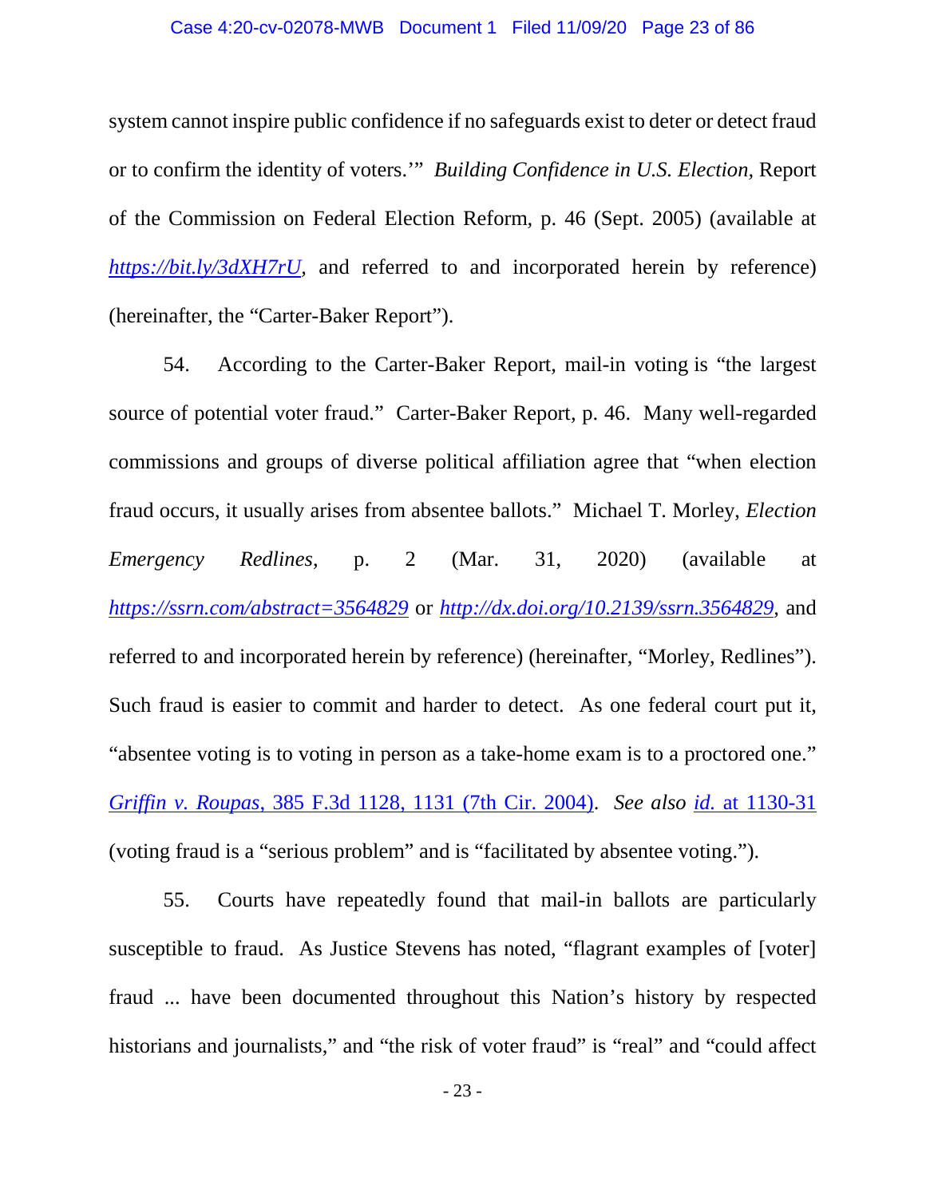system cannot inspire public confidence if no safeguards exist to deter or detect fraud or to confirm the identity of voters.'" *Building Confidence in U.S. Election*, Report of the Commission on Federal Election Reform, p. 46 (Sept. 2005) (available at *https://bit.ly/3dXH7rU*, and referred to and incorporated herein by reference) (hereinafter, the "Carter-Baker Report").

54. According to the Carter-Baker Report, mail-in voting is "the largest source of potential voter fraud." Carter-Baker Report, p. 46. Many well-regarded commissions and groups of diverse political affiliation agree that "when election fraud occurs, it usually arises from absentee ballots." Michael T. Morley, *Election Emergency Redlines*, p. 2 (Mar. 31, 2020) (available at *https://ssrn.com/abstract=3564829* or *http://dx.doi.org/10.2139/ssrn.3564829*, and referred to and incorporated herein by reference) (hereinafter, "Morley, Redlines"). Such fraud is easier to commit and harder to detect. As one federal court put it, "absentee voting is to voting in person as a take-home exam is to a proctored one." *Griffin v. Roupas*, 385 F.3d 1128, 1131 (7th Cir. 2004). *See also id.* at 1130-31 (voting fraud is a "serious problem" and is "facilitated by absentee voting.").

55. Courts have repeatedly found that mail-in ballots are particularly susceptible to fraud. As Justice Stevens has noted, "flagrant examples of [voter] fraud ... have been documented throughout this Nation's history by respected historians and journalists," and "the risk of voter fraud" is "real" and "could affect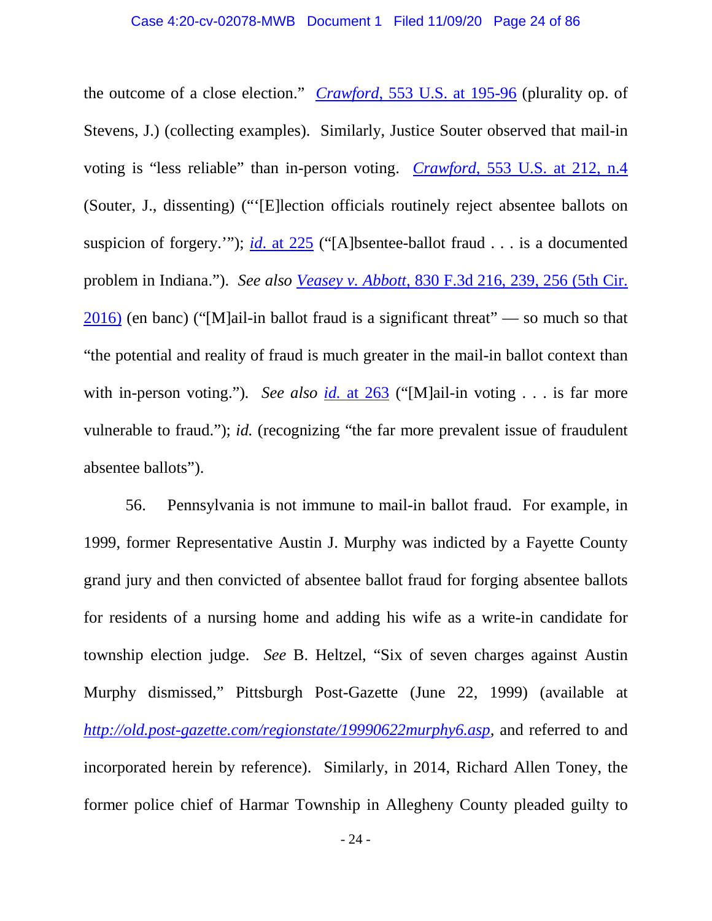the outcome of a close election." *Crawford*, 553 U.S. at 195-96 (plurality op. of Stevens, J.) (collecting examples). Similarly, Justice Souter observed that mail-in voting is "less reliable" than in-person voting. *Crawford*, 553 U.S. at 212, n.4 (Souter, J., dissenting) ("'[E]lection officials routinely reject absentee ballots on suspicion of forgery.'"); *id.* at 225 ("[A]bsentee-ballot fraud . . . is a documented problem in Indiana."). *See also* *Veasey v. Abbott*, 830 F.3d 216, 239, 256 (5th Cir. 2016) (en banc) ("[M]ail-in ballot fraud is a significant threat" — so much so that "the potential and reality of fraud is much greater in the mail-in ballot context than with in-person voting."). *See also* *id.* at 263 ("[M]ail-in voting . . . is far more vulnerable to fraud."); *id.* (recognizing "the far more prevalent issue of fraudulent absentee ballots").

56. Pennsylvania is not immune to mail-in ballot fraud. For example, in 1999, former Representative Austin J. Murphy was indicted by a Fayette County grand jury and then convicted of absentee ballot fraud for forging absentee ballots for residents of a nursing home and adding his wife as a write-in candidate for township election judge. *See* B. Heltzel, "Six of seven charges against Austin Murphy dismissed," Pittsburgh Post-Gazette (June 22, 1999) (available at *http://old.post-gazette.com/regionstate/19990622murphy6.asp*, and referred to and incorporated herein by reference). Similarly, in 2014, Richard Allen Toney, the former police chief of Harmar Township in Allegheny County pleaded guilty to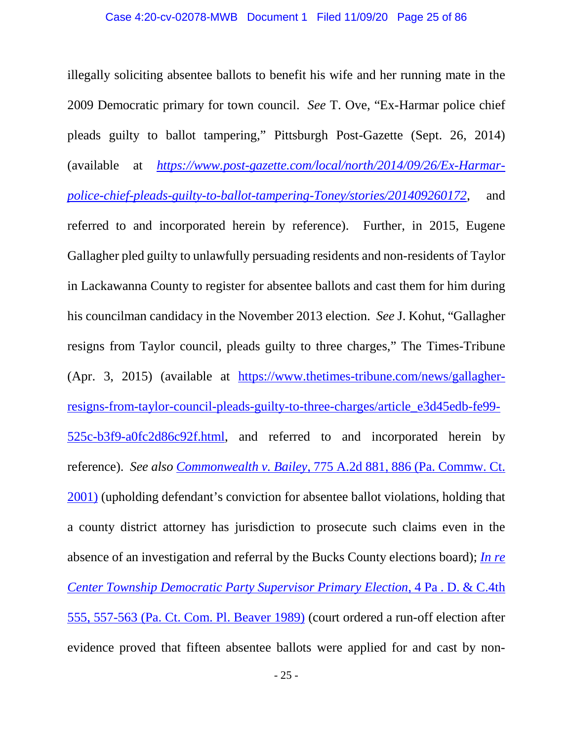illegally soliciting absentee ballots to benefit his wife and her running mate in the 2009 Democratic primary for town council. *See* T. Ove, "Ex-Harmar police chief pleads guilty to ballot tampering," Pittsburgh Post-Gazette (Sept. 26, 2014) (available at *https://www.post-gazette.com/local/north/2014/09/26/Ex-Harmar-police-chief-pleads-guilty-to-ballot-tampering-Toney/stories/201409260172*, and referred to and incorporated herein by reference). Further, in 2015, Eugene Gallagher pled guilty to unlawfully persuading residents and non-residents of Taylor in Lackawanna County to register for absentee ballots and cast them for him during his councilman candidacy in the November 2013 election. *See* J. Kohut, "Gallagher resigns from Taylor council, pleads guilty to three charges," The Times-Tribune (Apr. 3, 2015) (available at https://www.thetimes-tribune.com/news/gallagher-resigns-from-taylor-council-pleads-guilty-to-three-charges/article_e3d45edb-fe99-525c-b3f9-a0fc2d86c92f.html, and referred to and incorporated herein by reference). *See also* *Commonwealth v. Bailey*, 775 A.2d 881, 886 (Pa. Commw. Ct. 2001) (upholding defendant's conviction for absentee ballot violations, holding that a county district attorney has jurisdiction to prosecute such claims even in the absence of an investigation and referral by the Bucks County elections board); *In re Center Township Democratic Party Supervisor Primary Election*, 4 Pa . D. & C.4th 555, 557-563 (Pa. Ct. Com. Pl. Beaver 1989) (court ordered a run-off election after evidence proved that fifteen absentee ballots were applied for and cast by non-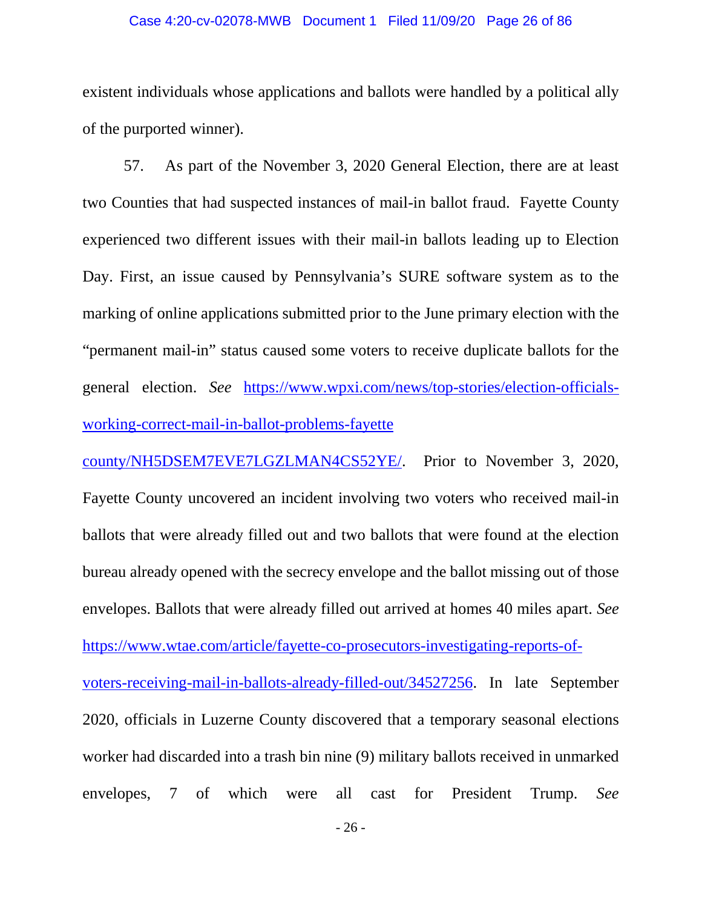existent individuals whose applications and ballots were handled by a political ally of the purported winner).

57. As part of the November 3, 2020 General Election, there are at least two Counties that had suspected instances of mail-in ballot fraud. Fayette County experienced two different issues with their mail-in ballots leading up to Election Day. First, an issue caused by Pennsylvania's SURE software system as to the marking of online applications submitted prior to the June primary election with the "permanent mail-in" status caused some voters to receive duplicate ballots for the general election. *See* https://www.wpxi.com/news/top-stories/election-officials-working-correct-mail-in-ballot-problems-fayette county/NH5DSEM7EVE7LGZLMAN4CS52YE/. Prior to November 3, 2020, Fayette County uncovered an incident involving two voters who received mail-in ballots that were already filled out and two ballots that were found at the election bureau already opened with the secrecy envelope and the ballot missing out of those envelopes. Ballots that were already filled out arrived at homes 40 miles apart. *See* https://www.wtae.com/article/fayette-co-prosecutors-investigating-reports-of-voters-receiving-mail-in-ballots-already-filled-out/34527256. In late September 2020, officials in Luzerne County discovered that a temporary seasonal elections worker had discarded into a trash bin nine (9) military ballots received in unmarked envelopes, 7 of which were all cast for President Trump. *See*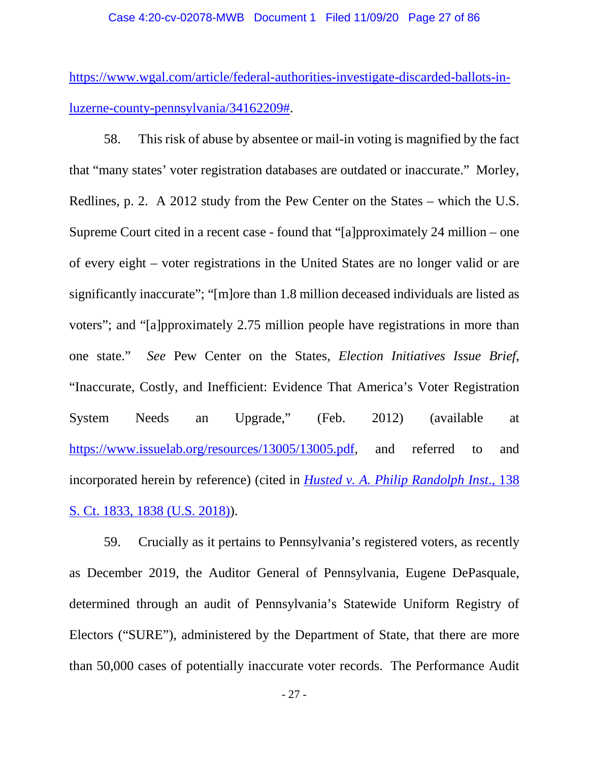https://www.wgal.com/article/federal-authorities-investigate-discarded-ballots-in-luzerne-county-pennsylvania/34162209#.

58. This risk of abuse by absentee or mail-in voting is magnified by the fact that "many states' voter registration databases are outdated or inaccurate." Morley, Redlines, p. 2. A 2012 study from the Pew Center on the States – which the U.S. Supreme Court cited in a recent case - found that "[a]pproximately 24 million – one of every eight – voter registrations in the United States are no longer valid or are significantly inaccurate"; "[m]ore than 1.8 million deceased individuals are listed as voters"; and "[a]pproximately 2.75 million people have registrations in more than one state." *See* Pew Center on the States, *Election Initiatives Issue Brief*, "Inaccurate, Costly, and Inefficient: Evidence That America's Voter Registration System Needs an Upgrade," (Feb. 2012) (available at https://www.issuelab.org/resources/13005/13005.pdf, and referred to and incorporated herein by reference) (cited in *Husted v. A. Philip Randolph Inst.*, 138 S. Ct. 1833, 1838 (U.S. 2018)).

59. Crucially as it pertains to Pennsylvania's registered voters, as recently as December 2019, the Auditor General of Pennsylvania, Eugene DePasquale, determined through an audit of Pennsylvania's Statewide Uniform Registry of Electors ("SURE"), administered by the Department of State, that there are more than 50,000 cases of potentially inaccurate voter records. The Performance Audit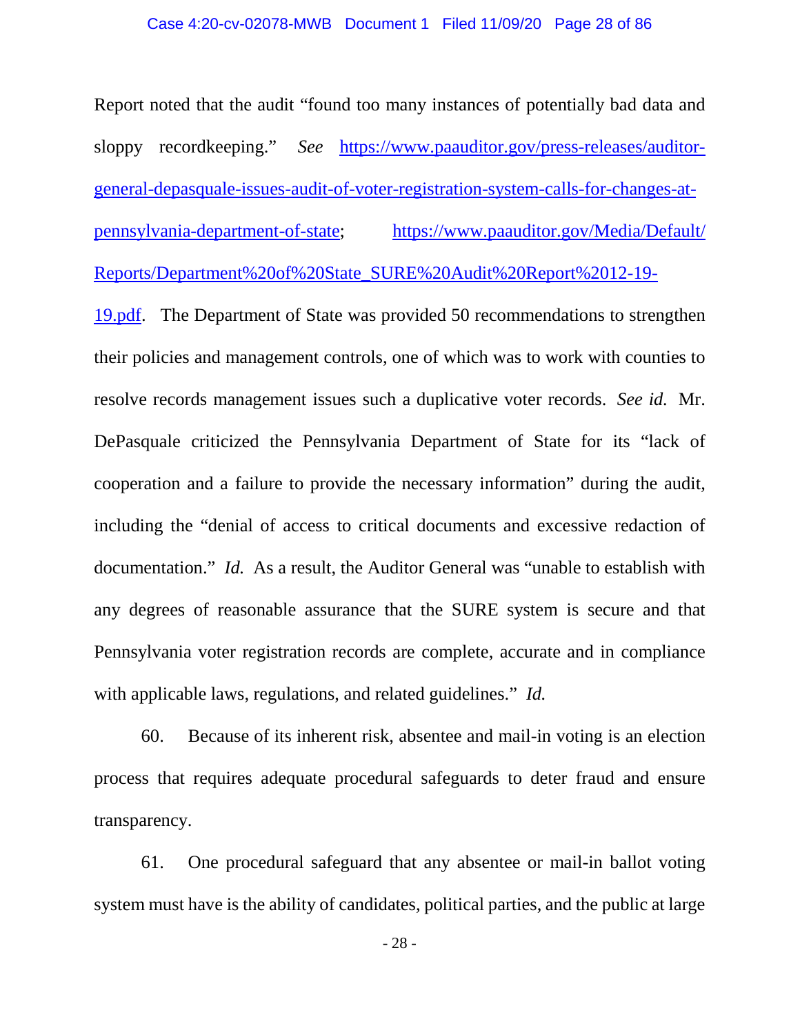Report noted that the audit "found too many instances of potentially bad data and sloppy recordkeeping." *See* [https://www.paauditor.gov/press-releases/auditor-general-depasquale-issues-audit-of-voter-registration-system-calls-for-changes-at-pennsylvania-department-of-state](https://www.paauditor.gov/press-releases/auditor-general-depasquale-issues-audit-of-voter-registration-system-calls-for-changes-at-pennsylvania-department-of-state); [https://www.paauditor.gov/Media/Default/Reports/Department%20of%20State_SURE%20Audit%20Report%2012-19-19.pdf](https://www.paauditor.gov/Media/Default/Reports/Department%20of%20State_SURE%20Audit%20Report%2012-19-19.pdf). The Department of State was provided 50 recommendations to strengthen their policies and management controls, one of which was to work with counties to resolve records management issues such a duplicative voter records. *See id.* Mr. DePasquale criticized the Pennsylvania Department of State for its "lack of cooperation and a failure to provide the necessary information" during the audit, including the "denial of access to critical documents and excessive redaction of documentation." *Id.* As a result, the Auditor General was "unable to establish with any degrees of reasonable assurance that the SURE system is secure and that Pennsylvania voter registration records are complete, accurate and in compliance with applicable laws, regulations, and related guidelines." *Id.*

60. Because of its inherent risk, absentee and mail-in voting is an election process that requires adequate procedural safeguards to deter fraud and ensure transparency.

61. One procedural safeguard that any absentee or mail-in ballot voting system must have is the ability of candidates, political parties, and the public at large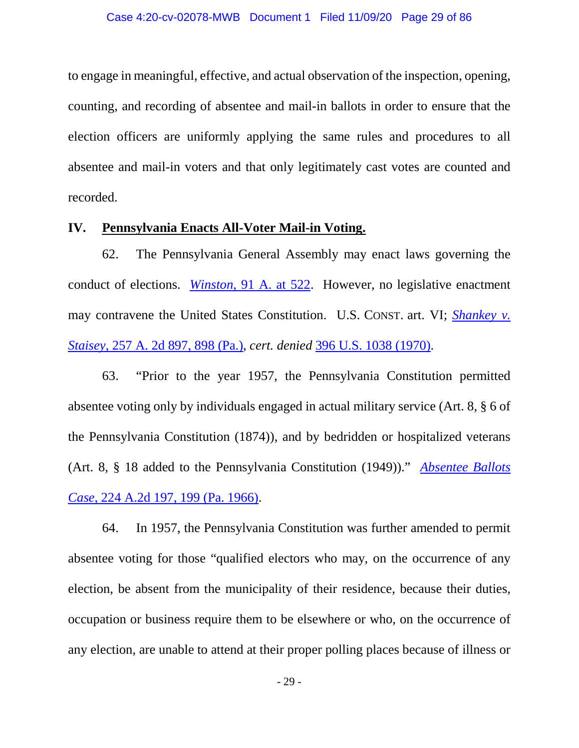to engage in meaningful, effective, and actual observation of the inspection, opening, counting, and recording of absentee and mail-in ballots in order to ensure that the election officers are uniformly applying the same rules and procedures to all absentee and mail-in voters and that only legitimately cast votes are counted and recorded.

## IV. Pennsylvania Enacts All-Voter Mail-in Voting.

62. The Pennsylvania General Assembly may enact laws governing the conduct of elections. *Winston*, 91 A. at 522. However, no legislative enactment may contravene the United States Constitution. U.S. CONST. art. VI; *Shankey v. Staisey*, 257 A. 2d 897, 898 (Pa.), *cert. denied* 396 U.S. 1038 (1970).

63. "Prior to the year 1957, the Pennsylvania Constitution permitted absentee voting only by individuals engaged in actual military service (Art. 8, § 6 of the Pennsylvania Constitution (1874)), and by bedridden or hospitalized veterans (Art. 8, § 18 added to the Pennsylvania Constitution (1949))." *Absentee Ballots Case*, 224 A.2d 197, 199 (Pa. 1966).

64. In 1957, the Pennsylvania Constitution was further amended to permit absentee voting for those "qualified electors who may, on the occurrence of any election, be absent from the municipality of their residence, because their duties, occupation or business require them to be elsewhere or who, on the occurrence of any election, are unable to attend at their proper polling places because of illness or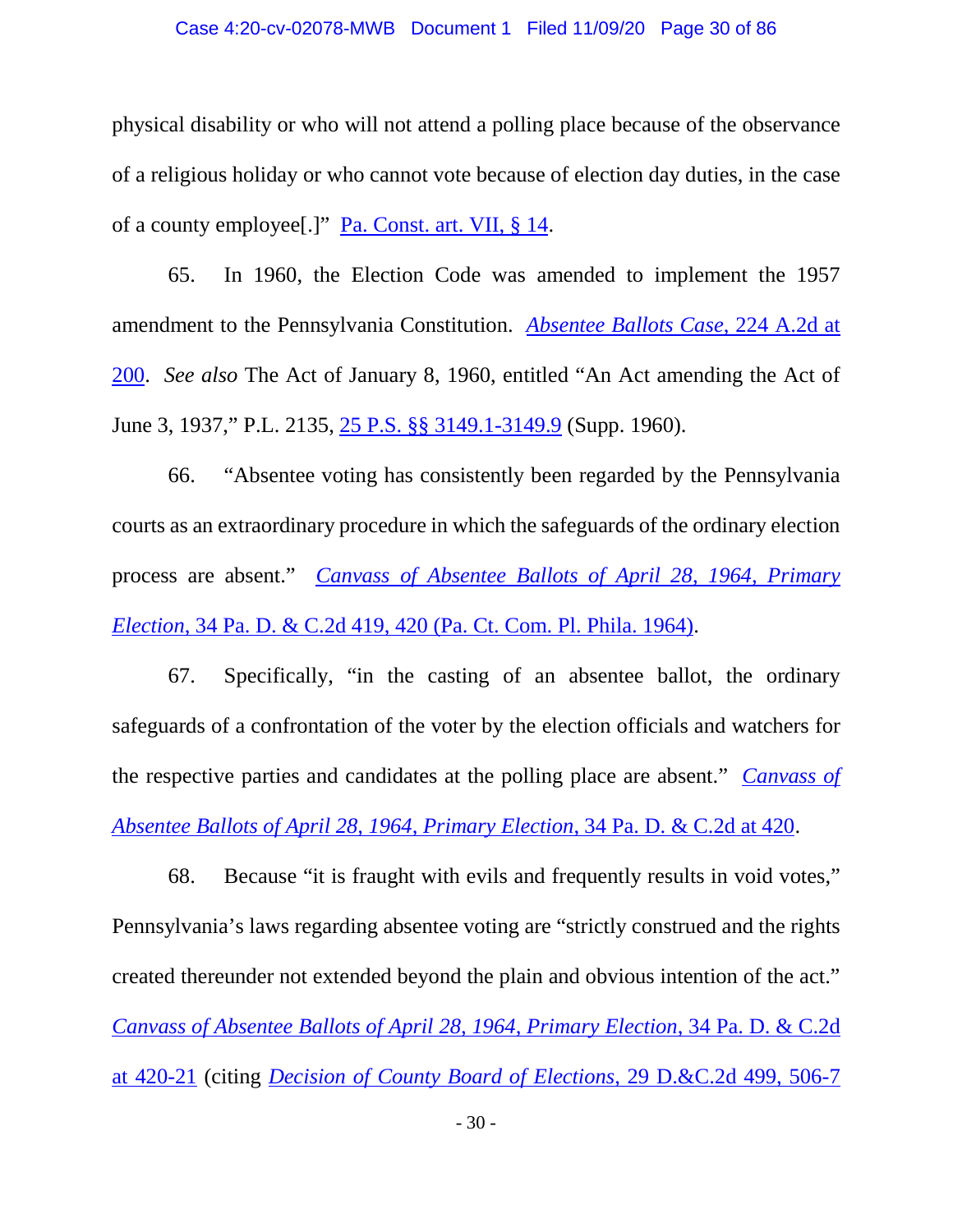physical disability or who will not attend a polling place because of the observance of a religious holiday or who cannot vote because of election day duties, in the case of a county employee[.]" Pa. Const. art. VII, § 14.

65. In 1960, the Election Code was amended to implement the 1957 amendment to the Pennsylvania Constitution. *Absentee Ballots Case*, 224 A.2d at 200. *See also* The Act of January 8, 1960, entitled "An Act amending the Act of June 3, 1937," P.L. 2135, 25 P.S. §§ 3149.1-3149.9 (Supp. 1960).

66. "Absentee voting has consistently been regarded by the Pennsylvania courts as an extraordinary procedure in which the safeguards of the ordinary election process are absent." *Canvass of Absentee Ballots of April 28, 1964, Primary Election*, 34 Pa. D. & C.2d 419, 420 (Pa. Ct. Com. Pl. Phila. 1964).

67. Specifically, "in the casting of an absentee ballot, the ordinary safeguards of a confrontation of the voter by the election officials and watchers for the respective parties and candidates at the polling place are absent." *Canvass of Absentee Ballots of April 28, 1964, Primary Election*, 34 Pa. D. & C.2d at 420.

68. Because "it is fraught with evils and frequently results in void votes," Pennsylvania's laws regarding absentee voting are "strictly construed and the rights created thereunder not extended beyond the plain and obvious intention of the act." *Canvass of Absentee Ballots of April 28, 1964, Primary Election*, 34 Pa. D. & C.2d at 420-21 (citing *Decision of County Board of Elections*, 29 D.&C.2d 499, 506-7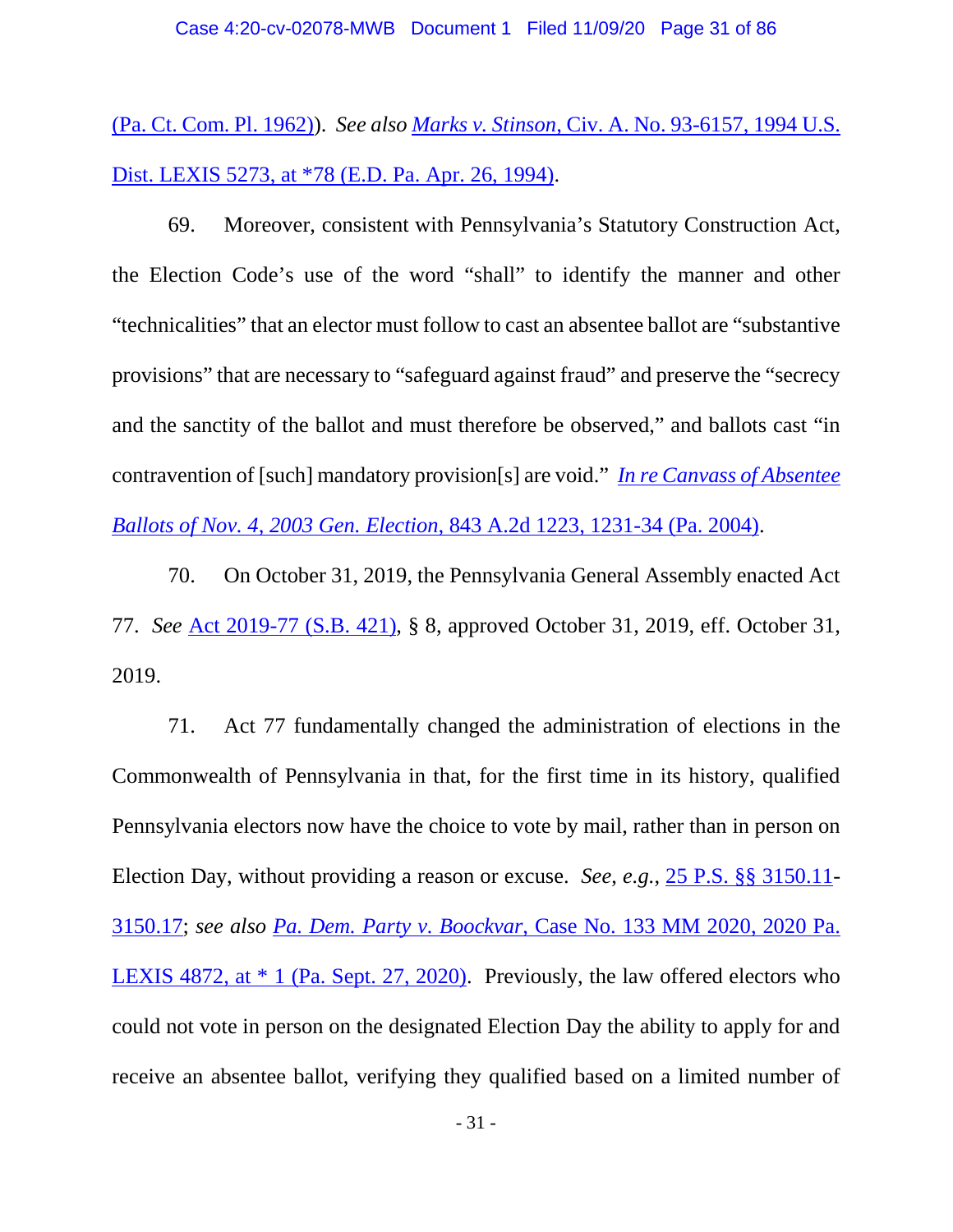(Pa. Ct. Com. Pl. 1962)). *See also* *Marks v. Stinson*, Civ. A. No. 93-6157, 1994 U.S. Dist. LEXIS 5273, at *78 (E.D. Pa. Apr. 26, 1994).

69. Moreover, consistent with Pennsylvania's Statutory Construction Act, the Election Code's use of the word "shall" to identify the manner and other "technicalities" that an elector must follow to cast an absentee ballot are "substantive provisions" that are necessary to "safeguard against fraud" and preserve the "secrecy and the sanctity of the ballot and must therefore be observed," and ballots cast "in contravention of [such] mandatory provision[s] are void." *In re Canvass of Absentee Ballots of Nov. 4, 2003 Gen. Election*, 843 A.2d 1223, 1231-34 (Pa. 2004).

70. On October 31, 2019, the Pennsylvania General Assembly enacted Act 77. *See* Act 2019-77 (S.B. 421), § 8, approved October 31, 2019, eff. October 31, 2019.

71. Act 77 fundamentally changed the administration of elections in the Commonwealth of Pennsylvania in that, for the first time in its history, qualified Pennsylvania electors now have the choice to vote by mail, rather than in person on Election Day, without providing a reason or excuse. *See*, *e.g.*, 25 P.S. §§ 3150.11-3150.17; *see also* *Pa. Dem. Party v. Boockvar*, Case No. 133 MM 2020, 2020 Pa. LEXIS 4872, at * 1 (Pa. Sept. 27, 2020). Previously, the law offered electors who could not vote in person on the designated Election Day the ability to apply for and receive an absentee ballot, verifying they qualified based on a limited number of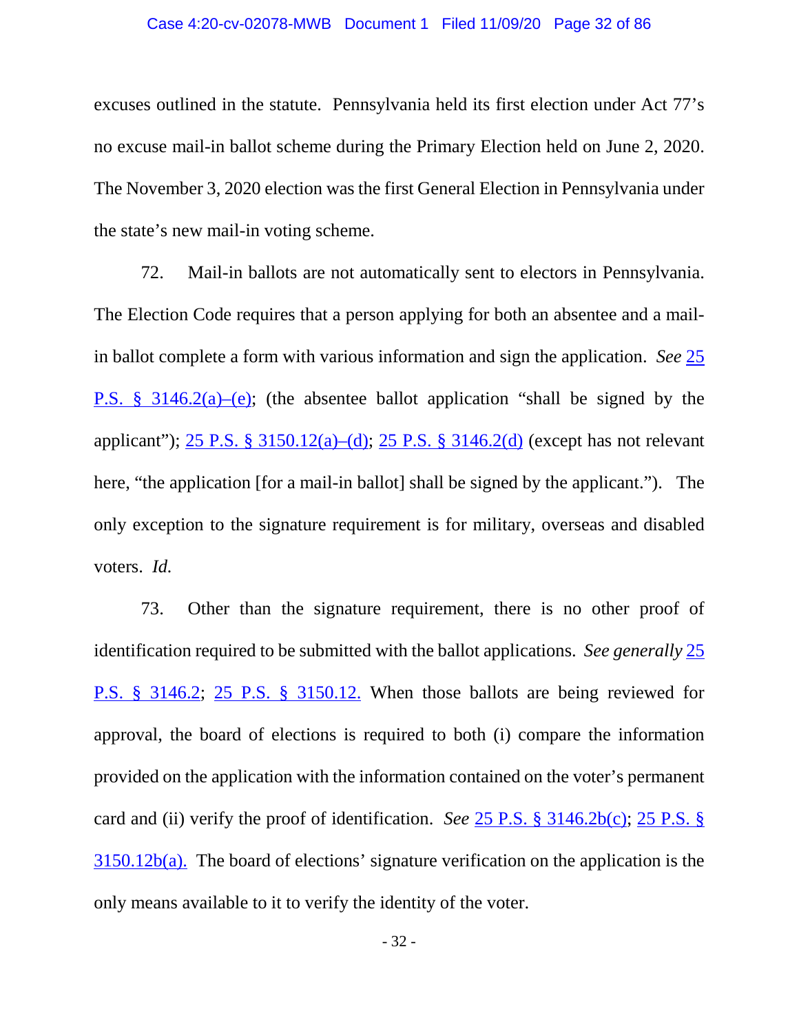excuses outlined in the statute. Pennsylvania held its first election under Act 77's no excuse mail-in ballot scheme during the Primary Election held on June 2, 2020. The November 3, 2020 election was the first General Election in Pennsylvania under the state's new mail-in voting scheme.

72. Mail-in ballots are not automatically sent to electors in Pennsylvania. The Election Code requires that a person applying for both an absentee and a mail-in ballot complete a form with various information and sign the application. *See* 25 P.S. § 3146.2(a)–(e); (the absentee ballot application "shall be signed by the applicant"); 25 P.S. § 3150.12(a)–(d); 25 P.S. § 3146.2(d) (except has not relevant here, "the application [for a mail-in ballot] shall be signed by the applicant."). The only exception to the signature requirement is for military, overseas and disabled voters. *Id.*

73. Other than the signature requirement, there is no other proof of identification required to be submitted with the ballot applications. *See generally* 25 P.S. § 3146.2; 25 P.S. § 3150.12. When those ballots are being reviewed for approval, the board of elections is required to both (i) compare the information provided on the application with the information contained on the voter's permanent card and (ii) verify the proof of identification. *See* 25 P.S. § 3146.2b(c); 25 P.S. § 3150.12b(a). The board of elections' signature verification on the application is the only means available to it to verify the identity of the voter.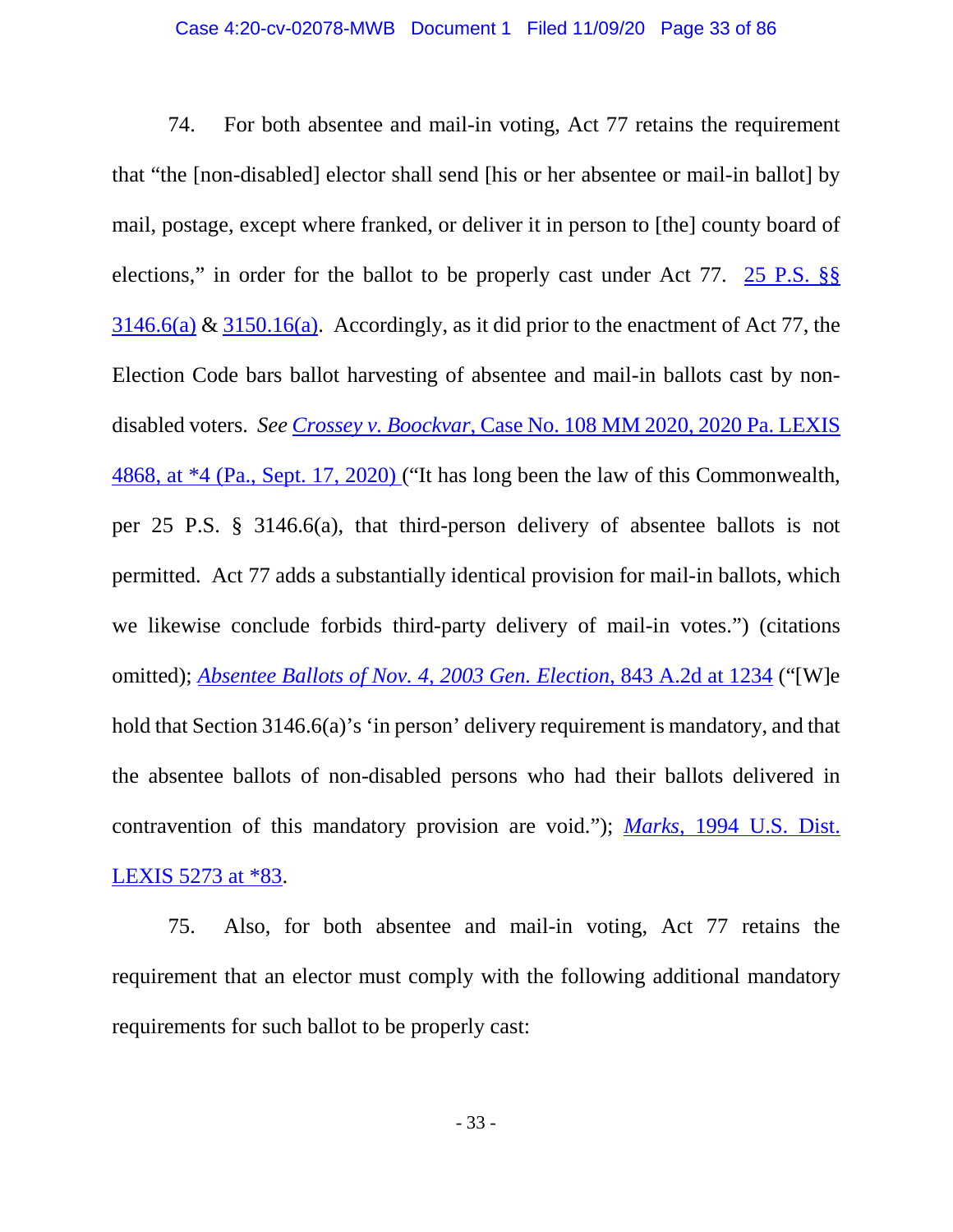74. For both absentee and mail-in voting, Act 77 retains the requirement that "the [non-disabled] elector shall send [his or her absentee or mail-in ballot] by mail, postage, except where franked, or deliver it in person to [the] county board of elections," in order for the ballot to be properly cast under Act 77. 25 P.S. §§ 3146.6(a) & 3150.16(a). Accordingly, as it did prior to the enactment of Act 77, the Election Code bars ballot harvesting of absentee and mail-in ballots cast by non-disabled voters. *See Crossey v. Boockvar*, Case No. 108 MM 2020, 2020 Pa. LEXIS 4868, at *4 (Pa., Sept. 17, 2020) ("It has long been the law of this Commonwealth, per 25 P.S. § 3146.6(a), that third-person delivery of absentee ballots is not permitted. Act 77 adds a substantially identical provision for mail-in ballots, which we likewise conclude forbids third-party delivery of mail-in votes.") (citations omitted); *Absentee Ballots of Nov. 4, 2003 Gen. Election*, 843 A.2d at 1234 ("[W]e hold that Section 3146.6(a)'s 'in person' delivery requirement is mandatory, and that the absentee ballots of non-disabled persons who had their ballots delivered in contravention of this mandatory provision are void."); *Marks*, 1994 U.S. Dist. LEXIS 5273 at *83.

75. Also, for both absentee and mail-in voting, Act 77 retains the requirement that an elector must comply with the following additional mandatory requirements for such ballot to be properly cast: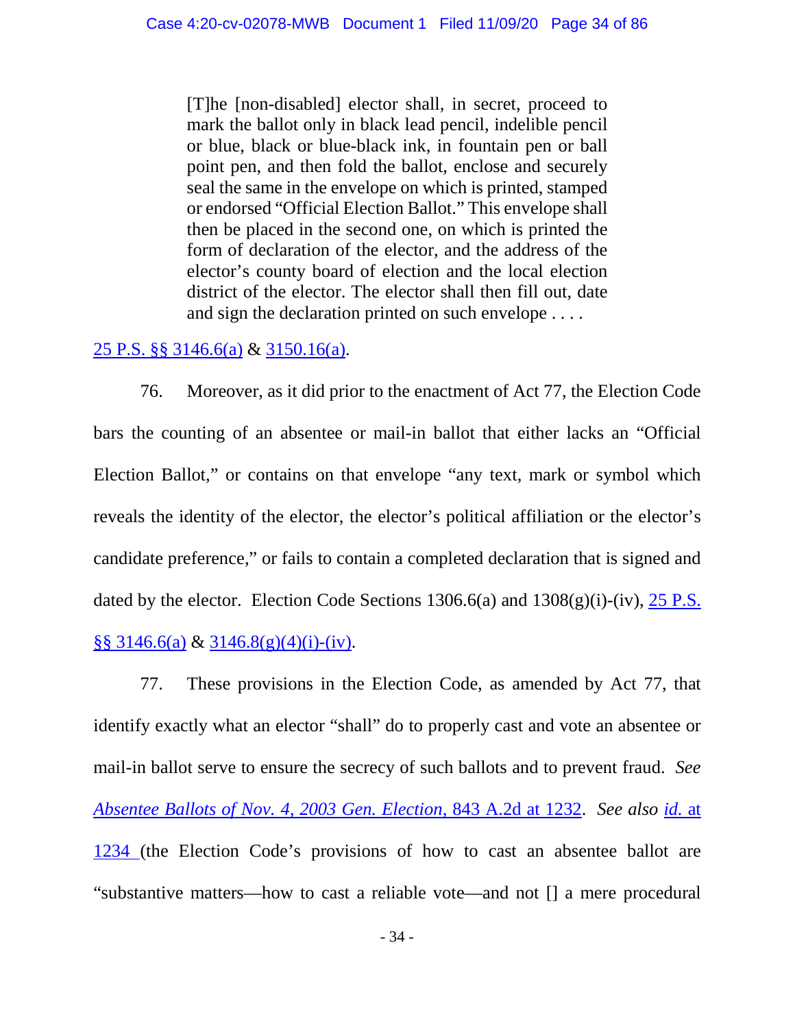> [T]he [non-disabled] elector shall, in secret, proceed to mark the ballot only in black lead pencil, indelible pencil or blue, black or blue-black ink, in fountain pen or ball point pen, and then fold the ballot, enclose and securely seal the same in the envelope on which is printed, stamped or endorsed "Official Election Ballot." This envelope shall then be placed in the second one, on which is printed the form of declaration of the elector, and the address of the elector's county board of election and the local election district of the elector. The elector shall then fill out, date and sign the declaration printed on such envelope . . . .

25 P.S. §§ 3146.6(a) & 3150.16(a).

76. Moreover, as it did prior to the enactment of Act 77, the Election Code bars the counting of an absentee or mail-in ballot that either lacks an "Official Election Ballot," or contains on that envelope "any text, mark or symbol which reveals the identity of the elector, the elector's political affiliation or the elector's candidate preference," or fails to contain a completed declaration that is signed and dated by the elector. Election Code Sections 1306.6(a) and 1308(g)(i)-(iv), 25 P.S. §§ 3146.6(a) & 3146.8(g)(4)(i)-(iv).

77. These provisions in the Election Code, as amended by Act 77, that identify exactly what an elector "shall" do to properly cast and vote an absentee or mail-in ballot serve to ensure the secrecy of such ballots and to prevent fraud. *See* *Absentee Ballots of Nov. 4, 2003 Gen. Election*, 843 A.2d at 1232. *See also* *id.* at 1234 (the Election Code's provisions of how to cast an absentee ballot are "substantive matters—how to cast a reliable vote—and not [] a mere procedural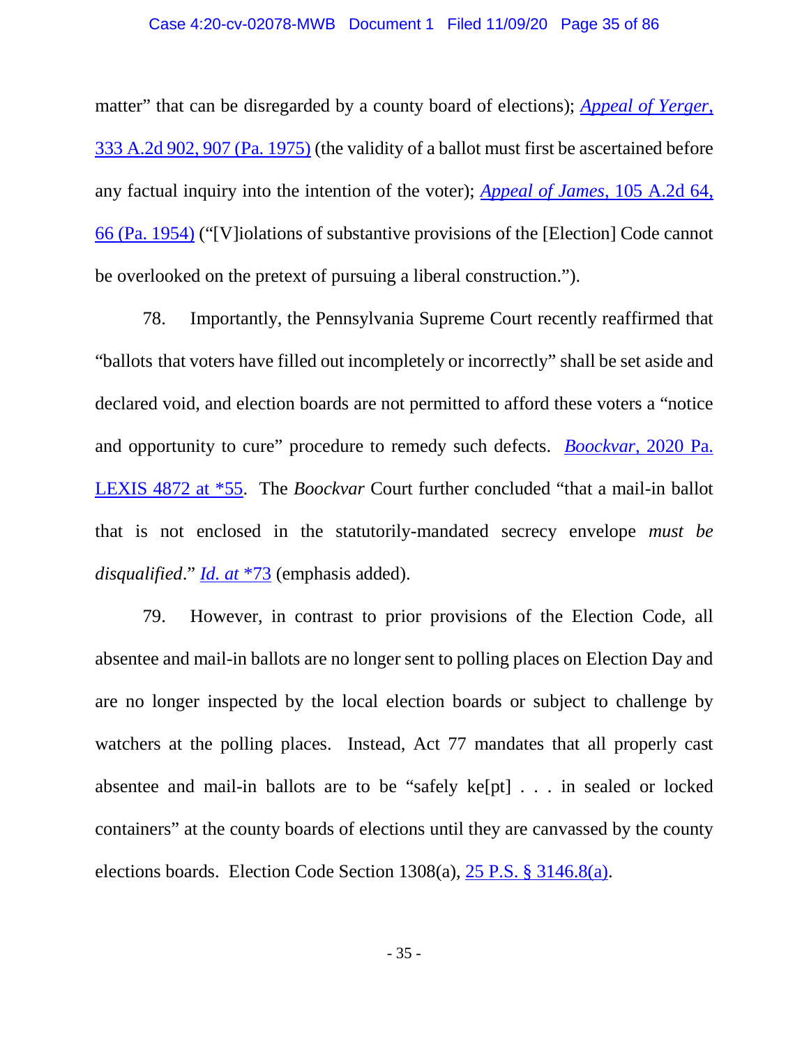matter" that can be disregarded by a county board of elections); *Appeal of Yerger*, 333 A.2d 902, 907 (Pa. 1975) (the validity of a ballot must first be ascertained before any factual inquiry into the intention of the voter); *Appeal of James*, 105 A.2d 64, 66 (Pa. 1954) ("[V]iolations of substantive provisions of the [Election] Code cannot be overlooked on the pretext of pursuing a liberal construction.").

78. Importantly, the Pennsylvania Supreme Court recently reaffirmed that "ballots that voters have filled out incompletely or incorrectly" shall be set aside and declared void, and election boards are not permitted to afford these voters a "notice and opportunity to cure" procedure to remedy such defects. *Boockvar*, 2020 Pa. LEXIS 4872 at *55. The *Boockvar* Court further concluded "that a mail-in ballot that is not enclosed in the statutorily-mandated secrecy envelope *must be disqualified*." *Id. at* *73 (emphasis added).

79. However, in contrast to prior provisions of the Election Code, all absentee and mail-in ballots are no longer sent to polling places on Election Day and are no longer inspected by the local election boards or subject to challenge by watchers at the polling places. Instead, Act 77 mandates that all properly cast absentee and mail-in ballots are to be "safely ke[pt] . . . in sealed or locked containers" at the county boards of elections until they are canvassed by the county elections boards. Election Code Section 1308(a), 25 P.S. § 3146.8(a).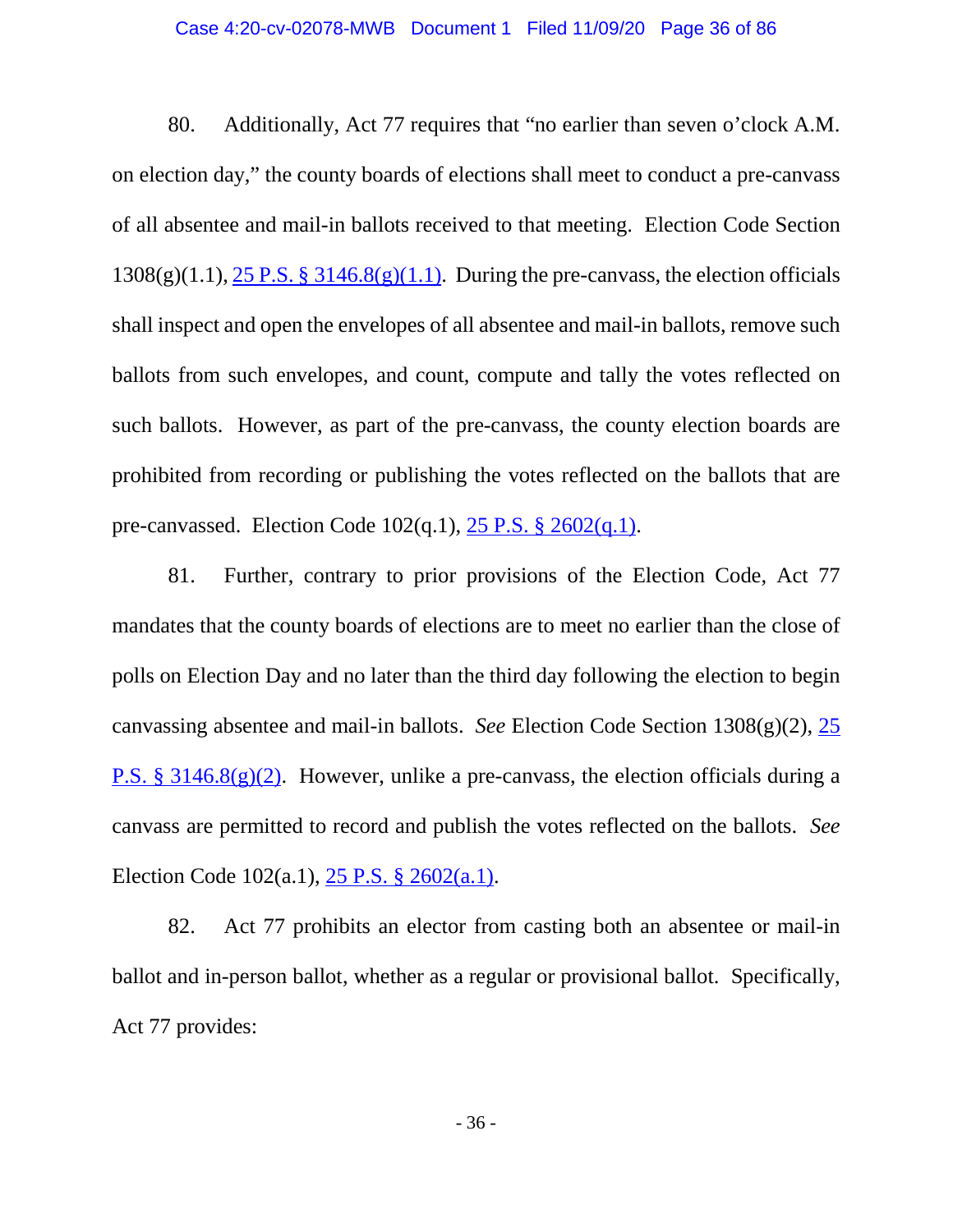80. Additionally, Act 77 requires that "no earlier than seven o'clock A.M. on election day," the county boards of elections shall meet to conduct a pre-canvass of all absentee and mail-in ballots received to that meeting. Election Code Section 1308(g)(1.1), [25 P.S. § 3146.8(g)(1.1)](). During the pre-canvass, the election officials shall inspect and open the envelopes of all absentee and mail-in ballots, remove such ballots from such envelopes, and count, compute and tally the votes reflected on such ballots. However, as part of the pre-canvass, the county election boards are prohibited from recording or publishing the votes reflected on the ballots that are pre-canvassed. Election Code 102(q.1), [25 P.S. § 2602(q.1)]().

81. Further, contrary to prior provisions of the Election Code, Act 77 mandates that the county boards of elections are to meet no earlier than the close of polls on Election Day and no later than the third day following the election to begin canvassing absentee and mail-in ballots. *See* Election Code Section 1308(g)(2), [25 P.S. § 3146.8(g)(2)](). However, unlike a pre-canvass, the election officials during a canvass are permitted to record and publish the votes reflected on the ballots. *See* Election Code 102(a.1), [25 P.S. § 2602(a.1)]().

82. Act 77 prohibits an elector from casting both an absentee or mail-in ballot and in-person ballot, whether as a regular or provisional ballot. Specifically, Act 77 provides: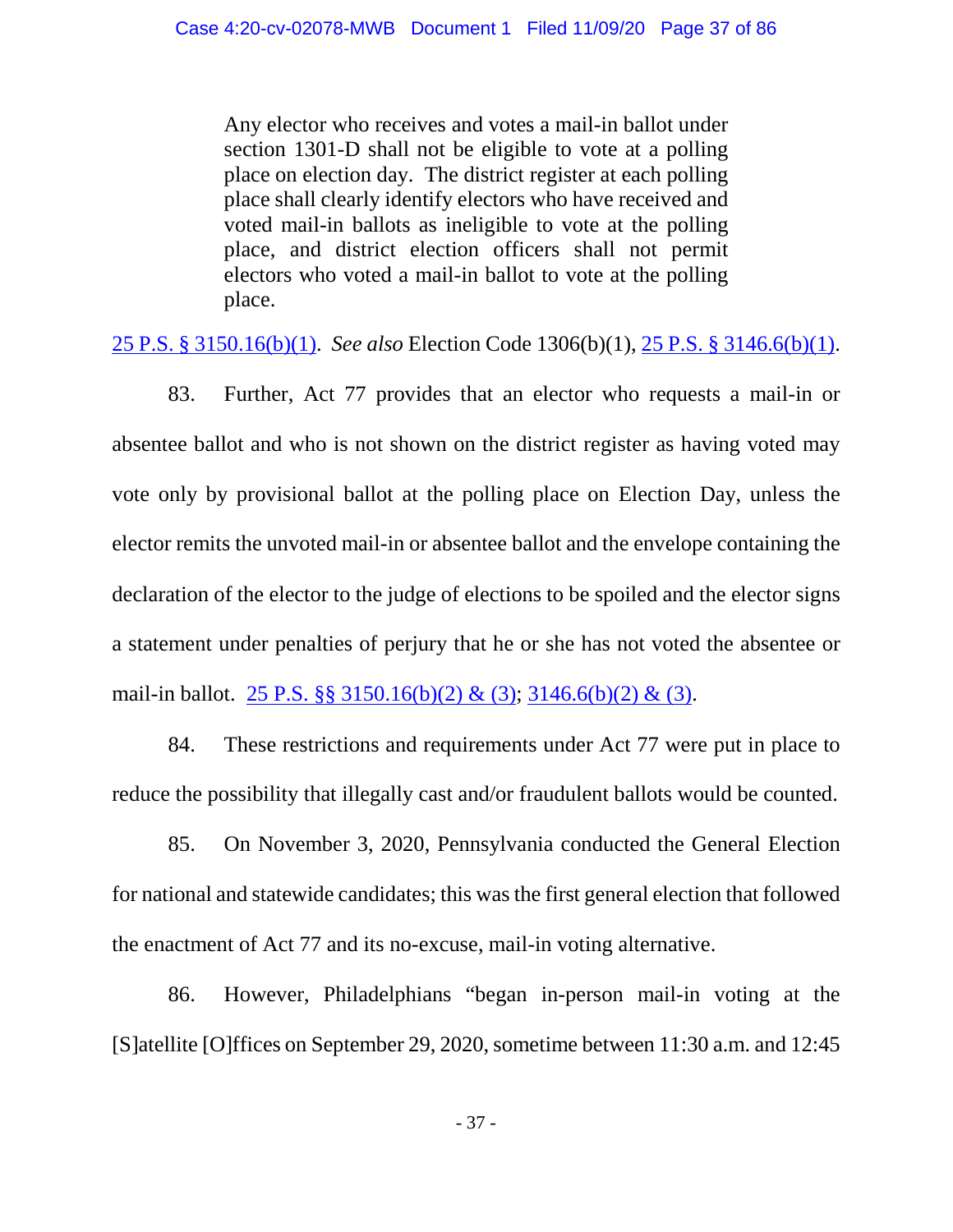> Any elector who receives and votes a mail-in ballot under section 1301-D shall not be eligible to vote at a polling place on election day. The district register at each polling place shall clearly identify electors who have received and voted mail-in ballots as ineligible to vote at the polling place, and district election officers shall not permit electors who voted a mail-in ballot to vote at the polling place.

25 P.S. § 3150.16(b)(1). *See also* Election Code 1306(b)(1), 25 P.S. § 3146.6(b)(1).

83. Further, Act 77 provides that an elector who requests a mail-in or absentee ballot and who is not shown on the district register as having voted may vote only by provisional ballot at the polling place on Election Day, unless the elector remits the unvoted mail-in or absentee ballot and the envelope containing the declaration of the elector to the judge of elections to be spoiled and the elector signs a statement under penalties of perjury that he or she has not voted the absentee or mail-in ballot. 25 P.S. §§ 3150.16(b)(2) & (3); 3146.6(b)(2) & (3).

84. These restrictions and requirements under Act 77 were put in place to reduce the possibility that illegally cast and/or fraudulent ballots would be counted.

85. On November 3, 2020, Pennsylvania conducted the General Election for national and statewide candidates; this was the first general election that followed the enactment of Act 77 and its no-excuse, mail-in voting alternative.

86. However, Philadelphians "began in-person mail-in voting at the [S]atellite [O]ffices on September 29, 2020, sometime between 11:30 a.m. and 12:45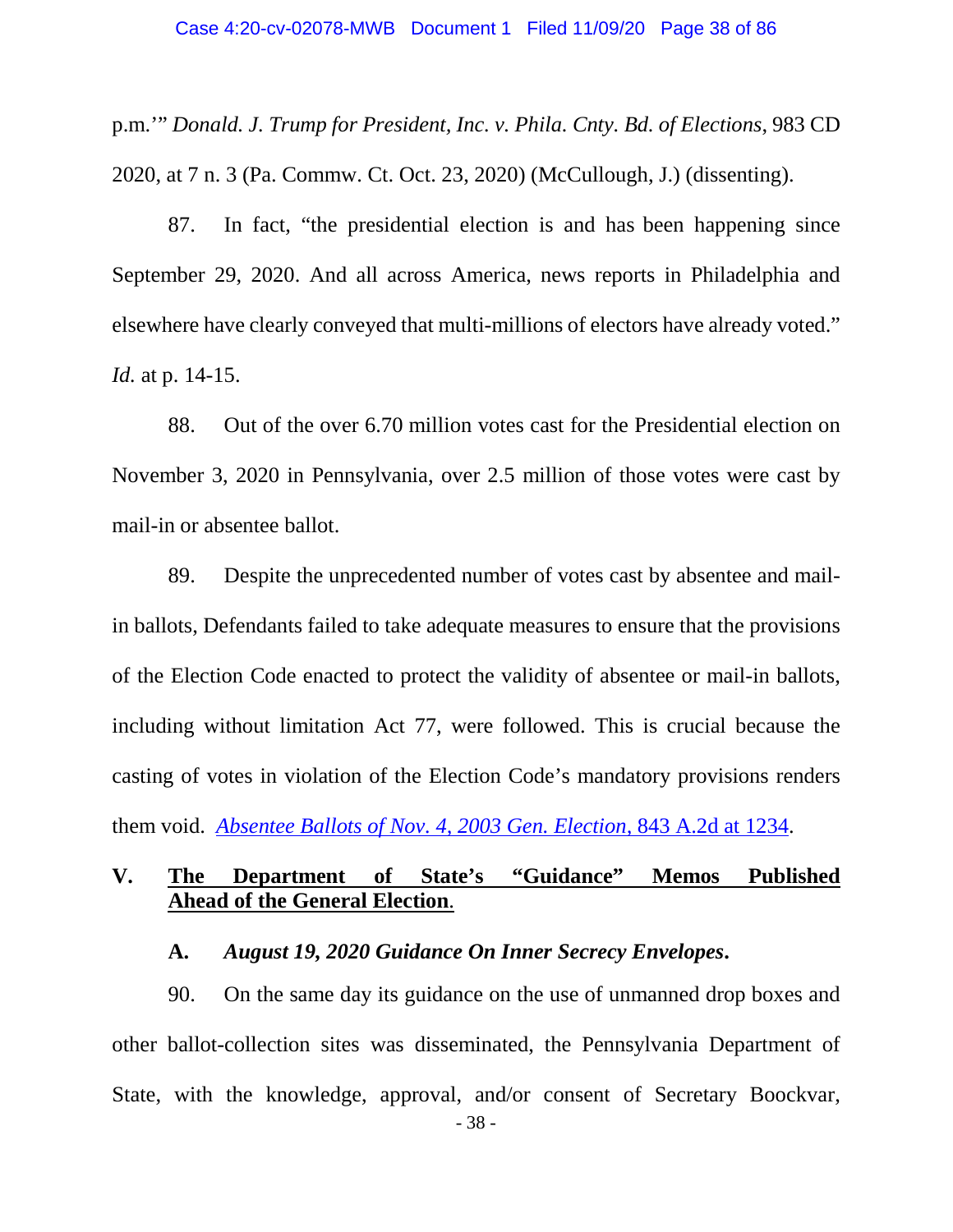p.m.'" *Donald. J. Trump for President, Inc. v. Phila. Cnty. Bd. of Elections*, 983 CD 2020, at 7 n. 3 (Pa. Commw. Ct. Oct. 23, 2020) (McCullough, J.) (dissenting).

87. In fact, "the presidential election is and has been happening since September 29, 2020. And all across America, news reports in Philadelphia and elsewhere have clearly conveyed that multi-millions of electors have already voted." *Id.* at p. 14-15.

88. Out of the over 6.70 million votes cast for the Presidential election on November 3, 2020 in Pennsylvania, over 2.5 million of those votes were cast by mail-in or absentee ballot.

89. Despite the unprecedented number of votes cast by absentee and mail-in ballots, Defendants failed to take adequate measures to ensure that the provisions of the Election Code enacted to protect the validity of absentee or mail-in ballots, including without limitation Act 77, were followed. This is crucial because the casting of votes in violation of the Election Code's mandatory provisions renders them void. *Absentee Ballots of Nov. 4, 2003 Gen. Election*, 843 A.2d at 1234.

## V. The Department of State's "Guidance" Memos Published Ahead of the General Election.

### A. *August 19, 2020 Guidance On Inner Secrecy Envelopes*.

90. On the same day its guidance on the use of unmanned drop boxes and other ballot-collection sites was disseminated, the Pennsylvania Department of State, with the knowledge, approval, and/or consent of Secretary Boockvar,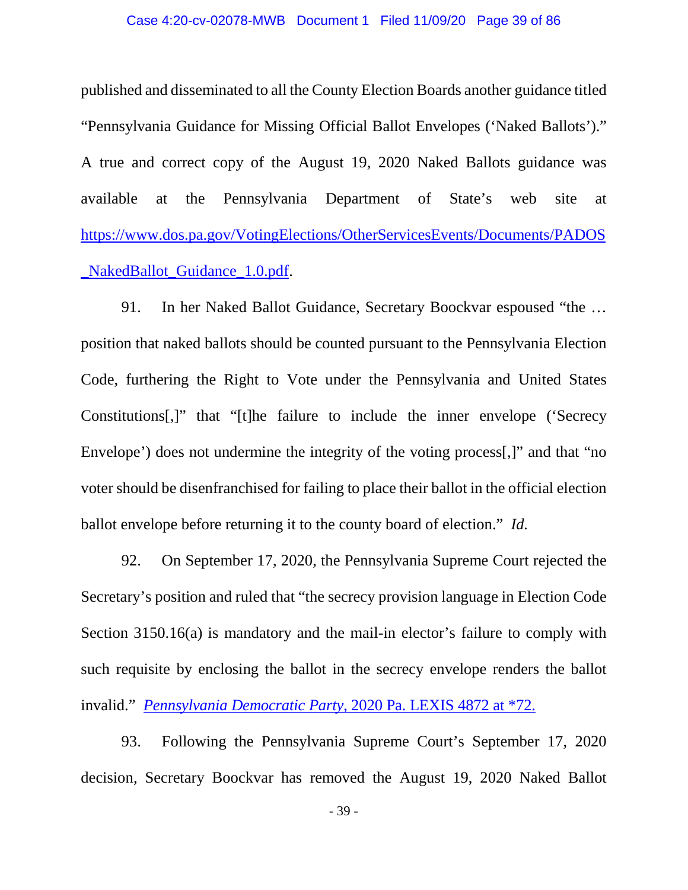published and disseminated to all the County Election Boards another guidance titled "Pennsylvania Guidance for Missing Official Ballot Envelopes ('Naked Ballots')." A true and correct copy of the August 19, 2020 Naked Ballots guidance was available at the Pennsylvania Department of State's web site at https://www.dos.pa.gov/VotingElections/OtherServicesEvents/Documents/PADOS_NakedBallot_Guidance_1.0.pdf.

91. In her Naked Ballot Guidance, Secretary Boockvar espoused "the … position that naked ballots should be counted pursuant to the Pennsylvania Election Code, furthering the Right to Vote under the Pennsylvania and United States Constitutions[,]" that "[t]he failure to include the inner envelope ('Secrecy Envelope') does not undermine the integrity of the voting process[,]" and that "no voter should be disenfranchised for failing to place their ballot in the official election ballot envelope before returning it to the county board of election." *Id.*

92. On September 17, 2020, the Pennsylvania Supreme Court rejected the Secretary's position and ruled that "the secrecy provision language in Election Code Section 3150.16(a) is mandatory and the mail-in elector's failure to comply with such requisite by enclosing the ballot in the secrecy envelope renders the ballot invalid." *Pennsylvania Democratic Party*, 2020 Pa. LEXIS 4872 at *72.

93. Following the Pennsylvania Supreme Court's September 17, 2020 decision, Secretary Boockvar has removed the August 19, 2020 Naked Ballot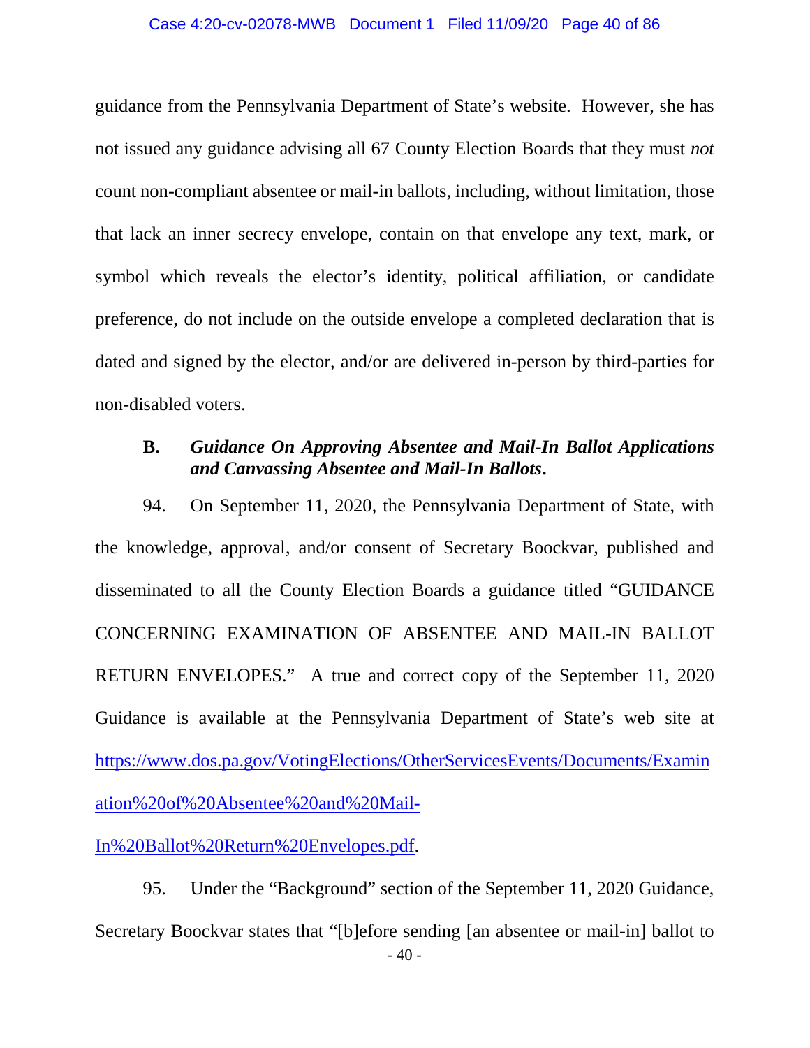guidance from the Pennsylvania Department of State's website. However, she has not issued any guidance advising all 67 County Election Boards that they must *not* count non-compliant absentee or mail-in ballots, including, without limitation, those that lack an inner secrecy envelope, contain on that envelope any text, mark, or symbol which reveals the elector's identity, political affiliation, or candidate preference, do not include on the outside envelope a completed declaration that is dated and signed by the elector, and/or are delivered in-person by third-parties for non-disabled voters.

### B. *Guidance On Approving Absentee and Mail-In Ballot Applications and Canvassing Absentee and Mail-In Ballots.*

94. On September 11, 2020, the Pennsylvania Department of State, with the knowledge, approval, and/or consent of Secretary Boockvar, published and disseminated to all the County Election Boards a guidance titled "GUIDANCE CONCERNING EXAMINATION OF ABSENTEE AND MAIL-IN BALLOT RETURN ENVELOPES." A true and correct copy of the September 11, 2020 Guidance is available at the Pennsylvania Department of State's web site at https://www.dos.pa.gov/VotingElections/OtherServicesEvents/Documents/Examination%20of%20Absentee%20and%20Mail-In%20Ballot%20Return%20Envelopes.pdf.

95. Under the "Background" section of the September 11, 2020 Guidance, Secretary Boockvar states that "[b]efore sending [an absentee or mail-in] ballot to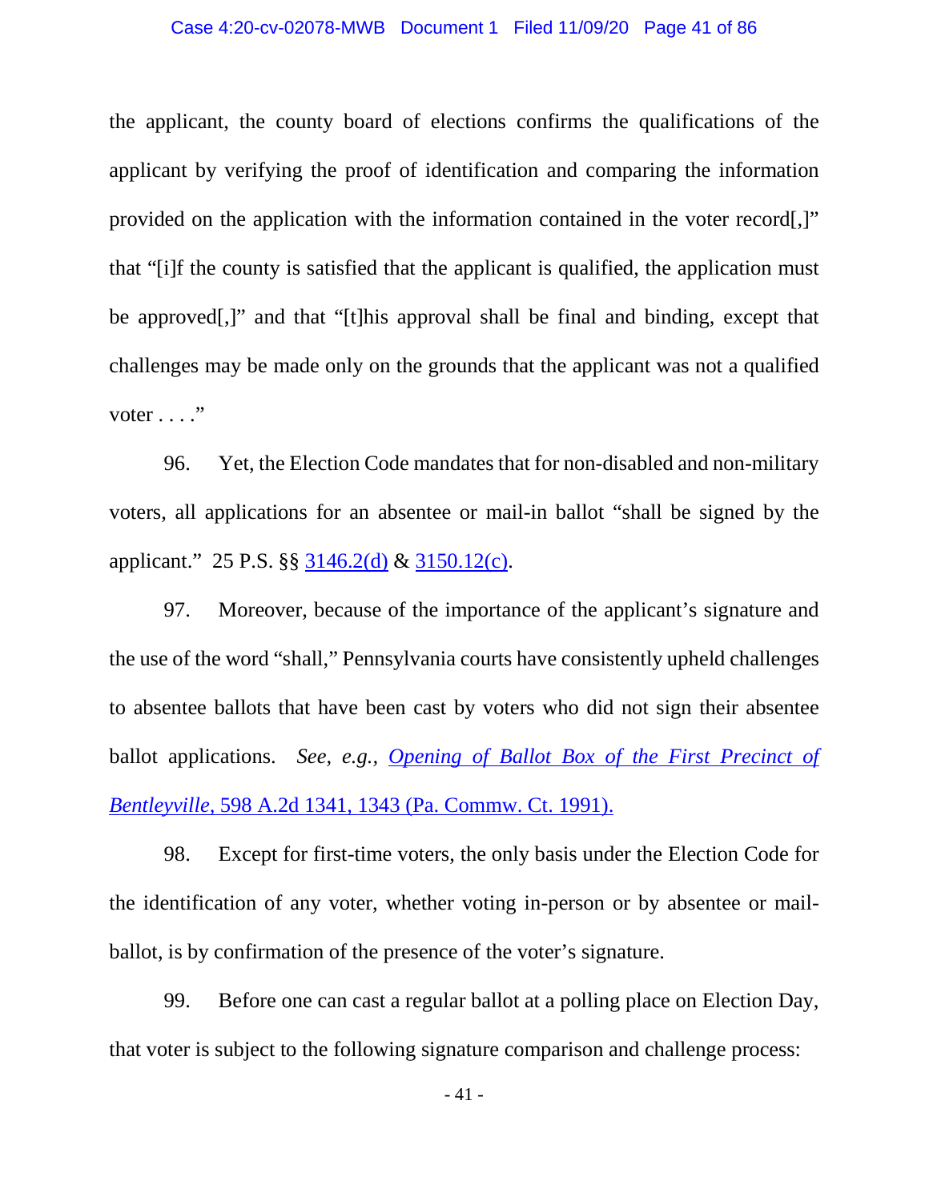the applicant, the county board of elections confirms the qualifications of the applicant by verifying the proof of identification and comparing the information provided on the application with the information contained in the voter record[,]" that "[i]f the county is satisfied that the applicant is qualified, the application must be approved[,]" and that "[t]his approval shall be final and binding, except that challenges may be made only on the grounds that the applicant was not a qualified voter . . . ."

96. Yet, the Election Code mandates that for non-disabled and non-military voters, all applications for an absentee or mail-in ballot "shall be signed by the applicant." 25 P.S. §§ 3146.2(d) & 3150.12(c).

97. Moreover, because of the importance of the applicant's signature and the use of the word "shall," Pennsylvania courts have consistently upheld challenges to absentee ballots that have been cast by voters who did not sign their absentee ballot applications. *See, e.g.*, *Opening of Ballot Box of the First Precinct of Bentleyville*, 598 A.2d 1341, 1343 (Pa. Commw. Ct. 1991).

98. Except for first-time voters, the only basis under the Election Code for the identification of any voter, whether voting in-person or by absentee or mail-ballot, is by confirmation of the presence of the voter's signature.

99. Before one can cast a regular ballot at a polling place on Election Day, that voter is subject to the following signature comparison and challenge process: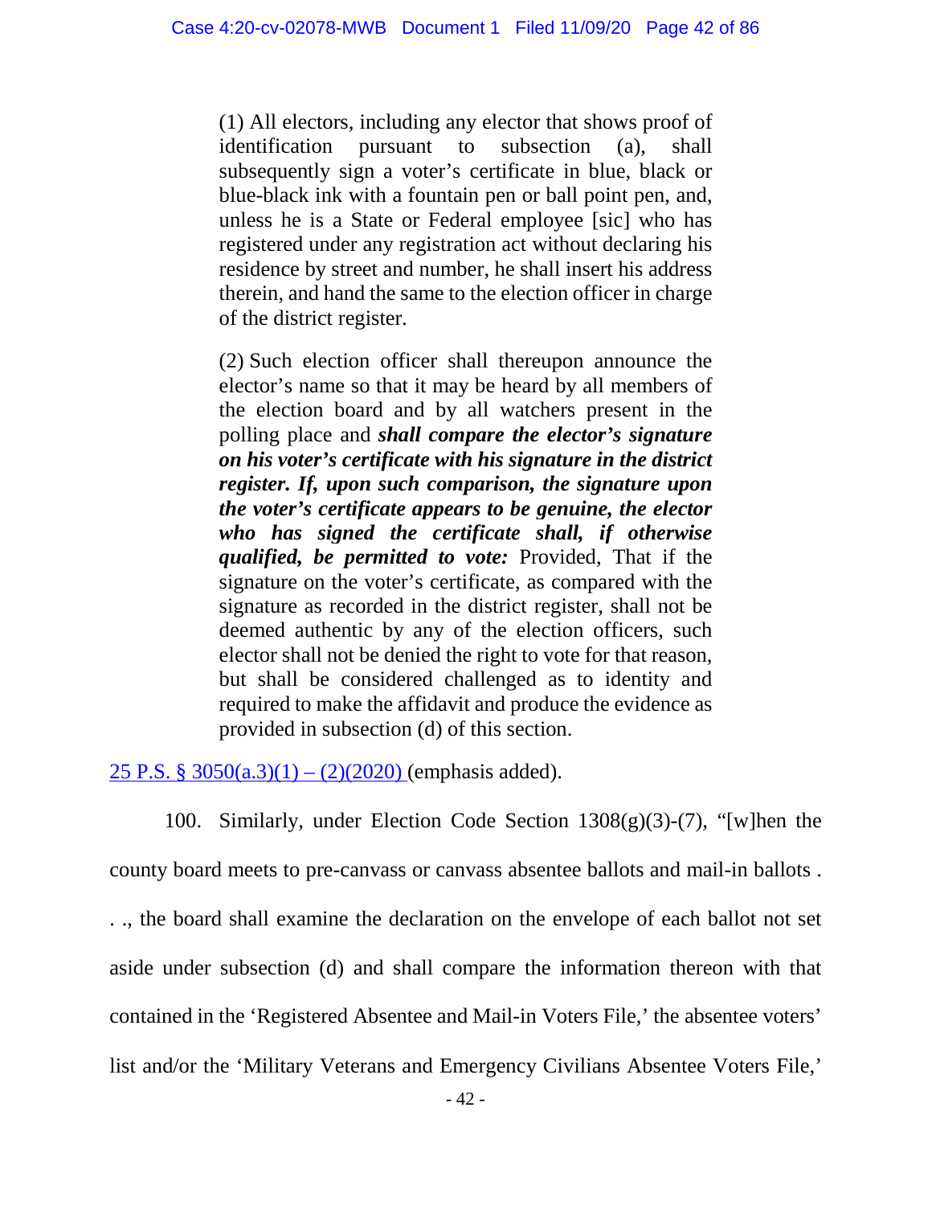> (1) All electors, including any elector that shows proof of identification pursuant to subsection (a), shall subsequently sign a voter's certificate in blue, black or blue-black ink with a fountain pen or ball point pen, and, unless he is a State or Federal employee [sic] who has registered under any registration act without declaring his residence by street and number, he shall insert his address therein, and hand the same to the election officer in charge of the district register.
>
> (2) Such election officer shall thereupon announce the elector's name so that it may be heard by all members of the election board and by all watchers present in the polling place and ***shall compare the elector's signature on his voter's certificate with his signature in the district register. If, upon such comparison, the signature upon the voter's certificate appears to be genuine, the elector who has signed the certificate shall, if otherwise qualified, be permitted to vote:*** Provided, That if the signature on the voter's certificate, as compared with the signature as recorded in the district register, shall not be deemed authentic by any of the election officers, such elector shall not be denied the right to vote for that reason, but shall be considered challenged as to identity and required to make the affidavit and produce the evidence as provided in subsection (d) of this section.

25 P.S. § 3050(a.3)(1) – (2)(2020) (emphasis added).

100. Similarly, under Election Code Section 1308(g)(3)-(7), "[w]hen the county board meets to pre-canvass or canvass absentee ballots and mail-in ballots . . ., the board shall examine the declaration on the envelope of each ballot not set aside under subsection (d) and shall compare the information thereon with that contained in the 'Registered Absentee and Mail-in Voters File,' the absentee voters' list and/or the 'Military Veterans and Emergency Civilians Absentee Voters File,'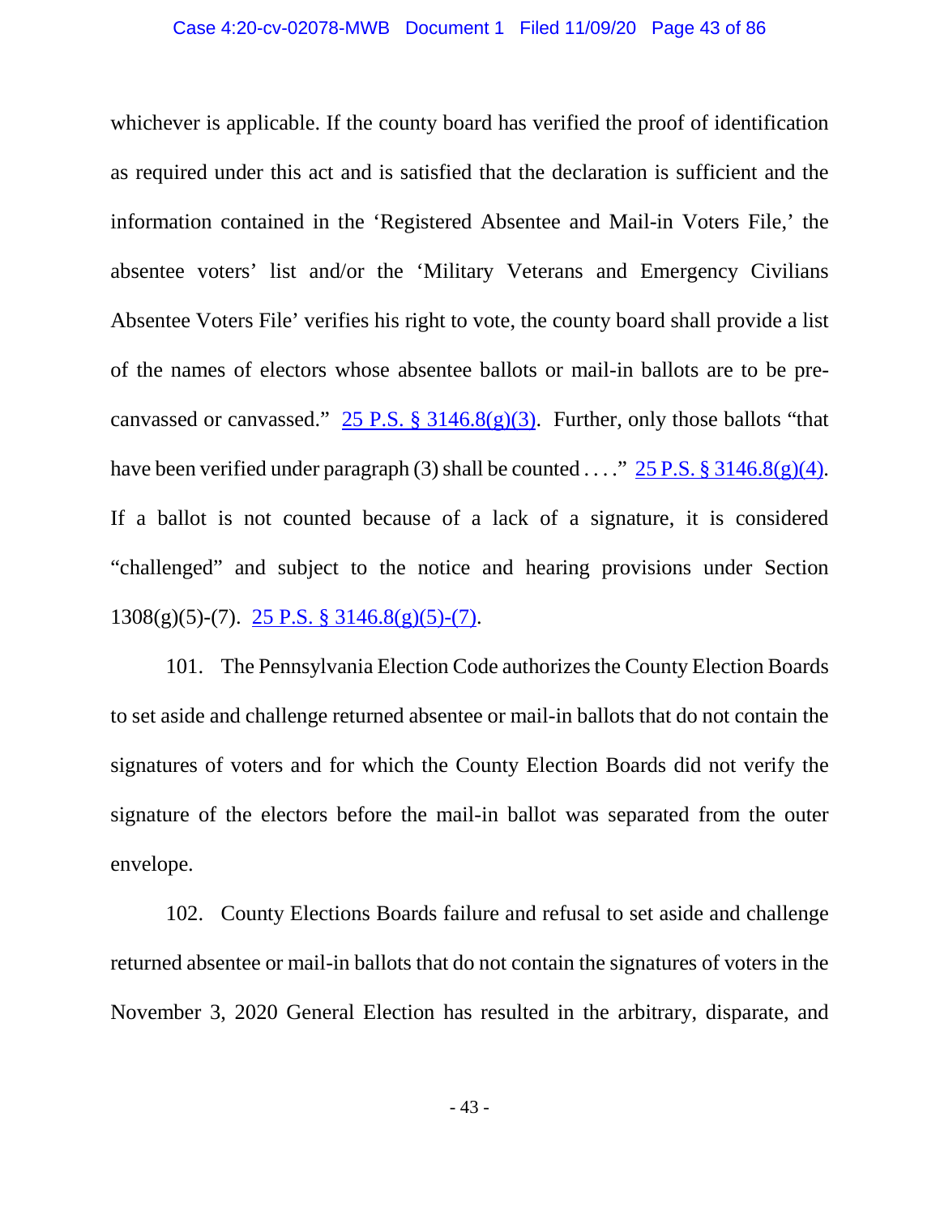whichever is applicable. If the county board has verified the proof of identification as required under this act and is satisfied that the declaration is sufficient and the information contained in the 'Registered Absentee and Mail-in Voters File,' the absentee voters' list and/or the 'Military Veterans and Emergency Civilians Absentee Voters File' verifies his right to vote, the county board shall provide a list of the names of electors whose absentee ballots or mail-in ballots are to be pre-canvassed or canvassed." 25 P.S. § 3146.8(g)(3). Further, only those ballots "that have been verified under paragraph (3) shall be counted . . . ." 25 P.S. § 3146.8(g)(4). If a ballot is not counted because of a lack of a signature, it is considered "challenged" and subject to the notice and hearing provisions under Section 1308(g)(5)-(7). 25 P.S. § 3146.8(g)(5)-(7).

101. The Pennsylvania Election Code authorizes the County Election Boards to set aside and challenge returned absentee or mail-in ballots that do not contain the signatures of voters and for which the County Election Boards did not verify the signature of the electors before the mail-in ballot was separated from the outer envelope.

102. County Elections Boards failure and refusal to set aside and challenge returned absentee or mail-in ballots that do not contain the signatures of voters in the November 3, 2020 General Election has resulted in the arbitrary, disparate, and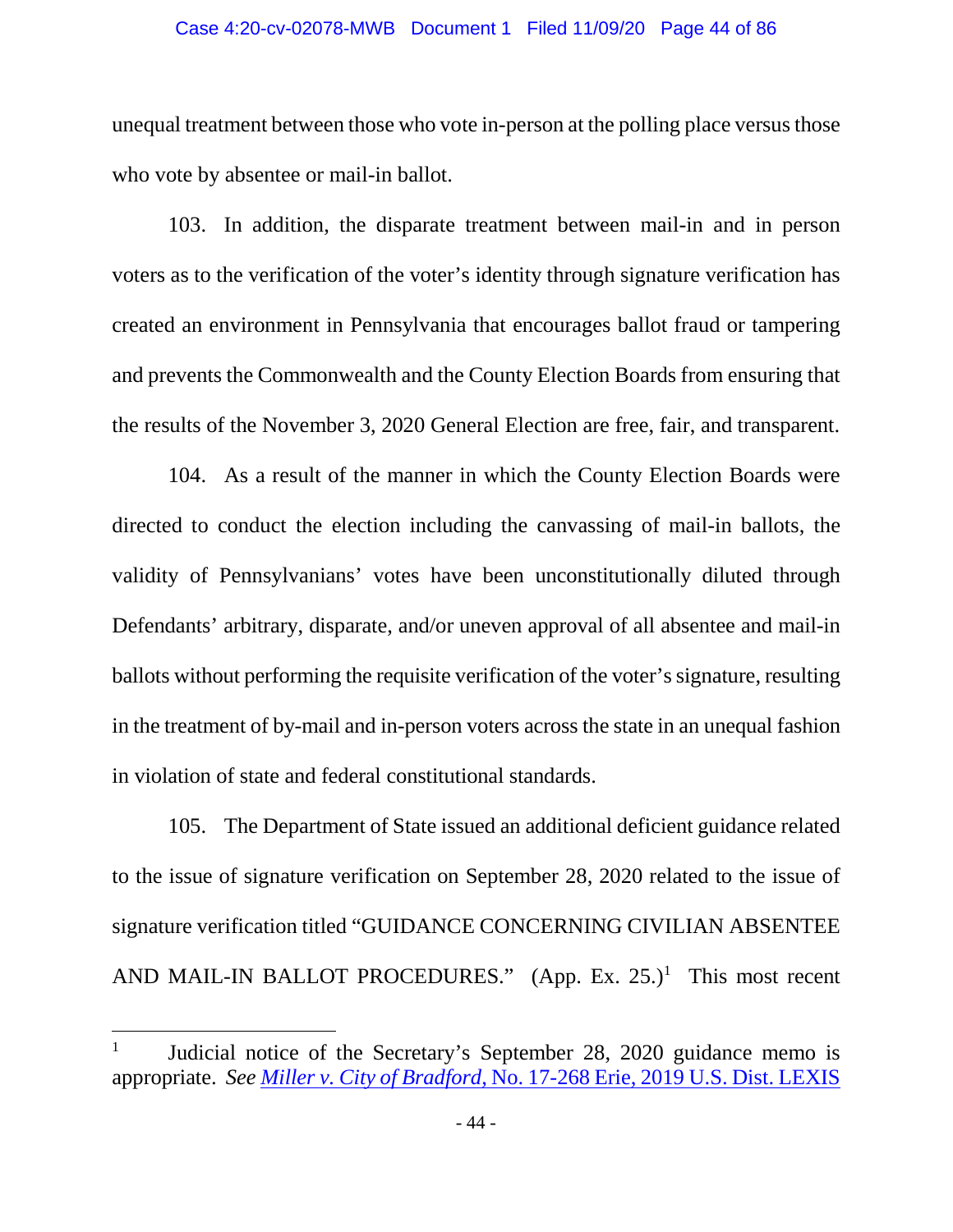unequal treatment between those who vote in-person at the polling place versus those who vote by absentee or mail-in ballot.

103. In addition, the disparate treatment between mail-in and in person voters as to the verification of the voter's identity through signature verification has created an environment in Pennsylvania that encourages ballot fraud or tampering and prevents the Commonwealth and the County Election Boards from ensuring that the results of the November 3, 2020 General Election are free, fair, and transparent.

104. As a result of the manner in which the County Election Boards were directed to conduct the election including the canvassing of mail-in ballots, the validity of Pennsylvanians' votes have been unconstitutionally diluted through Defendants' arbitrary, disparate, and/or uneven approval of all absentee and mail-in ballots without performing the requisite verification of the voter's signature, resulting in the treatment of by-mail and in-person voters across the state in an unequal fashion in violation of state and federal constitutional standards.

105. The Department of State issued an additional deficient guidance related to the issue of signature verification on September 28, 2020 related to the issue of signature verification titled "GUIDANCE CONCERNING CIVILIAN ABSENTEE AND MAIL-IN BALLOT PROCEDURES." (App. Ex. 25.)[1] This most recent

---

[1] Judicial notice of the Secretary's September 28, 2020 guidance memo is appropriate. *See* *Miller v. City of Bradford*, No. 17-268 Erie, 2019 U.S. Dist. LEXIS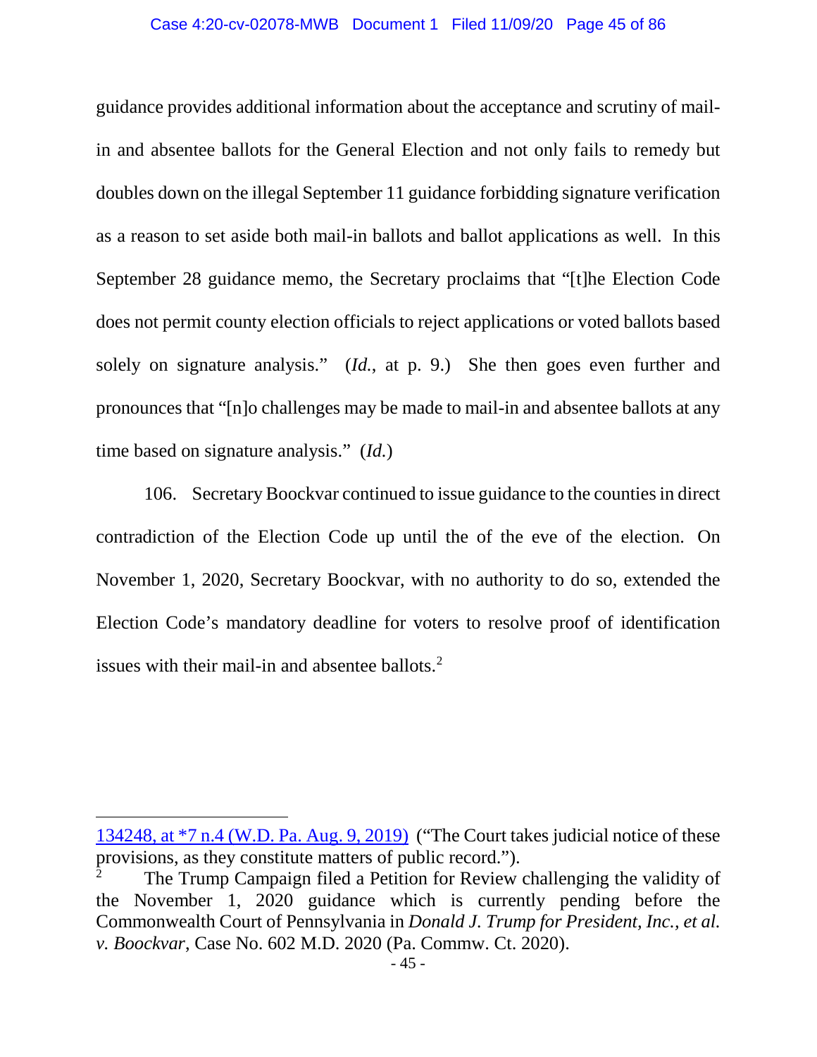guidance provides additional information about the acceptance and scrutiny of mail-in and absentee ballots for the General Election and not only fails to remedy but doubles down on the illegal September 11 guidance forbidding signature verification as a reason to set aside both mail-in ballots and ballot applications as well. In this September 28 guidance memo, the Secretary proclaims that "[t]he Election Code does not permit county election officials to reject applications or voted ballots based solely on signature analysis." (*Id.*, at p. 9.) She then goes even further and pronounces that "[n]o challenges may be made to mail-in and absentee ballots at any time based on signature analysis." (*Id.*)

106. Secretary Boockvar continued to issue guidance to the counties in direct contradiction of the Election Code up until the of the eve of the election. On November 1, 2020, Secretary Boockvar, with no authority to do so, extended the Election Code's mandatory deadline for voters to resolve proof of identification issues with their mail-in and absentee ballots.[2]

---

134248, at *7 n.4 (W.D. Pa. Aug. 9, 2019) ("The Court takes judicial notice of these provisions, as they constitute matters of public record.").

[2] The Trump Campaign filed a Petition for Review challenging the validity of the November 1, 2020 guidance which is currently pending before the Commonwealth Court of Pennsylvania in *Donald J. Trump for President, Inc., et al. v. Boockvar*, Case No. 602 M.D. 2020 (Pa. Commw. Ct. 2020).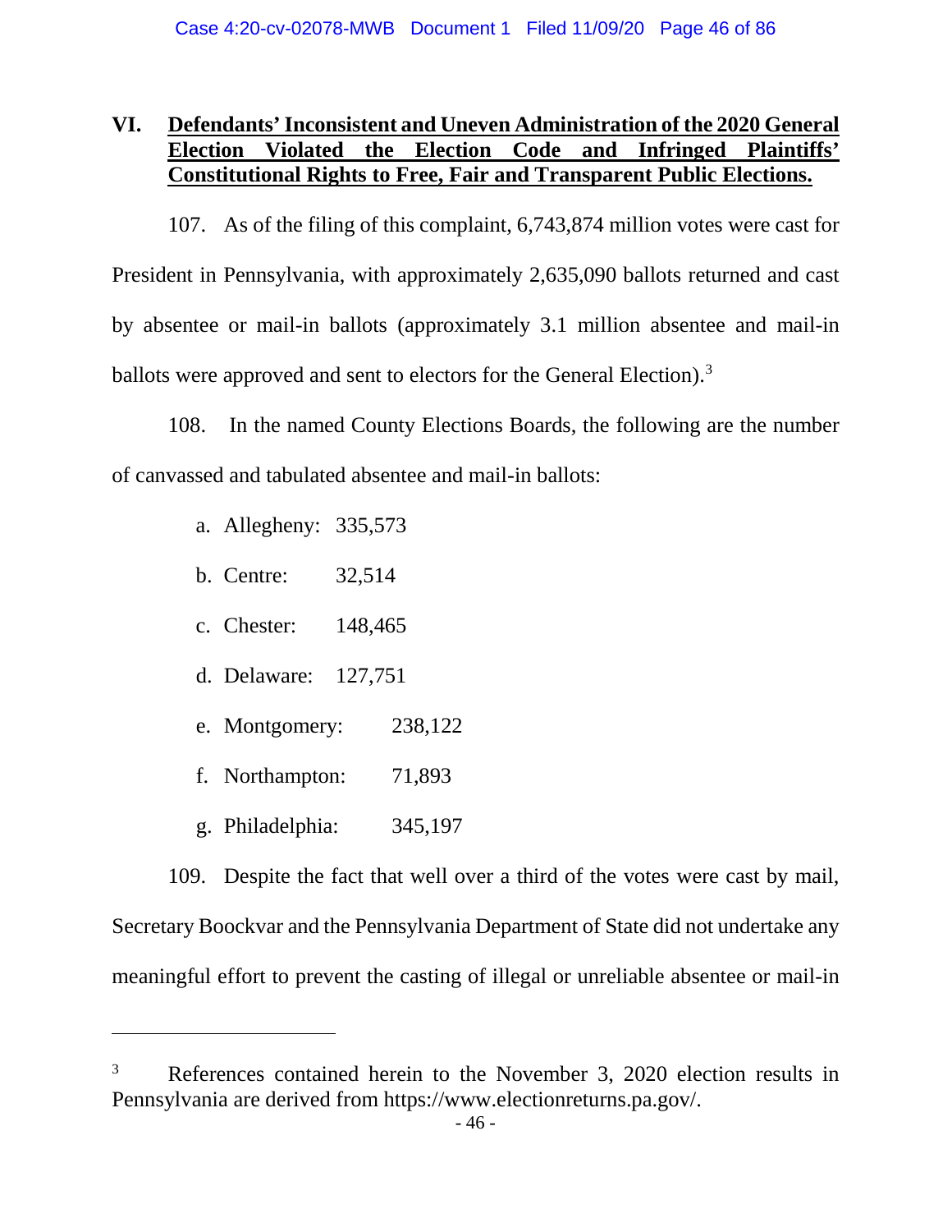## VI. Defendants' Inconsistent and Uneven Administration of the 2020 General Election Violated the Election Code and Infringed Plaintiffs' Constitutional Rights to Free, Fair and Transparent Public Elections.

107. As of the filing of this complaint, 6,743,874 million votes were cast for President in Pennsylvania, with approximately 2,635,090 ballots returned and cast by absentee or mail-in ballots (approximately 3.1 million absentee and mail-in ballots were approved and sent to electors for the General Election).[3]

108. In the named County Elections Boards, the following are the number of canvassed and tabulated absentee and mail-in ballots:

a. Allegheny: 335,573

b. Centre: 32,514

c. Chester: 148,465

d. Delaware: 127,751

e. Montgomery: 238,122

f. Northampton: 71,893

g. Philadelphia: 345,197

109. Despite the fact that well over a third of the votes were cast by mail, Secretary Boockvar and the Pennsylvania Department of State did not undertake any meaningful effort to prevent the casting of illegal or unreliable absentee or mail-in

---

[3] References contained herein to the November 3, 2020 election results in Pennsylvania are derived from https://www.electionreturns.pa.gov/.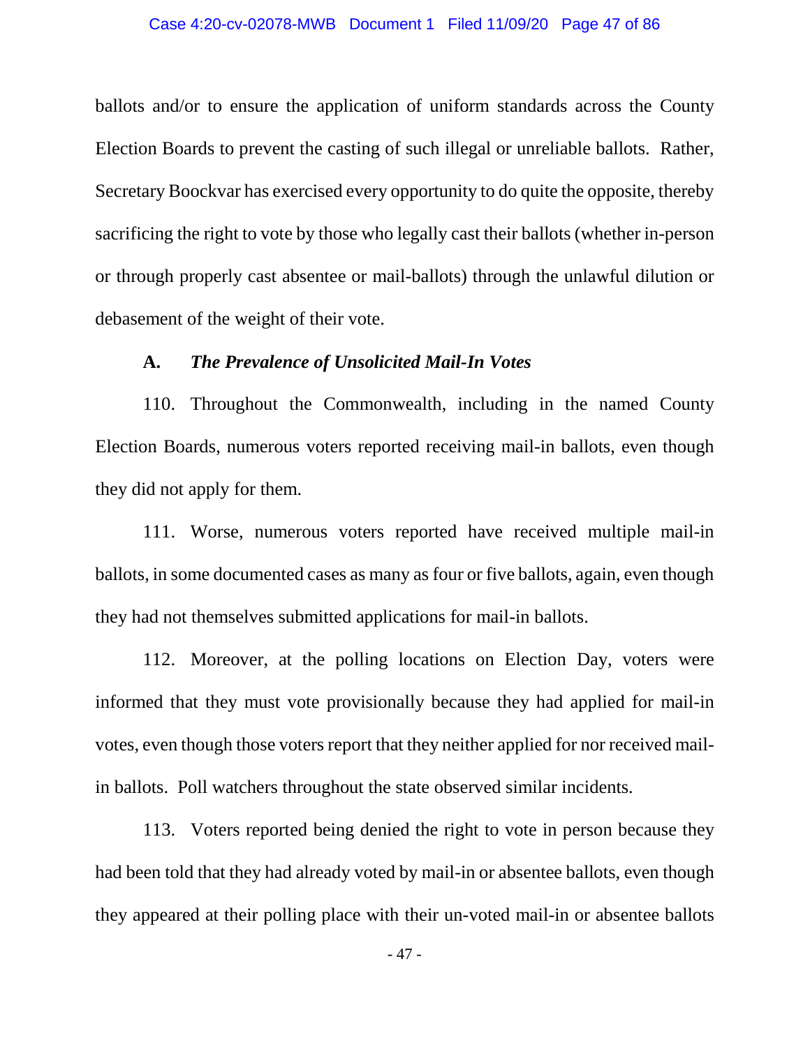ballots and/or to ensure the application of uniform standards across the County Election Boards to prevent the casting of such illegal or unreliable ballots. Rather, Secretary Boockvar has exercised every opportunity to do quite the opposite, thereby sacrificing the right to vote by those who legally cast their ballots (whether in-person or through properly cast absentee or mail-ballots) through the unlawful dilution or debasement of the weight of their vote.

### A. *The Prevalence of Unsolicited Mail-In Votes*

110. Throughout the Commonwealth, including in the named County Election Boards, numerous voters reported receiving mail-in ballots, even though they did not apply for them.

111. Worse, numerous voters reported have received multiple mail-in ballots, in some documented cases as many as four or five ballots, again, even though they had not themselves submitted applications for mail-in ballots.

112. Moreover, at the polling locations on Election Day, voters were informed that they must vote provisionally because they had applied for mail-in votes, even though those voters report that they neither applied for nor received mail-in ballots. Poll watchers throughout the state observed similar incidents.

113. Voters reported being denied the right to vote in person because they had been told that they had already voted by mail-in or absentee ballots, even though they appeared at their polling place with their un-voted mail-in or absentee ballots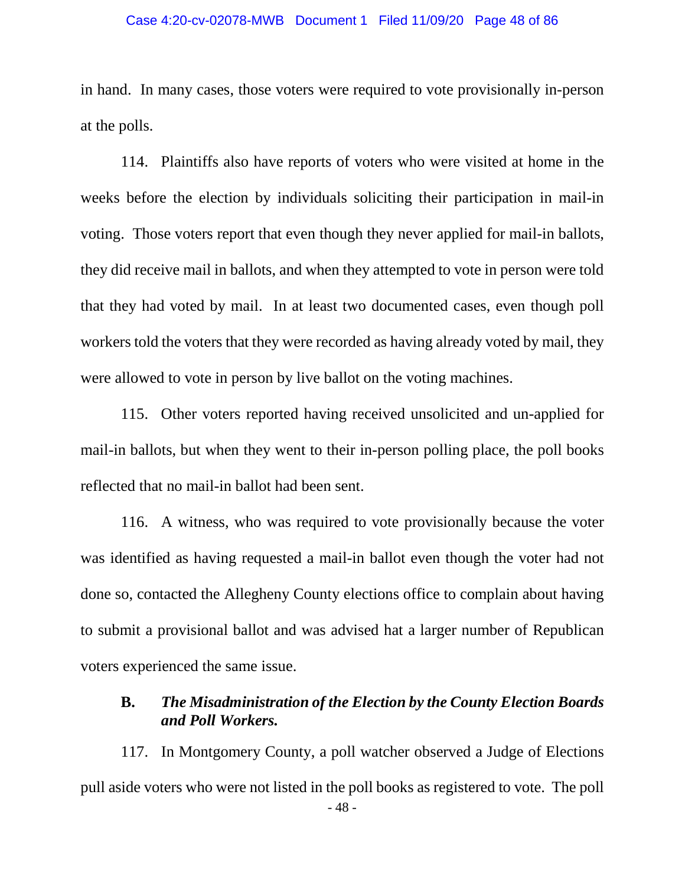in hand. In many cases, those voters were required to vote provisionally in-person at the polls.

114. Plaintiffs also have reports of voters who were visited at home in the weeks before the election by individuals soliciting their participation in mail-in voting. Those voters report that even though they never applied for mail-in ballots, they did receive mail in ballots, and when they attempted to vote in person were told that they had voted by mail. In at least two documented cases, even though poll workers told the voters that they were recorded as having already voted by mail, they were allowed to vote in person by live ballot on the voting machines.

115. Other voters reported having received unsolicited and un-applied for mail-in ballots, but when they went to their in-person polling place, the poll books reflected that no mail-in ballot had been sent.

116. A witness, who was required to vote provisionally because the voter was identified as having requested a mail-in ballot even though the voter had not done so, contacted the Allegheny County elections office to complain about having to submit a provisional ballot and was advised hat a larger number of Republican voters experienced the same issue.

### B. *The Misadministration of the Election by the County Election Boards and Poll Workers.*

117. In Montgomery County, a poll watcher observed a Judge of Elections pull aside voters who were not listed in the poll books as registered to vote. The poll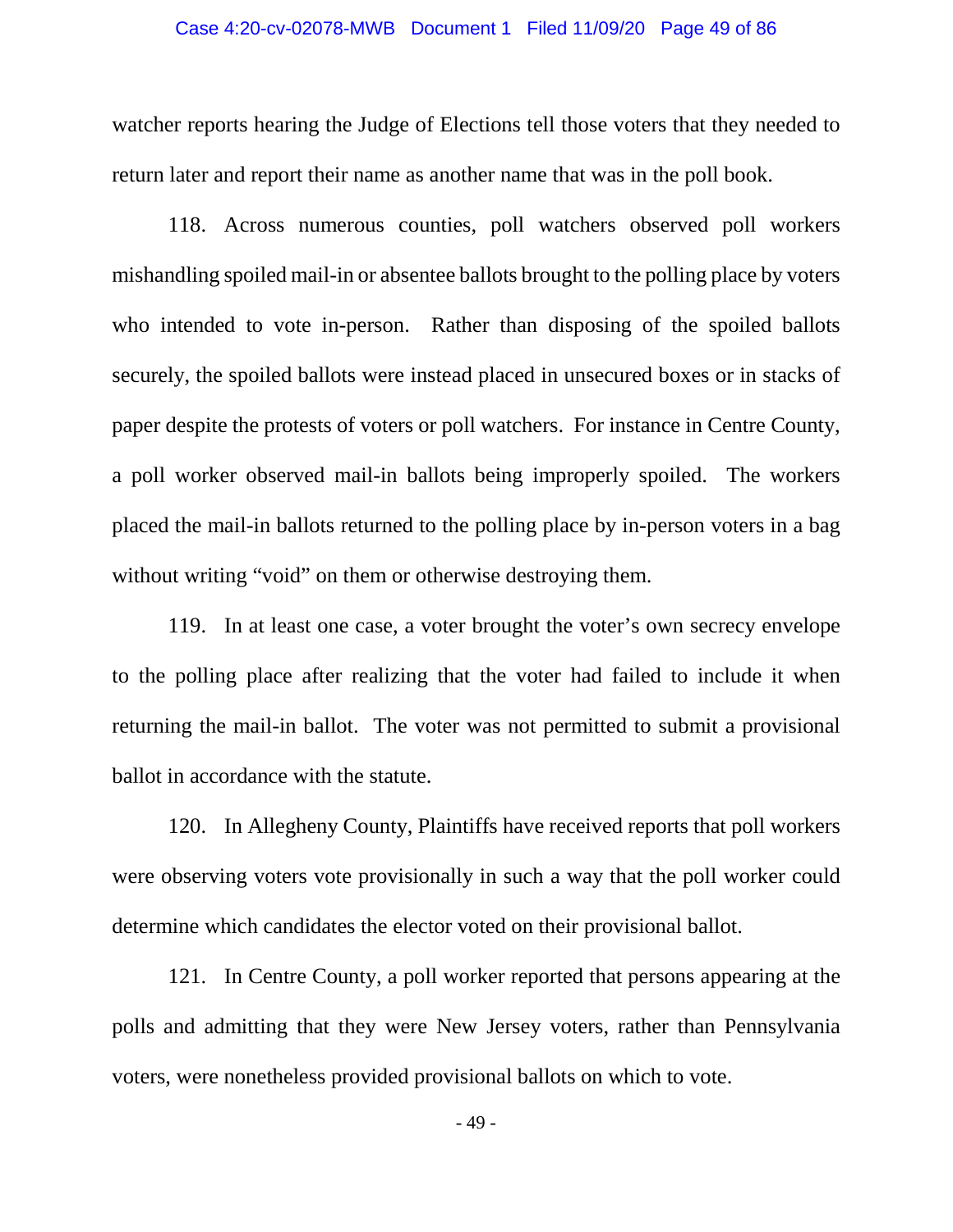watcher reports hearing the Judge of Elections tell those voters that they needed to return later and report their name as another name that was in the poll book.

118. Across numerous counties, poll watchers observed poll workers mishandling spoiled mail-in or absentee ballots brought to the polling place by voters who intended to vote in-person. Rather than disposing of the spoiled ballots securely, the spoiled ballots were instead placed in unsecured boxes or in stacks of paper despite the protests of voters or poll watchers. For instance in Centre County, a poll worker observed mail-in ballots being improperly spoiled. The workers placed the mail-in ballots returned to the polling place by in-person voters in a bag without writing "void" on them or otherwise destroying them.

119. In at least one case, a voter brought the voter's own secrecy envelope to the polling place after realizing that the voter had failed to include it when returning the mail-in ballot. The voter was not permitted to submit a provisional ballot in accordance with the statute.

120. In Allegheny County, Plaintiffs have received reports that poll workers were observing voters vote provisionally in such a way that the poll worker could determine which candidates the elector voted on their provisional ballot.

121. In Centre County, a poll worker reported that persons appearing at the polls and admitting that they were New Jersey voters, rather than Pennsylvania voters, were nonetheless provided provisional ballots on which to vote.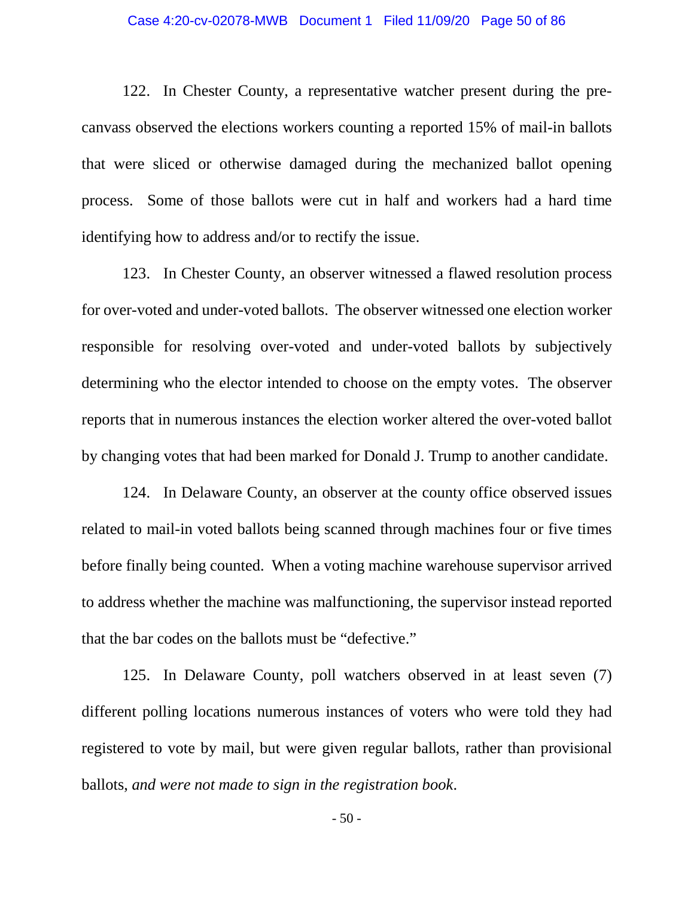122. In Chester County, a representative watcher present during the pre-canvass observed the elections workers counting a reported 15% of mail-in ballots that were sliced or otherwise damaged during the mechanized ballot opening process. Some of those ballots were cut in half and workers had a hard time identifying how to address and/or to rectify the issue.

123. In Chester County, an observer witnessed a flawed resolution process for over-voted and under-voted ballots. The observer witnessed one election worker responsible for resolving over-voted and under-voted ballots by subjectively determining who the elector intended to choose on the empty votes. The observer reports that in numerous instances the election worker altered the over-voted ballot by changing votes that had been marked for Donald J. Trump to another candidate.

124. In Delaware County, an observer at the county office observed issues related to mail-in voted ballots being scanned through machines four or five times before finally being counted. When a voting machine warehouse supervisor arrived to address whether the machine was malfunctioning, the supervisor instead reported that the bar codes on the ballots must be "defective."

125. In Delaware County, poll watchers observed in at least seven (7) different polling locations numerous instances of voters who were told they had registered to vote by mail, but were given regular ballots, rather than provisional ballots, *and were not made to sign in the registration book*.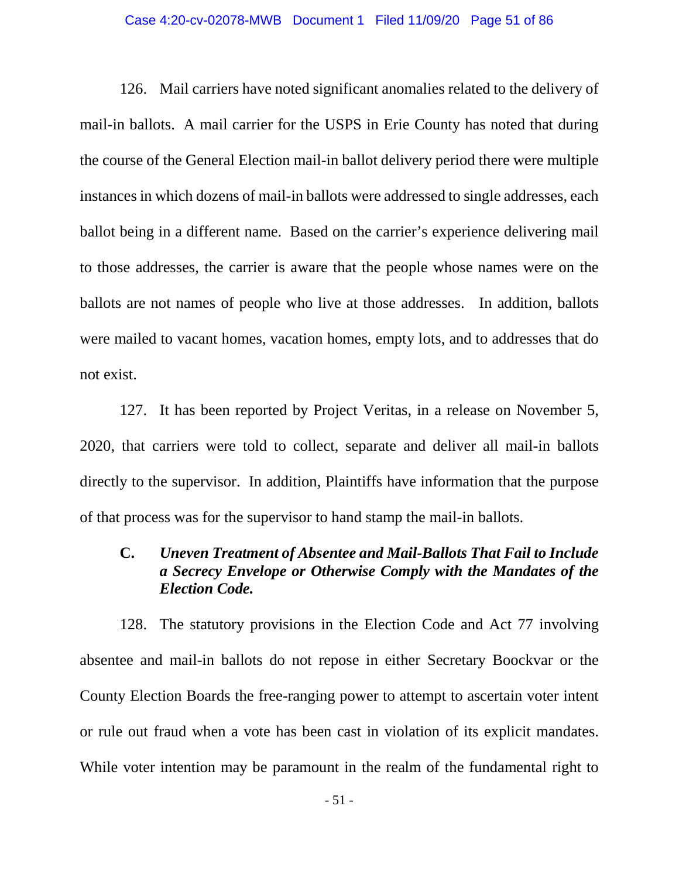126. Mail carriers have noted significant anomalies related to the delivery of mail-in ballots. A mail carrier for the USPS in Erie County has noted that during the course of the General Election mail-in ballot delivery period there were multiple instances in which dozens of mail-in ballots were addressed to single addresses, each ballot being in a different name. Based on the carrier's experience delivering mail to those addresses, the carrier is aware that the people whose names were on the ballots are not names of people who live at those addresses. In addition, ballots were mailed to vacant homes, vacation homes, empty lots, and to addresses that do not exist.

127. It has been reported by Project Veritas, in a release on November 5, 2020, that carriers were told to collect, separate and deliver all mail-in ballots directly to the supervisor. In addition, Plaintiffs have information that the purpose of that process was for the supervisor to hand stamp the mail-in ballots.

### C. *Uneven Treatment of Absentee and Mail-Ballots That Fail to Include a Secrecy Envelope or Otherwise Comply with the Mandates of the Election Code.*

128. The statutory provisions in the Election Code and Act 77 involving absentee and mail-in ballots do not repose in either Secretary Boockvar or the County Election Boards the free-ranging power to attempt to ascertain voter intent or rule out fraud when a vote has been cast in violation of its explicit mandates. While voter intention may be paramount in the realm of the fundamental right to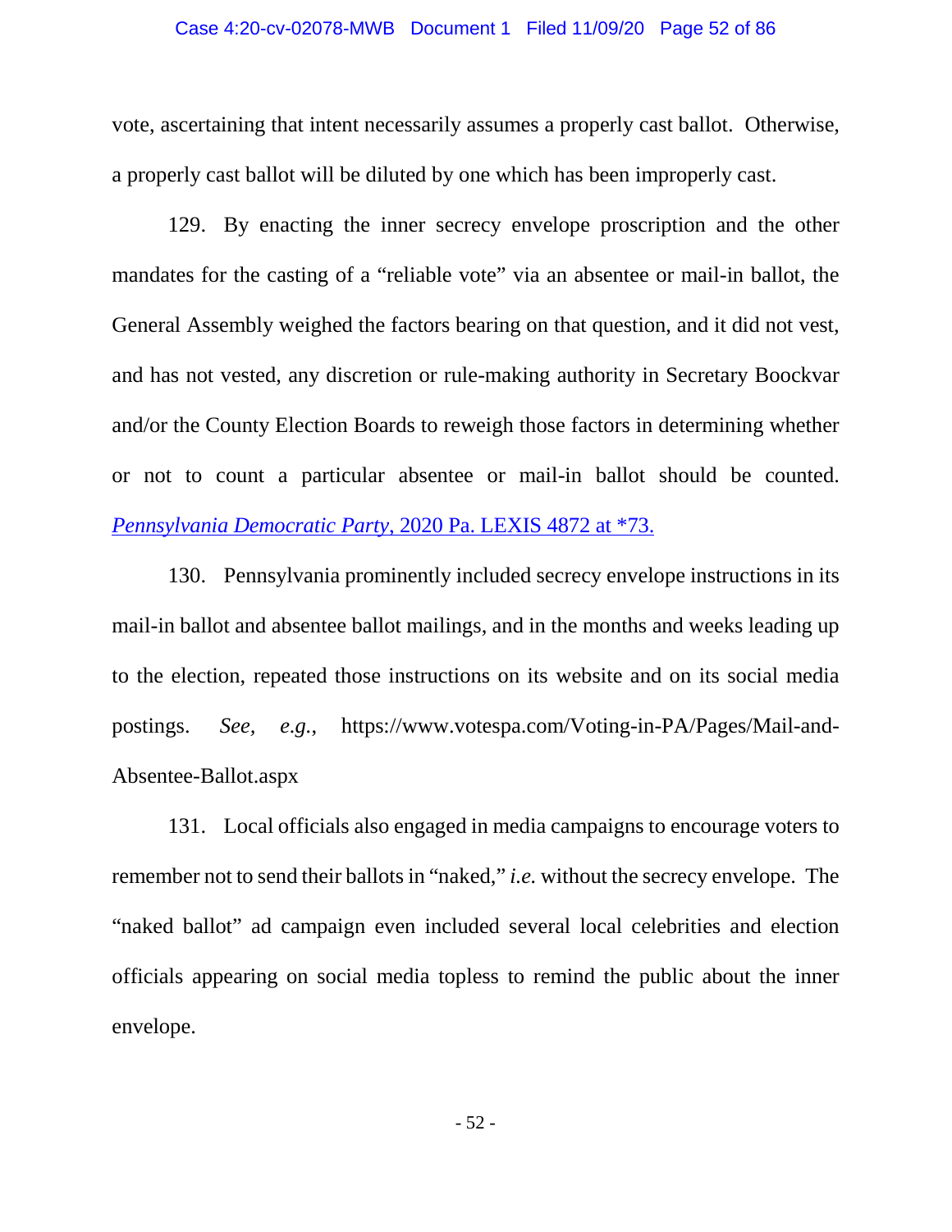vote, ascertaining that intent necessarily assumes a properly cast ballot. Otherwise, a properly cast ballot will be diluted by one which has been improperly cast.

129. By enacting the inner secrecy envelope proscription and the other mandates for the casting of a "reliable vote" via an absentee or mail-in ballot, the General Assembly weighed the factors bearing on that question, and it did not vest, and has not vested, any discretion or rule-making authority in Secretary Boockvar and/or the County Election Boards to reweigh those factors in determining whether or not to count a particular absentee or mail-in ballot should be counted. *Pennsylvania Democratic Party*, 2020 Pa. LEXIS 4872 at *73.

130. Pennsylvania prominently included secrecy envelope instructions in its mail-in ballot and absentee ballot mailings, and in the months and weeks leading up to the election, repeated those instructions on its website and on its social media postings. *See, e.g.*, https://www.votespa.com/Voting-in-PA/Pages/Mail-and-Absentee-Ballot.aspx

131. Local officials also engaged in media campaigns to encourage voters to remember not to send their ballots in "naked," *i.e.* without the secrecy envelope. The "naked ballot" ad campaign even included several local celebrities and election officials appearing on social media topless to remind the public about the inner envelope.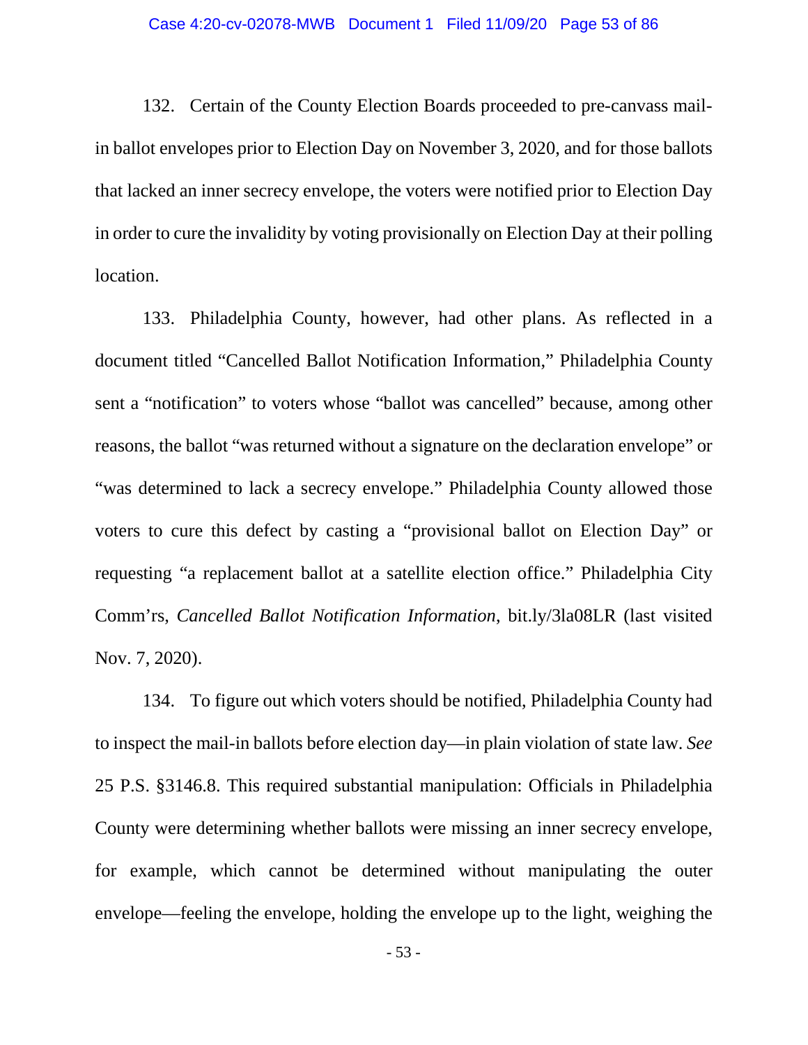132. Certain of the County Election Boards proceeded to pre-canvass mail-in ballot envelopes prior to Election Day on November 3, 2020, and for those ballots that lacked an inner secrecy envelope, the voters were notified prior to Election Day in order to cure the invalidity by voting provisionally on Election Day at their polling location.

133. Philadelphia County, however, had other plans. As reflected in a document titled "Cancelled Ballot Notification Information," Philadelphia County sent a "notification" to voters whose "ballot was cancelled" because, among other reasons, the ballot "was returned without a signature on the declaration envelope" or "was determined to lack a secrecy envelope." Philadelphia County allowed those voters to cure this defect by casting a "provisional ballot on Election Day" or requesting "a replacement ballot at a satellite election office." Philadelphia City Comm'rs, *Cancelled Ballot Notification Information*, bit.ly/3la08LR (last visited Nov. 7, 2020).

134. To figure out which voters should be notified, Philadelphia County had to inspect the mail-in ballots before election day—in plain violation of state law. *See* 25 P.S. §3146.8. This required substantial manipulation: Officials in Philadelphia County were determining whether ballots were missing an inner secrecy envelope, for example, which cannot be determined without manipulating the outer envelope—feeling the envelope, holding the envelope up to the light, weighing the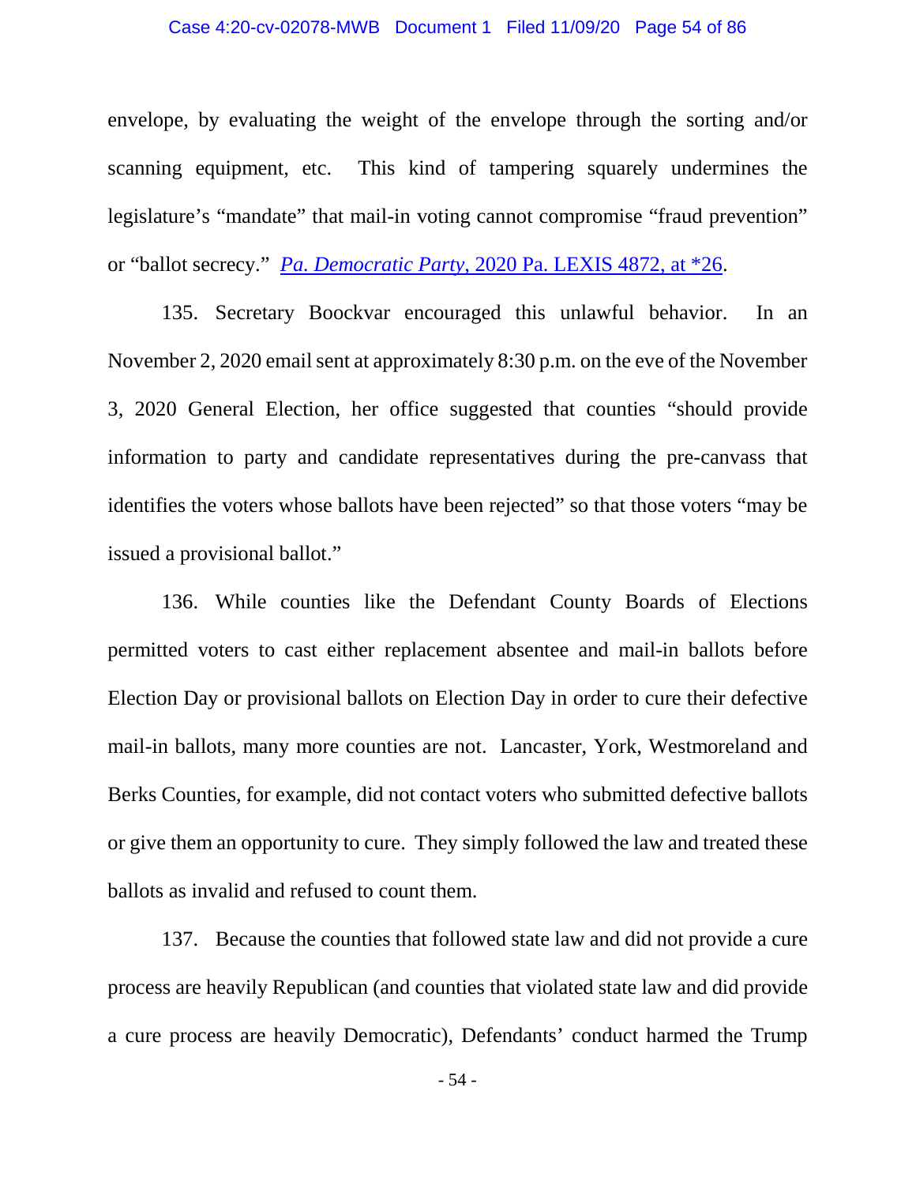envelope, by evaluating the weight of the envelope through the sorting and/or scanning equipment, etc. This kind of tampering squarely undermines the legislature's "mandate" that mail-in voting cannot compromise "fraud prevention" or "ballot secrecy." *Pa. Democratic Party*, 2020 Pa. LEXIS 4872, at *26.

135. Secretary Boockvar encouraged this unlawful behavior. In an November 2, 2020 email sent at approximately 8:30 p.m. on the eve of the November 3, 2020 General Election, her office suggested that counties "should provide information to party and candidate representatives during the pre-canvass that identifies the voters whose ballots have been rejected" so that those voters "may be issued a provisional ballot."

136. While counties like the Defendant County Boards of Elections permitted voters to cast either replacement absentee and mail-in ballots before Election Day or provisional ballots on Election Day in order to cure their defective mail-in ballots, many more counties are not. Lancaster, York, Westmoreland and Berks Counties, for example, did not contact voters who submitted defective ballots or give them an opportunity to cure. They simply followed the law and treated these ballots as invalid and refused to count them.

137. Because the counties that followed state law and did not provide a cure process are heavily Republican (and counties that violated state law and did provide a cure process are heavily Democratic), Defendants' conduct harmed the Trump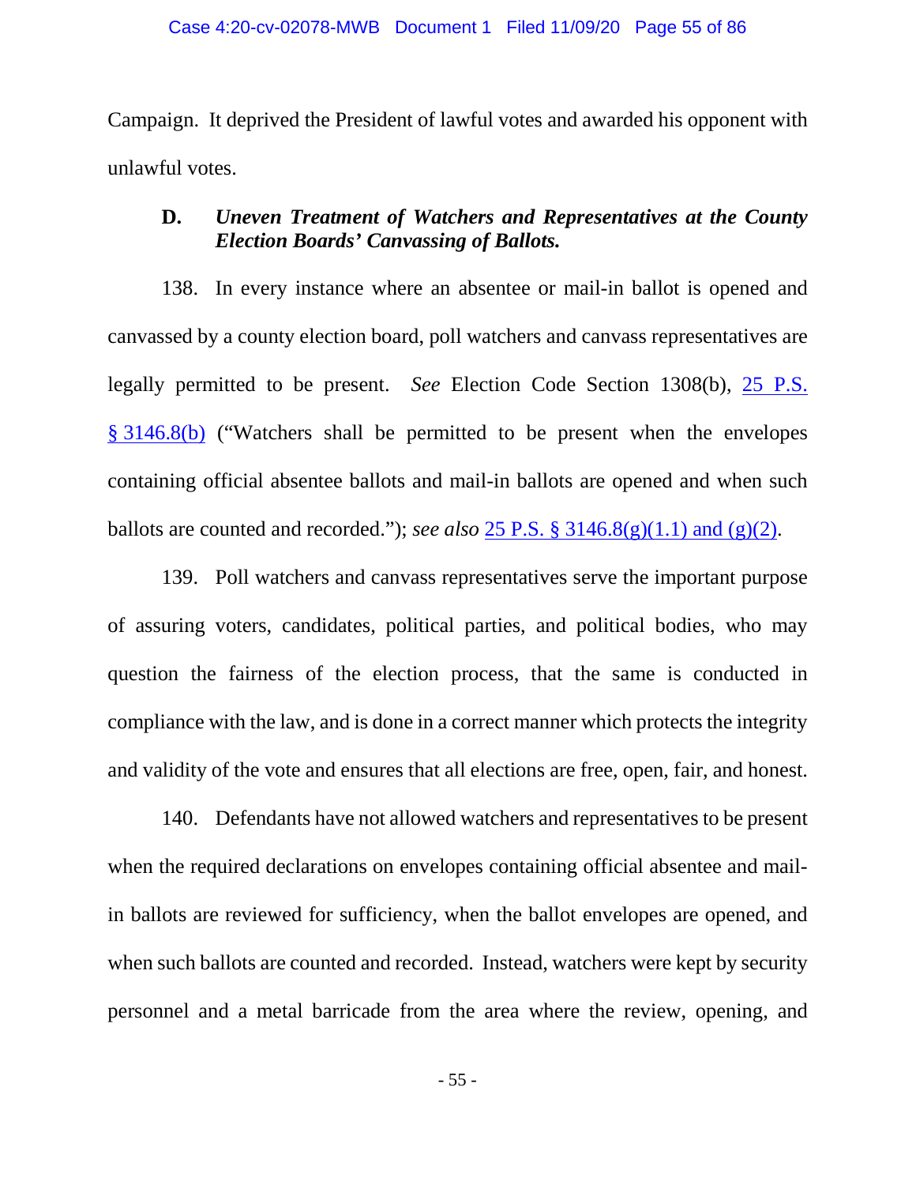Campaign. It deprived the President of lawful votes and awarded his opponent with unlawful votes.

### D. *Uneven Treatment of Watchers and Representatives at the County Election Boards' Canvassing of Ballots.*

138. In every instance where an absentee or mail-in ballot is opened and canvassed by a county election board, poll watchers and canvass representatives are legally permitted to be present. *See* Election Code Section 1308(b), 25 P.S. § 3146.8(b) ("Watchers shall be permitted to be present when the envelopes containing official absentee ballots and mail-in ballots are opened and when such ballots are counted and recorded."); *see also* 25 P.S. § 3146.8(g)(1.1) and (g)(2).

139. Poll watchers and canvass representatives serve the important purpose of assuring voters, candidates, political parties, and political bodies, who may question the fairness of the election process, that the same is conducted in compliance with the law, and is done in a correct manner which protects the integrity and validity of the vote and ensures that all elections are free, open, fair, and honest.

140. Defendants have not allowed watchers and representatives to be present when the required declarations on envelopes containing official absentee and mail-in ballots are reviewed for sufficiency, when the ballot envelopes are opened, and when such ballots are counted and recorded. Instead, watchers were kept by security personnel and a metal barricade from the area where the review, opening, and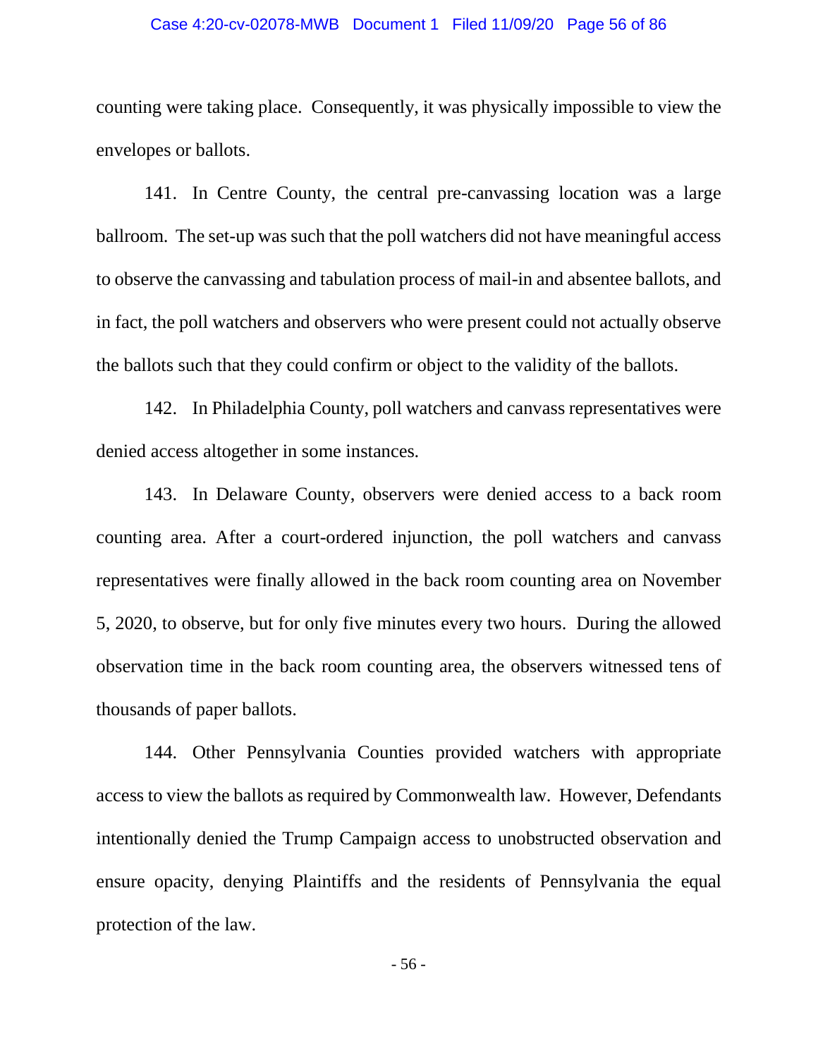counting were taking place. Consequently, it was physically impossible to view the envelopes or ballots.

141. In Centre County, the central pre-canvassing location was a large ballroom. The set-up was such that the poll watchers did not have meaningful access to observe the canvassing and tabulation process of mail-in and absentee ballots, and in fact, the poll watchers and observers who were present could not actually observe the ballots such that they could confirm or object to the validity of the ballots.

142. In Philadelphia County, poll watchers and canvass representatives were denied access altogether in some instances.

143. In Delaware County, observers were denied access to a back room counting area. After a court-ordered injunction, the poll watchers and canvass representatives were finally allowed in the back room counting area on November 5, 2020, to observe, but for only five minutes every two hours. During the allowed observation time in the back room counting area, the observers witnessed tens of thousands of paper ballots.

144. Other Pennsylvania Counties provided watchers with appropriate access to view the ballots as required by Commonwealth law. However, Defendants intentionally denied the Trump Campaign access to unobstructed observation and ensure opacity, denying Plaintiffs and the residents of Pennsylvania the equal protection of the law.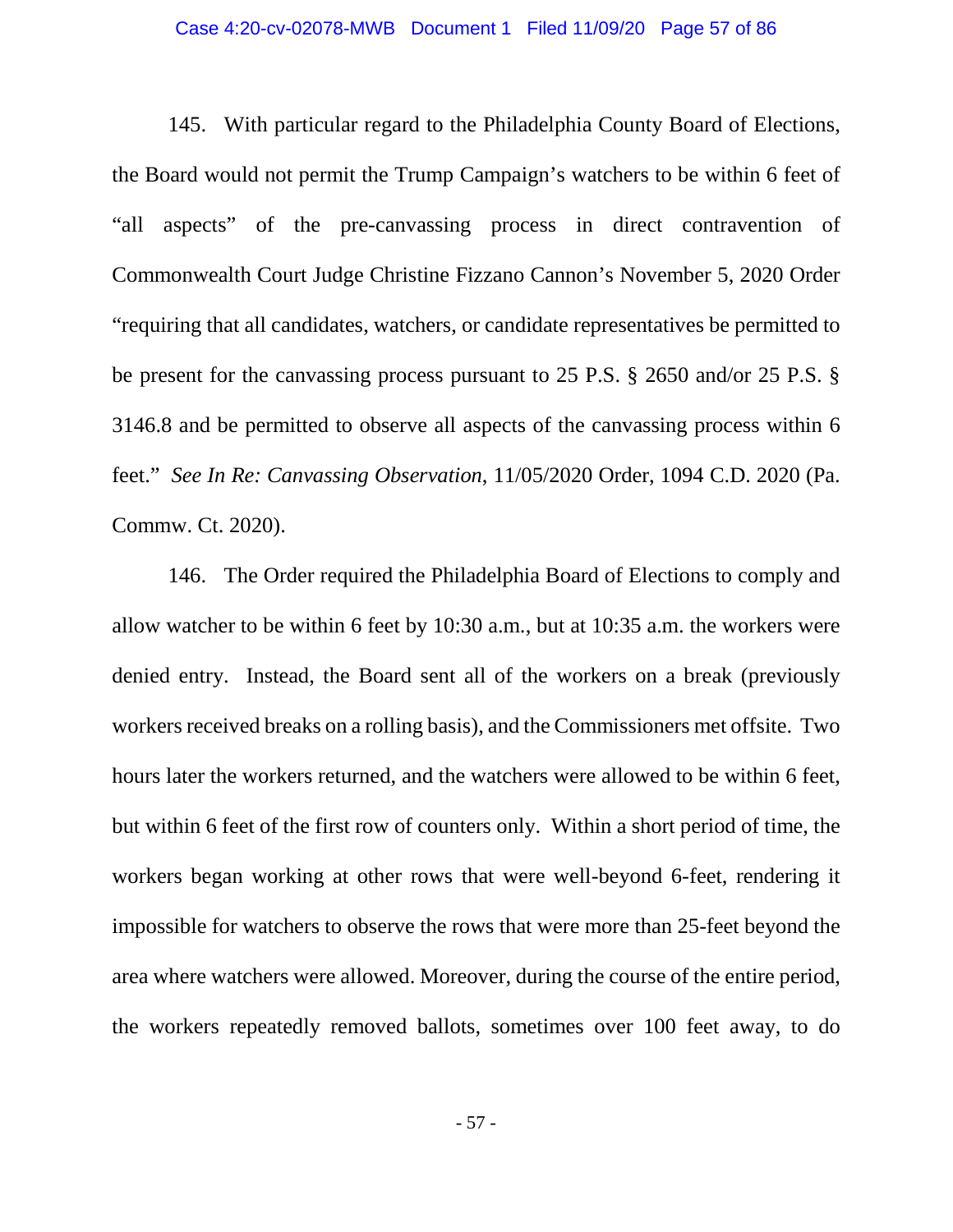145. With particular regard to the Philadelphia County Board of Elections, the Board would not permit the Trump Campaign's watchers to be within 6 feet of "all aspects" of the pre-canvassing process in direct contravention of Commonwealth Court Judge Christine Fizzano Cannon's November 5, 2020 Order "requiring that all candidates, watchers, or candidate representatives be permitted to be present for the canvassing process pursuant to 25 P.S. § 2650 and/or 25 P.S. § 3146.8 and be permitted to observe all aspects of the canvassing process within 6 feet." *See In Re: Canvassing Observation*, 11/05/2020 Order, 1094 C.D. 2020 (Pa. Commw. Ct. 2020).

146. The Order required the Philadelphia Board of Elections to comply and allow watcher to be within 6 feet by 10:30 a.m., but at 10:35 a.m. the workers were denied entry. Instead, the Board sent all of the workers on a break (previously workers received breaks on a rolling basis), and the Commissioners met offsite. Two hours later the workers returned, and the watchers were allowed to be within 6 feet, but within 6 feet of the first row of counters only. Within a short period of time, the workers began working at other rows that were well-beyond 6-feet, rendering it impossible for watchers to observe the rows that were more than 25-feet beyond the area where watchers were allowed. Moreover, during the course of the entire period, the workers repeatedly removed ballots, sometimes over 100 feet away, to do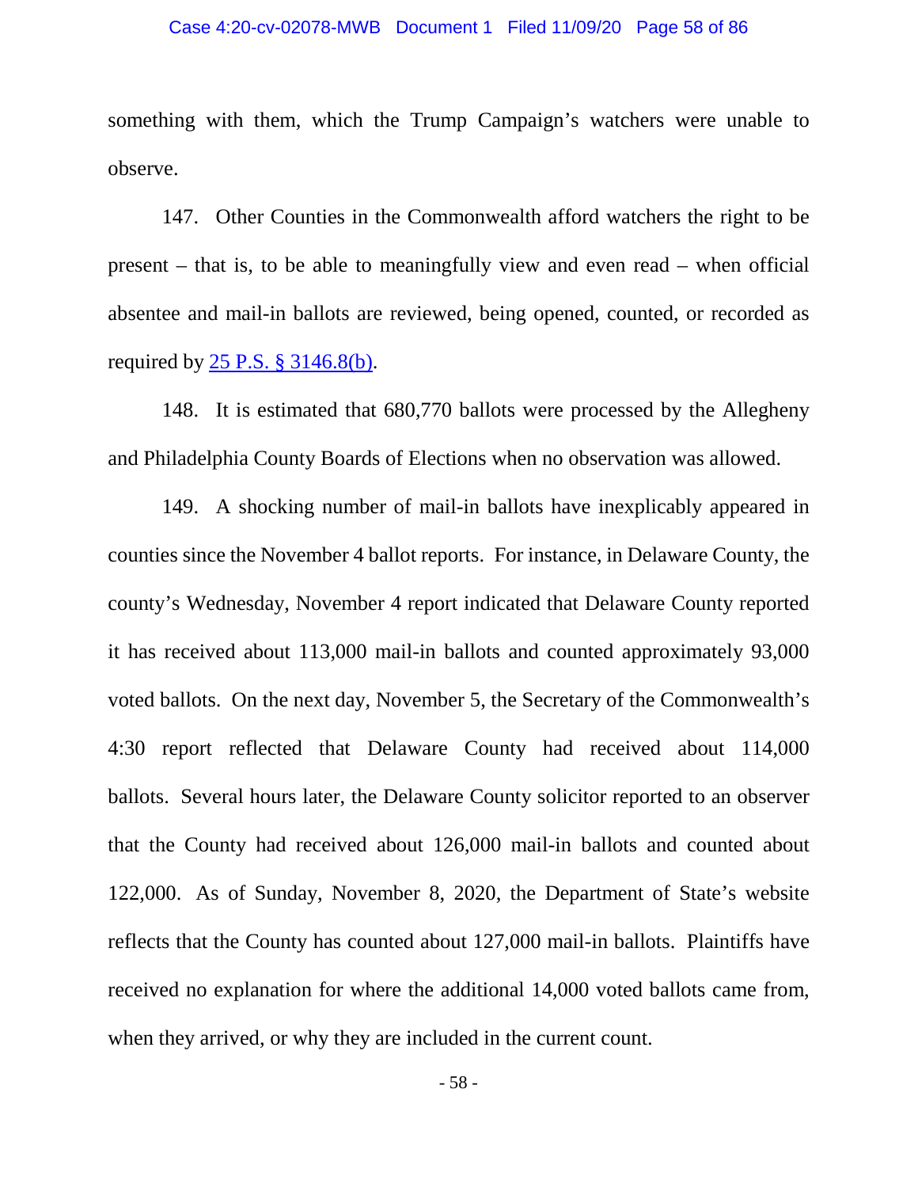something with them, which the Trump Campaign's watchers were unable to observe.

147. Other Counties in the Commonwealth afford watchers the right to be present – that is, to be able to meaningfully view and even read – when official absentee and mail-in ballots are reviewed, being opened, counted, or recorded as required by 25 P.S. § 3146.8(b).

148. It is estimated that 680,770 ballots were processed by the Allegheny and Philadelphia County Boards of Elections when no observation was allowed.

149. A shocking number of mail-in ballots have inexplicably appeared in counties since the November 4 ballot reports. For instance, in Delaware County, the county's Wednesday, November 4 report indicated that Delaware County reported it has received about 113,000 mail-in ballots and counted approximately 93,000 voted ballots. On the next day, November 5, the Secretary of the Commonwealth's 4:30 report reflected that Delaware County had received about 114,000 ballots. Several hours later, the Delaware County solicitor reported to an observer that the County had received about 126,000 mail-in ballots and counted about 122,000. As of Sunday, November 8, 2020, the Department of State's website reflects that the County has counted about 127,000 mail-in ballots. Plaintiffs have received no explanation for where the additional 14,000 voted ballots came from, when they arrived, or why they are included in the current count.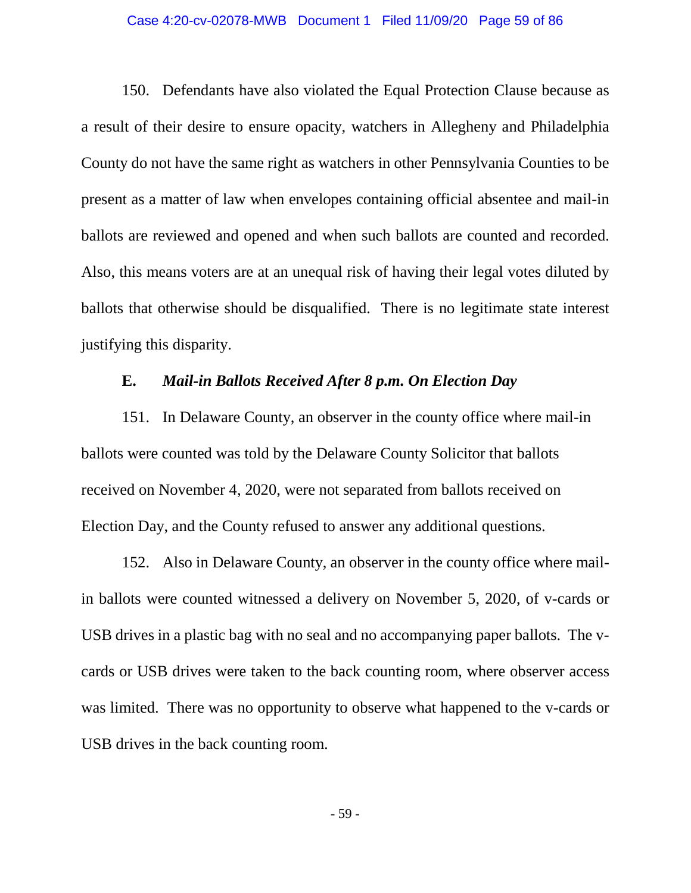150. Defendants have also violated the Equal Protection Clause because as a result of their desire to ensure opacity, watchers in Allegheny and Philadelphia County do not have the same right as watchers in other Pennsylvania Counties to be present as a matter of law when envelopes containing official absentee and mail-in ballots are reviewed and opened and when such ballots are counted and recorded. Also, this means voters are at an unequal risk of having their legal votes diluted by ballots that otherwise should be disqualified. There is no legitimate state interest justifying this disparity.

### E. *Mail-in Ballots Received After 8 p.m. On Election Day*

151. In Delaware County, an observer in the county office where mail-in ballots were counted was told by the Delaware County Solicitor that ballots received on November 4, 2020, were not separated from ballots received on Election Day, and the County refused to answer any additional questions.

152. Also in Delaware County, an observer in the county office where mail-in ballots were counted witnessed a delivery on November 5, 2020, of v-cards or USB drives in a plastic bag with no seal and no accompanying paper ballots. The v-cards or USB drives were taken to the back counting room, where observer access was limited. There was no opportunity to observe what happened to the v-cards or USB drives in the back counting room.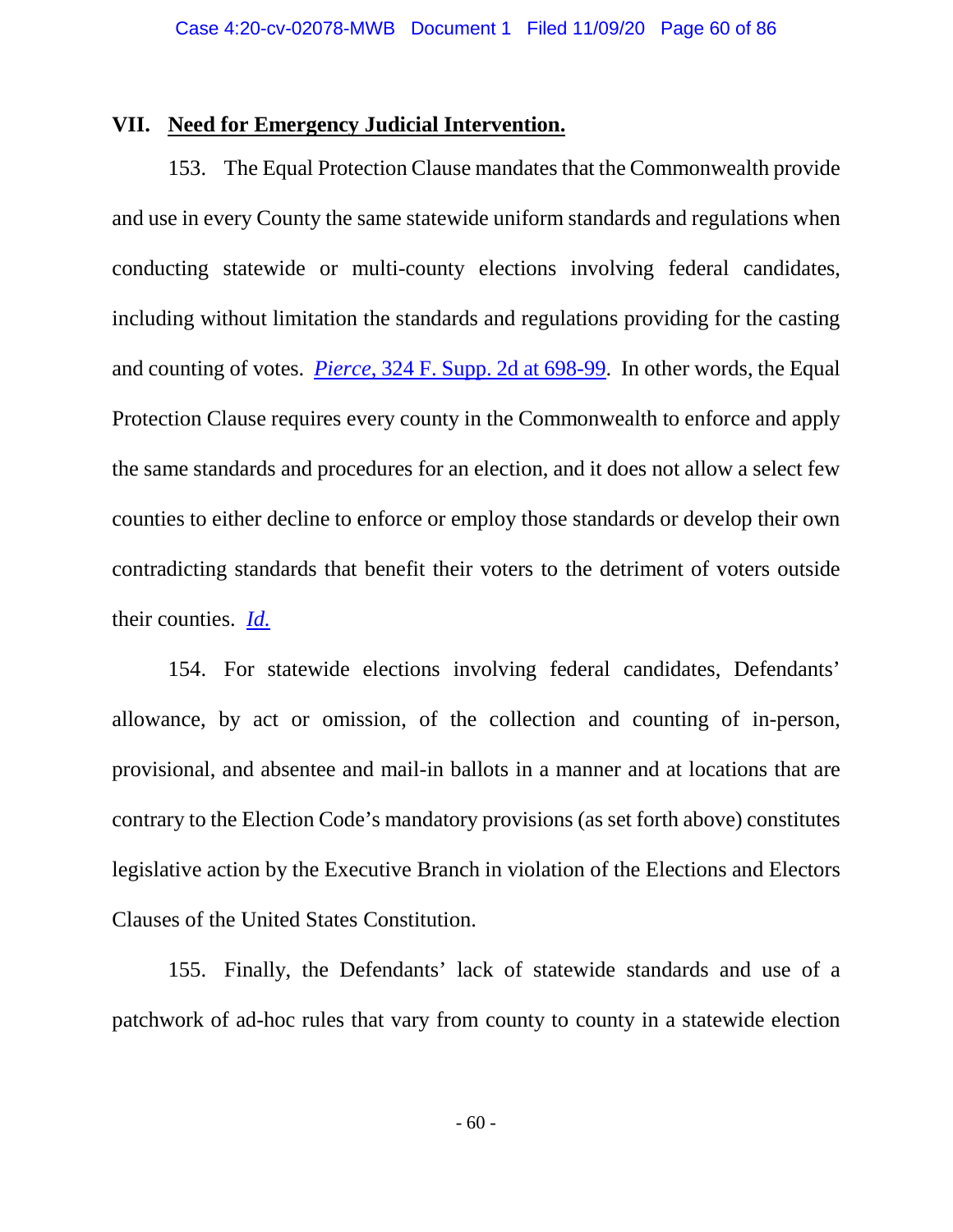## VII. Need for Emergency Judicial Intervention.

153. The Equal Protection Clause mandates that the Commonwealth provide and use in every County the same statewide uniform standards and regulations when conducting statewide or multi-county elections involving federal candidates, including without limitation the standards and regulations providing for the casting and counting of votes. *Pierce*, 324 F. Supp. 2d at 698-99. In other words, the Equal Protection Clause requires every county in the Commonwealth to enforce and apply the same standards and procedures for an election, and it does not allow a select few counties to either decline to enforce or employ those standards or develop their own contradicting standards that benefit their voters to the detriment of voters outside their counties. *Id.*

154. For statewide elections involving federal candidates, Defendants' allowance, by act or omission, of the collection and counting of in-person, provisional, and absentee and mail-in ballots in a manner and at locations that are contrary to the Election Code's mandatory provisions (as set forth above) constitutes legislative action by the Executive Branch in violation of the Elections and Electors Clauses of the United States Constitution.

155. Finally, the Defendants' lack of statewide standards and use of a patchwork of ad-hoc rules that vary from county to county in a statewide election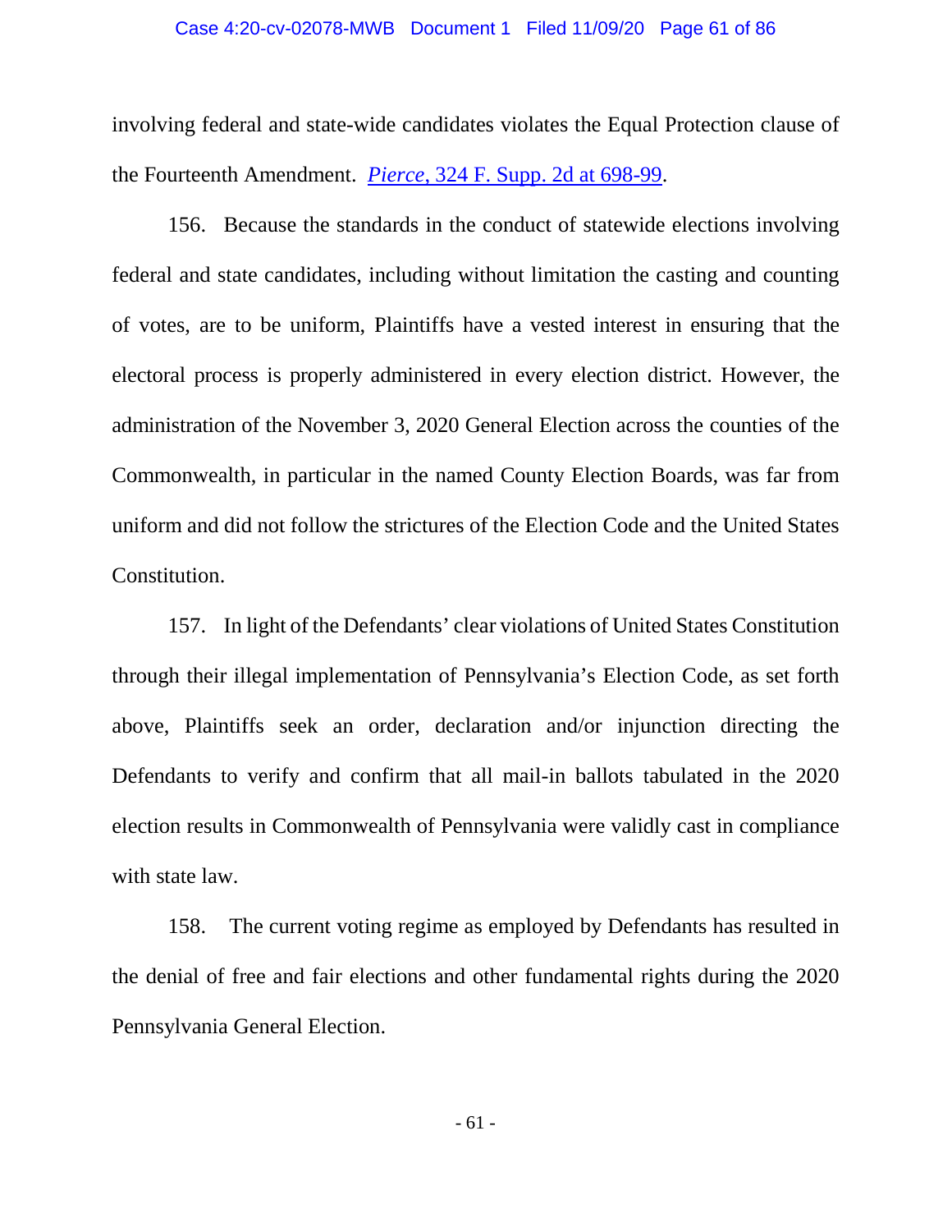involving federal and state-wide candidates violates the Equal Protection clause of the Fourteenth Amendment. *Pierce*, 324 F. Supp. 2d at 698-99.

156. Because the standards in the conduct of statewide elections involving federal and state candidates, including without limitation the casting and counting of votes, are to be uniform, Plaintiffs have a vested interest in ensuring that the electoral process is properly administered in every election district. However, the administration of the November 3, 2020 General Election across the counties of the Commonwealth, in particular in the named County Election Boards, was far from uniform and did not follow the strictures of the Election Code and the United States Constitution.

157. In light of the Defendants' clear violations of United States Constitution through their illegal implementation of Pennsylvania's Election Code, as set forth above, Plaintiffs seek an order, declaration and/or injunction directing the Defendants to verify and confirm that all mail-in ballots tabulated in the 2020 election results in Commonwealth of Pennsylvania were validly cast in compliance with state law.

158. The current voting regime as employed by Defendants has resulted in the denial of free and fair elections and other fundamental rights during the 2020 Pennsylvania General Election.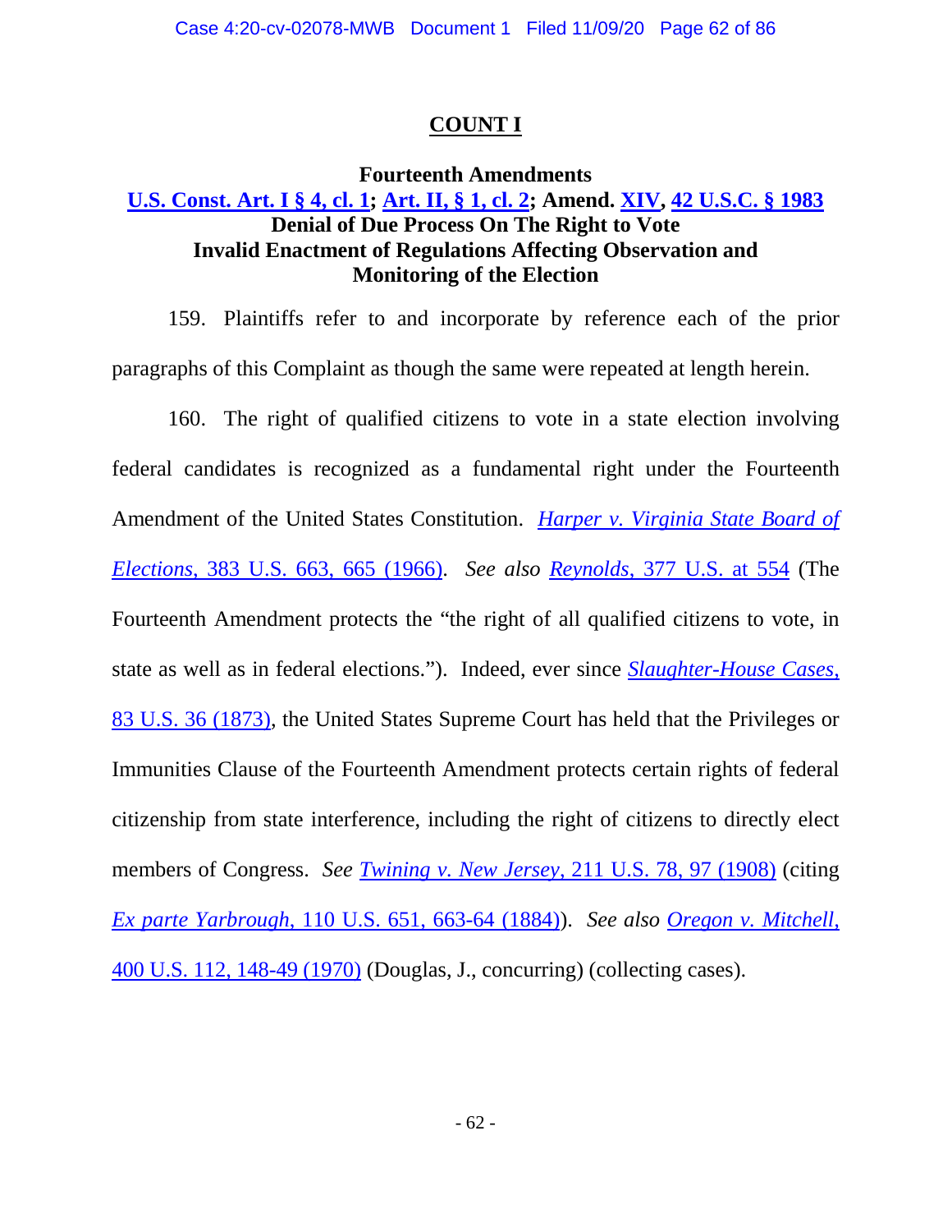## COUNT I

**Fourteenth Amendments**
**U.S. Const. Art. I § 4, cl. 1; Art. II, § 1, cl. 2; Amend. XIV, 42 U.S.C. § 1983**
**Denial of Due Process On The Right to Vote**
**Invalid Enactment of Regulations Affecting Observation and Monitoring of the Election**

159. Plaintiffs refer to and incorporate by reference each of the prior paragraphs of this Complaint as though the same were repeated at length herein.

160. The right of qualified citizens to vote in a state election involving federal candidates is recognized as a fundamental right under the Fourteenth Amendment of the United States Constitution. *Harper v. Virginia State Board of Elections*, 383 U.S. 663, 665 (1966). *See also Reynolds*, 377 U.S. at 554 (The Fourteenth Amendment protects the "the right of all qualified citizens to vote, in state as well as in federal elections."). Indeed, ever since *Slaughter-House Cases*, 83 U.S. 36 (1873), the United States Supreme Court has held that the Privileges or Immunities Clause of the Fourteenth Amendment protects certain rights of federal citizenship from state interference, including the right of citizens to directly elect members of Congress. *See Twining v. New Jersey*, 211 U.S. 78, 97 (1908) (citing *Ex parte Yarbrough*, 110 U.S. 651, 663-64 (1884)). *See also Oregon v. Mitchell*, 400 U.S. 112, 148-49 (1970) (Douglas, J., concurring) (collecting cases).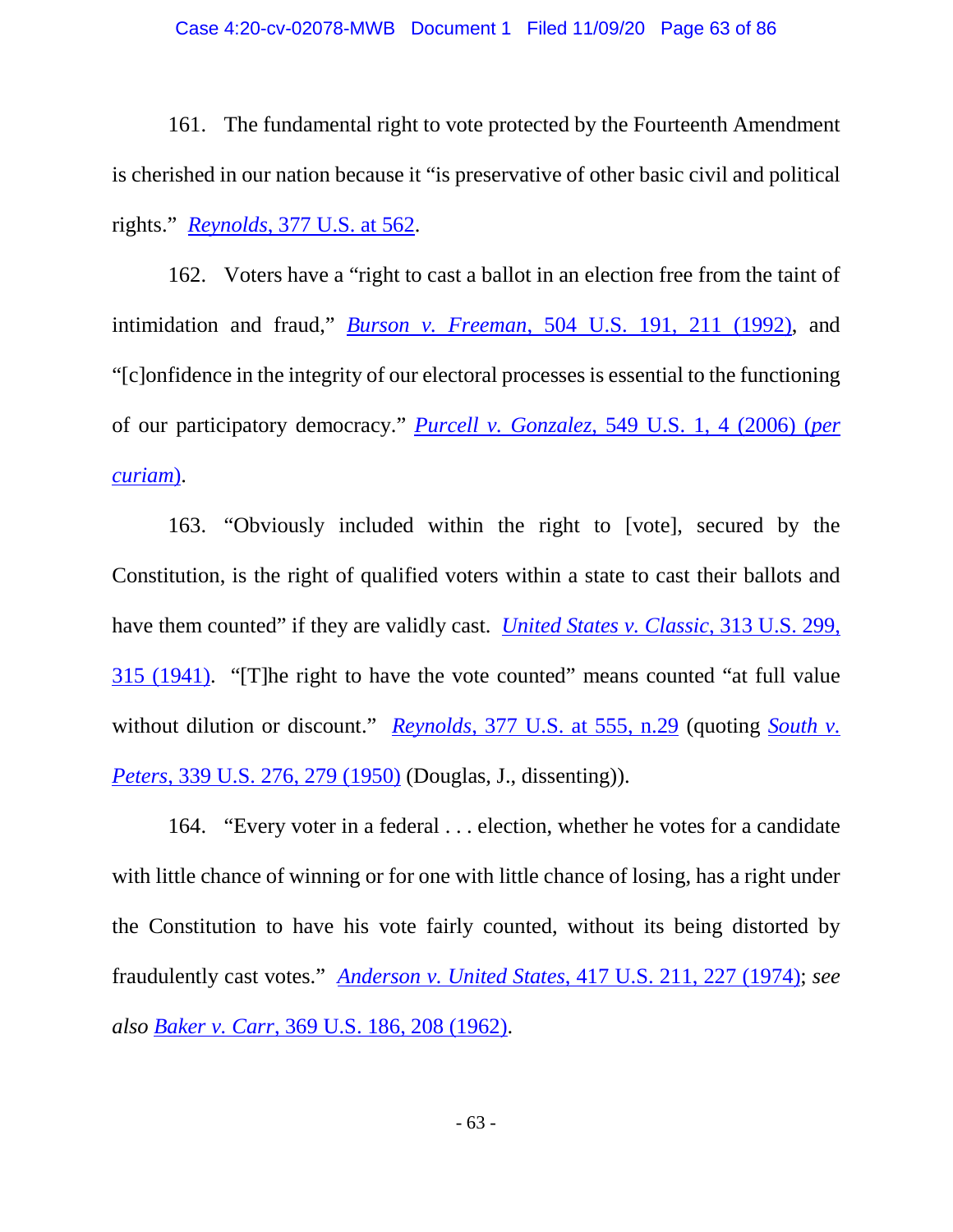161. The fundamental right to vote protected by the Fourteenth Amendment is cherished in our nation because it "is preservative of other basic civil and political rights." *Reynolds*, 377 U.S. at 562.

162. Voters have a "right to cast a ballot in an election free from the taint of intimidation and fraud," *Burson v. Freeman*, 504 U.S. 191, 211 (1992), and "[c]onfidence in the integrity of our electoral processes is essential to the functioning of our participatory democracy." *Purcell v. Gonzalez*, 549 U.S. 1, 4 (2006) (*per curiam*).

163. "Obviously included within the right to [vote], secured by the Constitution, is the right of qualified voters within a state to cast their ballots and have them counted" if they are validly cast. *United States v. Classic*, 313 U.S. 299, 315 (1941). "[T]he right to have the vote counted" means counted "at full value without dilution or discount." *Reynolds*, 377 U.S. at 555, n.29 (quoting *South v. Peters*, 339 U.S. 276, 279 (1950) (Douglas, J., dissenting)).

164. "Every voter in a federal . . . election, whether he votes for a candidate with little chance of winning or for one with little chance of losing, has a right under the Constitution to have his vote fairly counted, without its being distorted by fraudulently cast votes." *Anderson v. United States*, 417 U.S. 211, 227 (1974); *see also Baker v. Carr*, 369 U.S. 186, 208 (1962).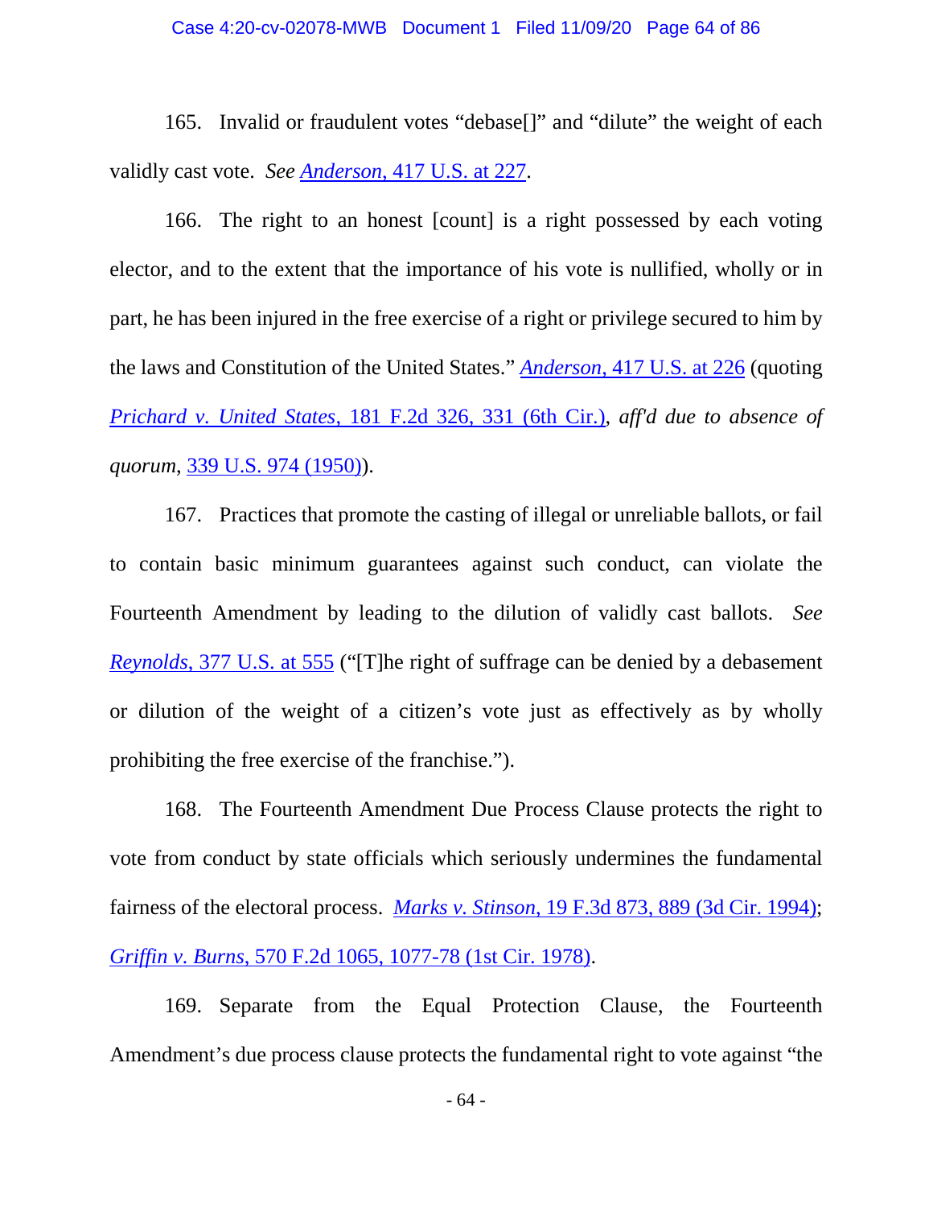165. Invalid or fraudulent votes "debase[]" and "dilute" the weight of each validly cast vote. *See* *Anderson*, 417 U.S. at 227.

166. The right to an honest [count] is a right possessed by each voting elector, and to the extent that the importance of his vote is nullified, wholly or in part, he has been injured in the free exercise of a right or privilege secured to him by the laws and Constitution of the United States." *Anderson*, 417 U.S. at 226 (quoting *Prichard v. United States*, 181 F.2d 326, 331 (6th Cir.), *aff'd due to absence of quorum*, 339 U.S. 974 (1950)).

167. Practices that promote the casting of illegal or unreliable ballots, or fail to contain basic minimum guarantees against such conduct, can violate the Fourteenth Amendment by leading to the dilution of validly cast ballots. *See* *Reynolds*, 377 U.S. at 555 ("[T]he right of suffrage can be denied by a debasement or dilution of the weight of a citizen's vote just as effectively as by wholly prohibiting the free exercise of the franchise.").

168. The Fourteenth Amendment Due Process Clause protects the right to vote from conduct by state officials which seriously undermines the fundamental fairness of the electoral process. *Marks v. Stinson*, 19 F.3d 873, 889 (3d Cir. 1994); *Griffin v. Burns*, 570 F.2d 1065, 1077-78 (1st Cir. 1978).

169. Separate from the Equal Protection Clause, the Fourteenth Amendment's due process clause protects the fundamental right to vote against "the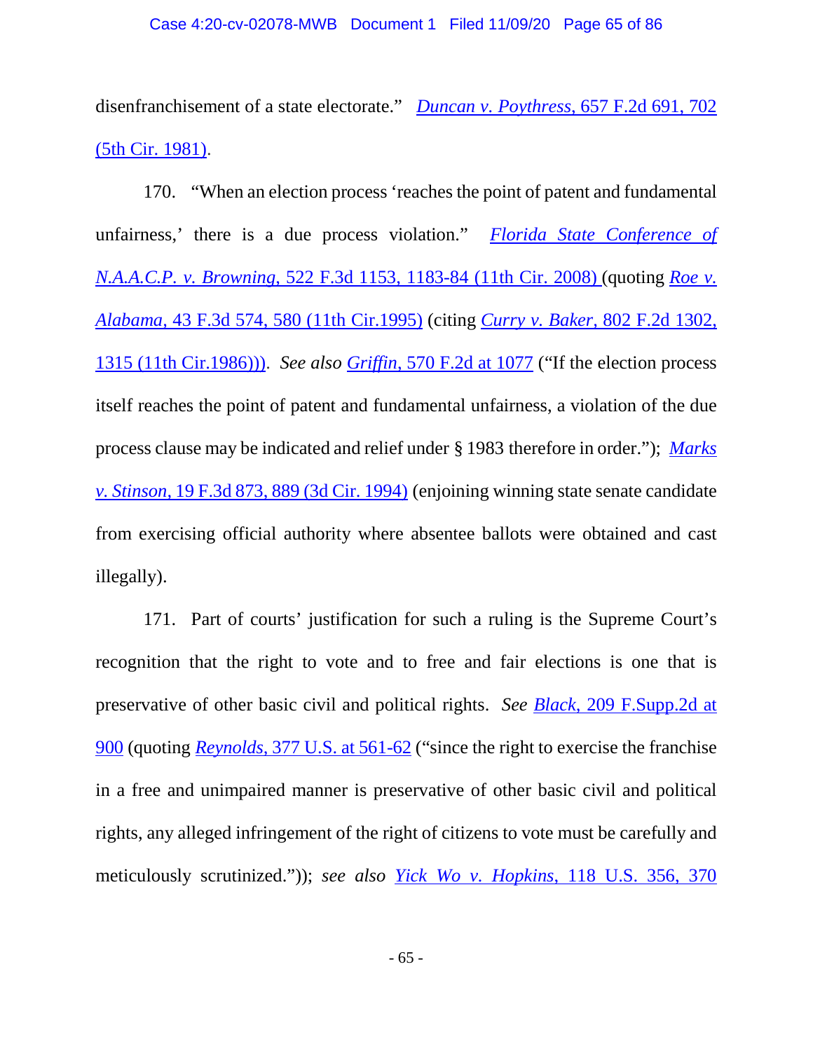disenfranchisement of a state electorate." *Duncan v. Poythress*, 657 F.2d 691, 702 (5th Cir. 1981).

170. "When an election process 'reaches the point of patent and fundamental unfairness,' there is a due process violation." *Florida State Conference of N.A.A.C.P. v. Browning*, 522 F.3d 1153, 1183-84 (11th Cir. 2008) (quoting *Roe v. Alabama*, 43 F.3d 574, 580 (11th Cir.1995) (citing *Curry v. Baker*, 802 F.2d 1302, 1315 (11th Cir.1986))). *See also Griffin*, 570 F.2d at 1077 ("If the election process itself reaches the point of patent and fundamental unfairness, a violation of the due process clause may be indicated and relief under § 1983 therefore in order."); *Marks v. Stinson*, 19 F.3d 873, 889 (3d Cir. 1994) (enjoining winning state senate candidate from exercising official authority where absentee ballots were obtained and cast illegally).

171. Part of courts' justification for such a ruling is the Supreme Court's recognition that the right to vote and to free and fair elections is one that is preservative of other basic civil and political rights. *See Black*, 209 F.Supp.2d at 900 (quoting *Reynolds*, 377 U.S. at 561-62 ("since the right to exercise the franchise in a free and unimpaired manner is preservative of other basic civil and political rights, any alleged infringement of the right of citizens to vote must be carefully and meticulously scrutinized.")); *see also Yick Wo v. Hopkins*, 118 U.S. 356, 370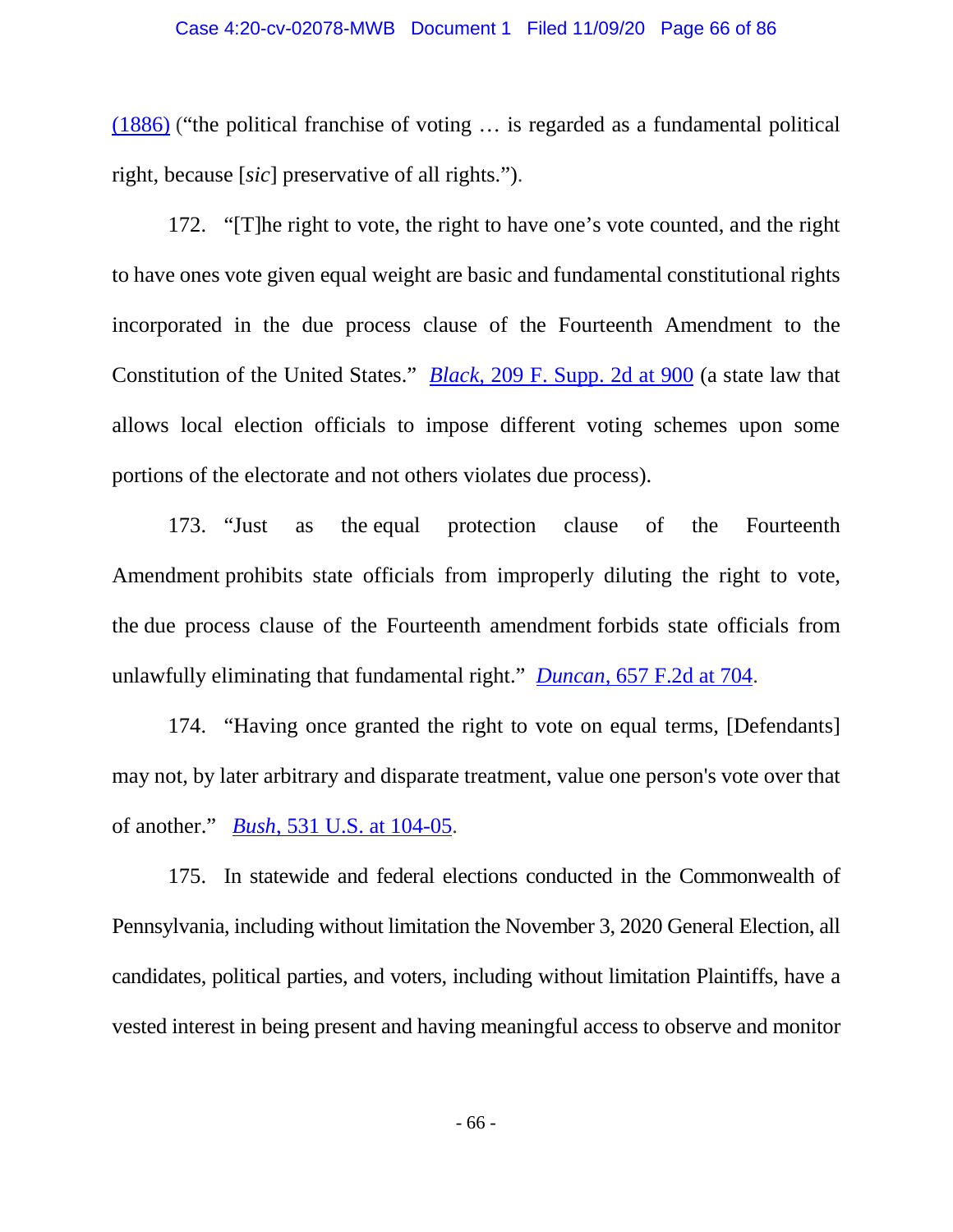(1886) ("the political franchise of voting … is regarded as a fundamental political right, because [*sic*] preservative of all rights.").

172. "[T]he right to vote, the right to have one's vote counted, and the right to have ones vote given equal weight are basic and fundamental constitutional rights incorporated in the due process clause of the Fourteenth Amendment to the Constitution of the United States." *Black*, 209 F. Supp. 2d at 900 (a state law that allows local election officials to impose different voting schemes upon some portions of the electorate and not others violates due process).

173. "Just as the equal protection clause of the Fourteenth Amendment prohibits state officials from improperly diluting the right to vote, the due process clause of the Fourteenth amendment forbids state officials from unlawfully eliminating that fundamental right." *Duncan*, 657 F.2d at 704.

174. "Having once granted the right to vote on equal terms, [Defendants] may not, by later arbitrary and disparate treatment, value one person's vote over that of another." *Bush*, 531 U.S. at 104-05.

175. In statewide and federal elections conducted in the Commonwealth of Pennsylvania, including without limitation the November 3, 2020 General Election, all candidates, political parties, and voters, including without limitation Plaintiffs, have a vested interest in being present and having meaningful access to observe and monitor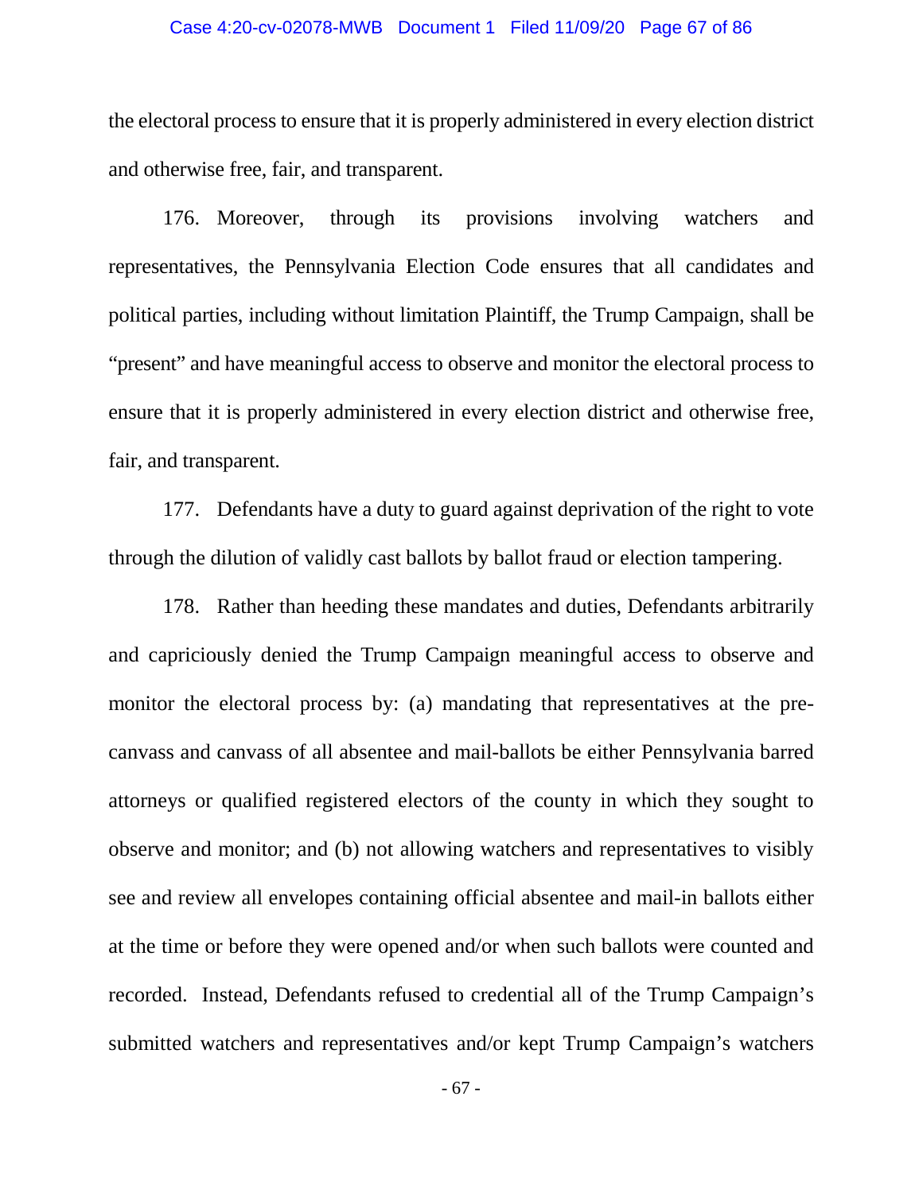the electoral process to ensure that it is properly administered in every election district and otherwise free, fair, and transparent.

176. Moreover, through its provisions involving watchers and representatives, the Pennsylvania Election Code ensures that all candidates and political parties, including without limitation Plaintiff, the Trump Campaign, shall be "present" and have meaningful access to observe and monitor the electoral process to ensure that it is properly administered in every election district and otherwise free, fair, and transparent.

177. Defendants have a duty to guard against deprivation of the right to vote through the dilution of validly cast ballots by ballot fraud or election tampering.

178. Rather than heeding these mandates and duties, Defendants arbitrarily and capriciously denied the Trump Campaign meaningful access to observe and monitor the electoral process by: (a) mandating that representatives at the pre-canvass and canvass of all absentee and mail-ballots be either Pennsylvania barred attorneys or qualified registered electors of the county in which they sought to observe and monitor; and (b) not allowing watchers and representatives to visibly see and review all envelopes containing official absentee and mail-in ballots either at the time or before they were opened and/or when such ballots were counted and recorded. Instead, Defendants refused to credential all of the Trump Campaign's submitted watchers and representatives and/or kept Trump Campaign's watchers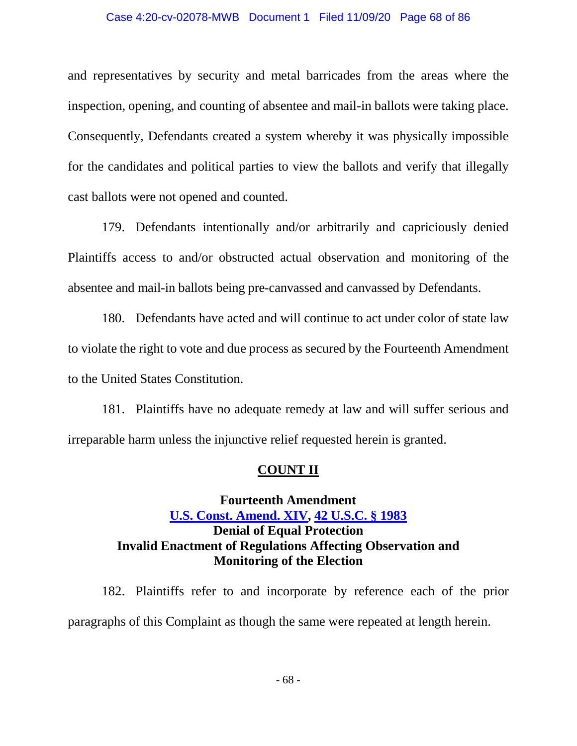and representatives by security and metal barricades from the areas where the inspection, opening, and counting of absentee and mail-in ballots were taking place. Consequently, Defendants created a system whereby it was physically impossible for the candidates and political parties to view the ballots and verify that illegally cast ballots were not opened and counted.

179. Defendants intentionally and/or arbitrarily and capriciously denied Plaintiffs access to and/or obstructed actual observation and monitoring of the absentee and mail-in ballots being pre-canvassed and canvassed by Defendants.

180. Defendants have acted and will continue to act under color of state law to violate the right to vote and due process as secured by the Fourteenth Amendment to the United States Constitution.

181. Plaintiffs have no adequate remedy at law and will suffer serious and irreparable harm unless the injunctive relief requested herein is granted.

## COUNT II

### Fourteenth Amendment
### U.S. Const. Amend. XIV, 42 U.S.C. § 1983
### Denial of Equal Protection
### Invalid Enactment of Regulations Affecting Observation and Monitoring of the Election

182. Plaintiffs refer to and incorporate by reference each of the prior paragraphs of this Complaint as though the same were repeated at length herein.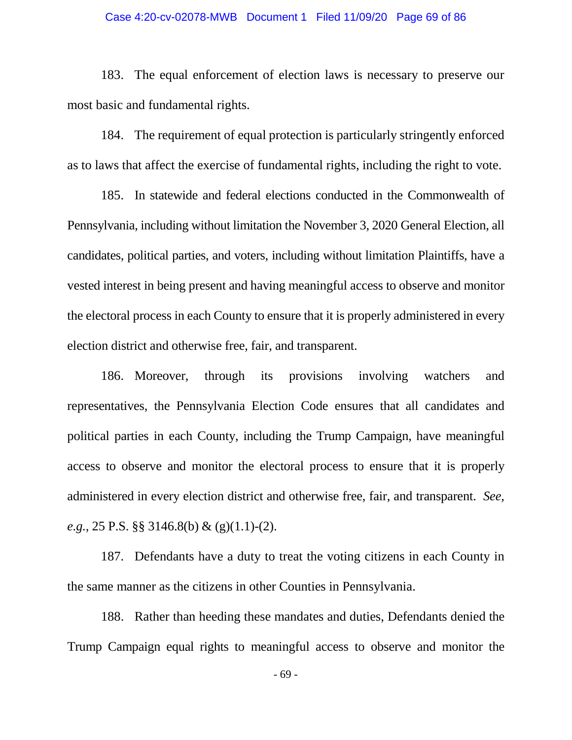183. The equal enforcement of election laws is necessary to preserve our most basic and fundamental rights.

184. The requirement of equal protection is particularly stringently enforced as to laws that affect the exercise of fundamental rights, including the right to vote.

185. In statewide and federal elections conducted in the Commonwealth of Pennsylvania, including without limitation the November 3, 2020 General Election, all candidates, political parties, and voters, including without limitation Plaintiffs, have a vested interest in being present and having meaningful access to observe and monitor the electoral process in each County to ensure that it is properly administered in every election district and otherwise free, fair, and transparent.

186. Moreover, through its provisions involving watchers and representatives, the Pennsylvania Election Code ensures that all candidates and political parties in each County, including the Trump Campaign, have meaningful access to observe and monitor the electoral process to ensure that it is properly administered in every election district and otherwise free, fair, and transparent. *See, e.g.*, 25 P.S. §§ 3146.8(b) & (g)(1.1)-(2).

187. Defendants have a duty to treat the voting citizens in each County in the same manner as the citizens in other Counties in Pennsylvania.

188. Rather than heeding these mandates and duties, Defendants denied the Trump Campaign equal rights to meaningful access to observe and monitor the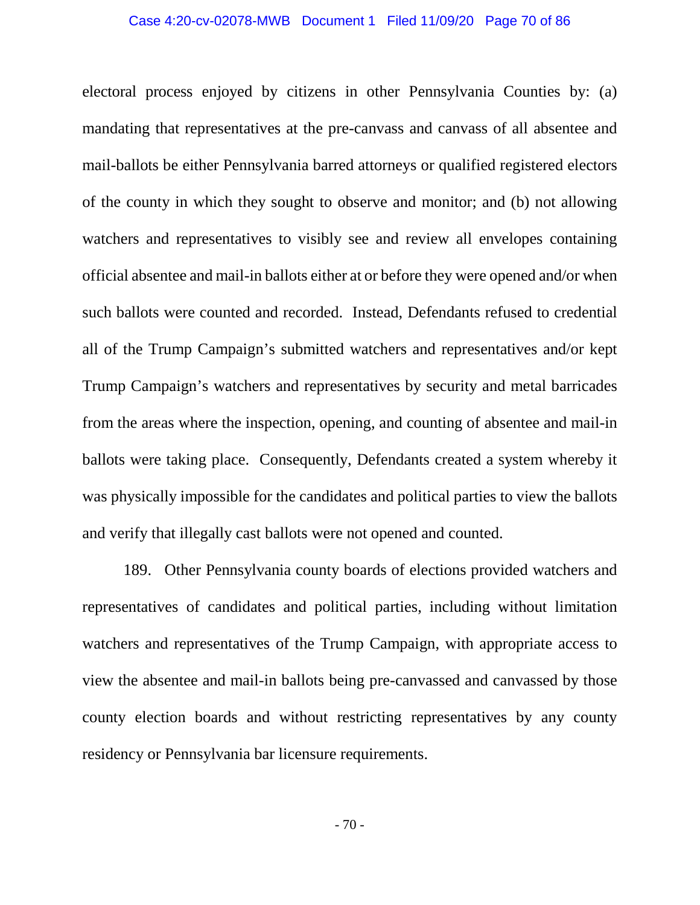electoral process enjoyed by citizens in other Pennsylvania Counties by: (a) mandating that representatives at the pre-canvass and canvass of all absentee and mail-ballots be either Pennsylvania barred attorneys or qualified registered electors of the county in which they sought to observe and monitor; and (b) not allowing watchers and representatives to visibly see and review all envelopes containing official absentee and mail-in ballots either at or before they were opened and/or when such ballots were counted and recorded. Instead, Defendants refused to credential all of the Trump Campaign's submitted watchers and representatives and/or kept Trump Campaign's watchers and representatives by security and metal barricades from the areas where the inspection, opening, and counting of absentee and mail-in ballots were taking place. Consequently, Defendants created a system whereby it was physically impossible for the candidates and political parties to view the ballots and verify that illegally cast ballots were not opened and counted.

189. Other Pennsylvania county boards of elections provided watchers and representatives of candidates and political parties, including without limitation watchers and representatives of the Trump Campaign, with appropriate access to view the absentee and mail-in ballots being pre-canvassed and canvassed by those county election boards and without restricting representatives by any county residency or Pennsylvania bar licensure requirements.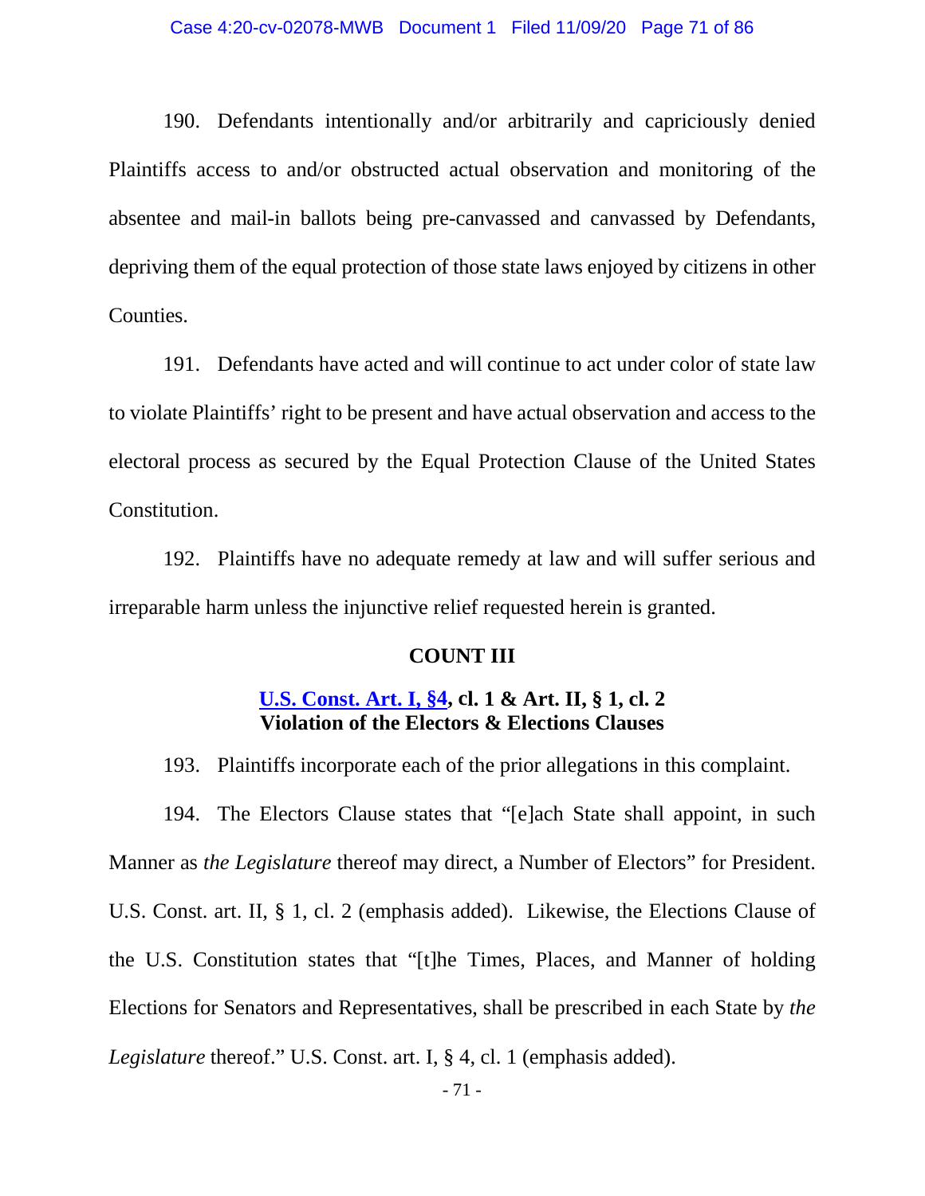190. Defendants intentionally and/or arbitrarily and capriciously denied Plaintiffs access to and/or obstructed actual observation and monitoring of the absentee and mail-in ballots being pre-canvassed and canvassed by Defendants, depriving them of the equal protection of those state laws enjoyed by citizens in other Counties.

191. Defendants have acted and will continue to act under color of state law to violate Plaintiffs' right to be present and have actual observation and access to the electoral process as secured by the Equal Protection Clause of the United States Constitution.

192. Plaintiffs have no adequate remedy at law and will suffer serious and irreparable harm unless the injunctive relief requested herein is granted.

## COUNT III

### U.S. Const. Art. I, §4, cl. 1 & Art. II, § 1, cl. 2
### Violation of the Electors & Elections Clauses

193. Plaintiffs incorporate each of the prior allegations in this complaint.

194. The Electors Clause states that "[e]ach State shall appoint, in such Manner as *the Legislature* thereof may direct, a Number of Electors" for President. U.S. Const. art. II, § 1, cl. 2 (emphasis added). Likewise, the Elections Clause of the U.S. Constitution states that "[t]he Times, Places, and Manner of holding Elections for Senators and Representatives, shall be prescribed in each State by *the Legislature* thereof." U.S. Const. art. I, § 4, cl. 1 (emphasis added).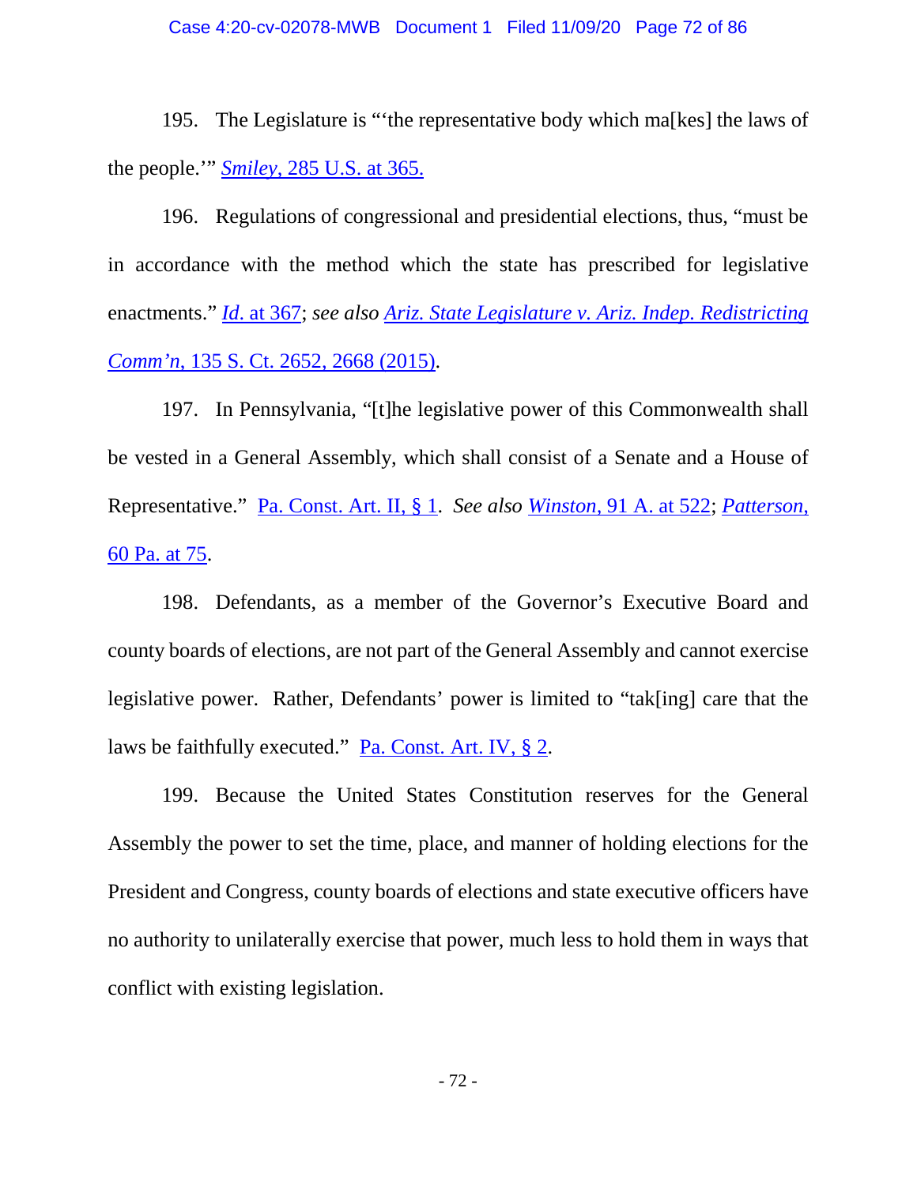195. The Legislature is "'the representative body which ma[kes] the laws of the people.'" *Smiley*, 285 U.S. at 365.

196. Regulations of congressional and presidential elections, thus, "must be in accordance with the method which the state has prescribed for legislative enactments." *Id.* at 367; *see also Ariz. State Legislature v. Ariz. Indep. Redistricting Comm'n*, 135 S. Ct. 2652, 2668 (2015).

197. In Pennsylvania, "[t]he legislative power of this Commonwealth shall be vested in a General Assembly, which shall consist of a Senate and a House of Representative." Pa. Const. Art. II, § 1. *See also Winston*, 91 A. at 522; *Patterson*, 60 Pa. at 75.

198. Defendants, as a member of the Governor's Executive Board and county boards of elections, are not part of the General Assembly and cannot exercise legislative power. Rather, Defendants' power is limited to "tak[ing] care that the laws be faithfully executed." Pa. Const. Art. IV, § 2.

199. Because the United States Constitution reserves for the General Assembly the power to set the time, place, and manner of holding elections for the President and Congress, county boards of elections and state executive officers have no authority to unilaterally exercise that power, much less to hold them in ways that conflict with existing legislation.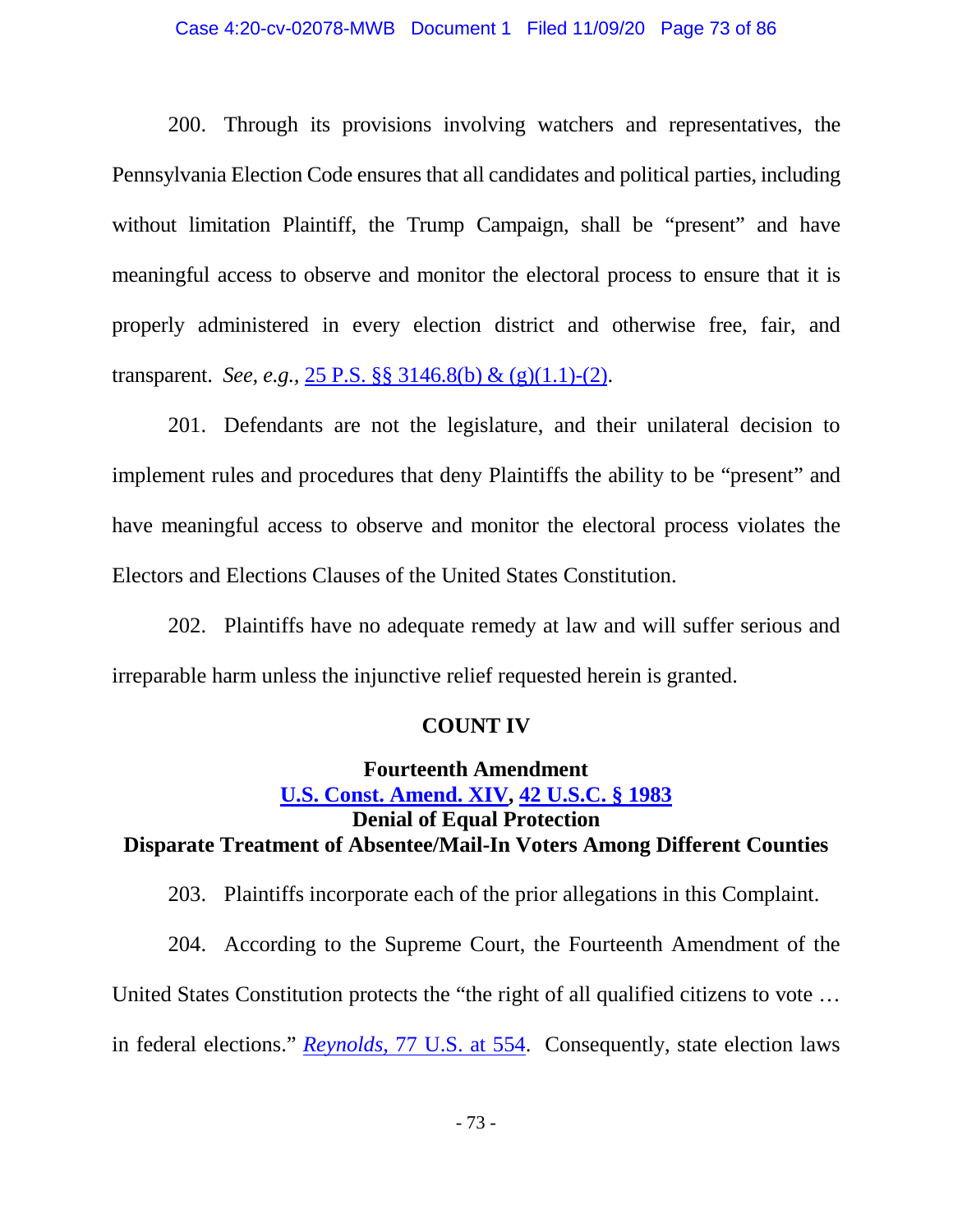200. Through its provisions involving watchers and representatives, the Pennsylvania Election Code ensures that all candidates and political parties, including without limitation Plaintiff, the Trump Campaign, shall be "present" and have meaningful access to observe and monitor the electoral process to ensure that it is properly administered in every election district and otherwise free, fair, and transparent. *See, e.g.*, 25 P.S. §§ 3146.8(b) & (g)(1.1)-(2).

201. Defendants are not the legislature, and their unilateral decision to implement rules and procedures that deny Plaintiffs the ability to be "present" and have meaningful access to observe and monitor the electoral process violates the Electors and Elections Clauses of the United States Constitution.

202. Plaintiffs have no adequate remedy at law and will suffer serious and irreparable harm unless the injunctive relief requested herein is granted.

**COUNT IV**

**Fourteenth Amendment**
**U.S. Const. Amend. XIV, 42 U.S.C. § 1983**
**Denial of Equal Protection**
**Disparate Treatment of Absentee/Mail-In Voters Among Different Counties**

203. Plaintiffs incorporate each of the prior allegations in this Complaint.

204. According to the Supreme Court, the Fourteenth Amendment of the United States Constitution protects the "the right of all qualified citizens to vote … in federal elections." *Reynolds*, 77 U.S. at 554. Consequently, state election laws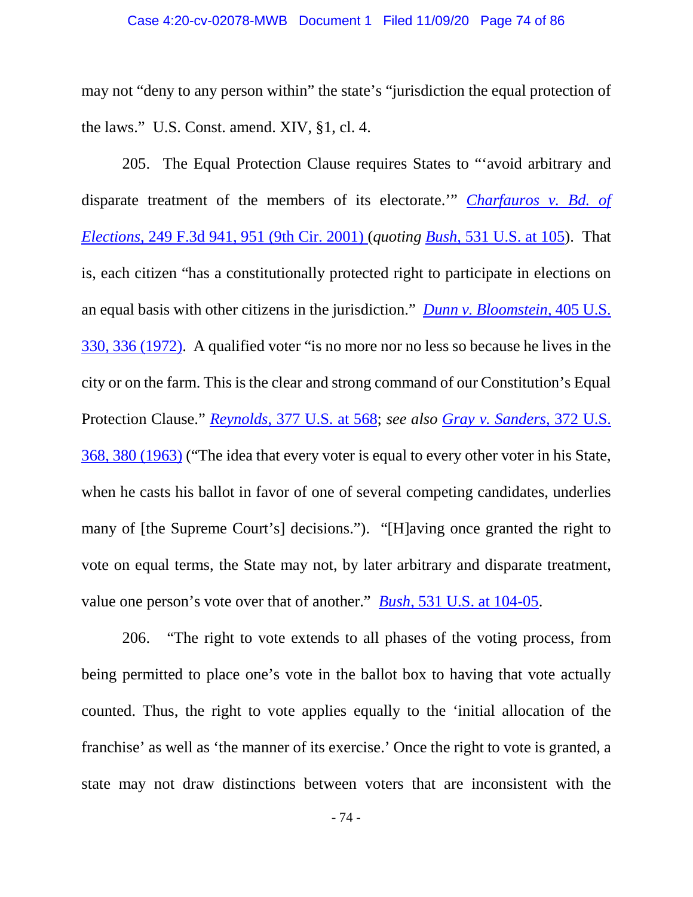may not "deny to any person within" the state's "jurisdiction the equal protection of the laws." U.S. Const. amend. XIV, §1, cl. 4.

205. The Equal Protection Clause requires States to "'avoid arbitrary and disparate treatment of the members of its electorate.'" *Charfauros v. Bd. of Elections*, 249 F.3d 941, 951 (9th Cir. 2001) (*quoting Bush*, 531 U.S. at 105). That is, each citizen "has a constitutionally protected right to participate in elections on an equal basis with other citizens in the jurisdiction." *Dunn v. Bloomstein*, 405 U.S. 330, 336 (1972). A qualified voter "is no more nor no less so because he lives in the city or on the farm. This is the clear and strong command of our Constitution's Equal Protection Clause." *Reynolds*, 377 U.S. at 568; *see also Gray v. Sanders*, 372 U.S. 368, 380 (1963) ("The idea that every voter is equal to every other voter in his State, when he casts his ballot in favor of one of several competing candidates, underlies many of [the Supreme Court's] decisions."). "[H]aving once granted the right to vote on equal terms, the State may not, by later arbitrary and disparate treatment, value one person's vote over that of another." *Bush*, 531 U.S. at 104-05.

206. "The right to vote extends to all phases of the voting process, from being permitted to place one's vote in the ballot box to having that vote actually counted. Thus, the right to vote applies equally to the 'initial allocation of the franchise' as well as 'the manner of its exercise.' Once the right to vote is granted, a state may not draw distinctions between voters that are inconsistent with the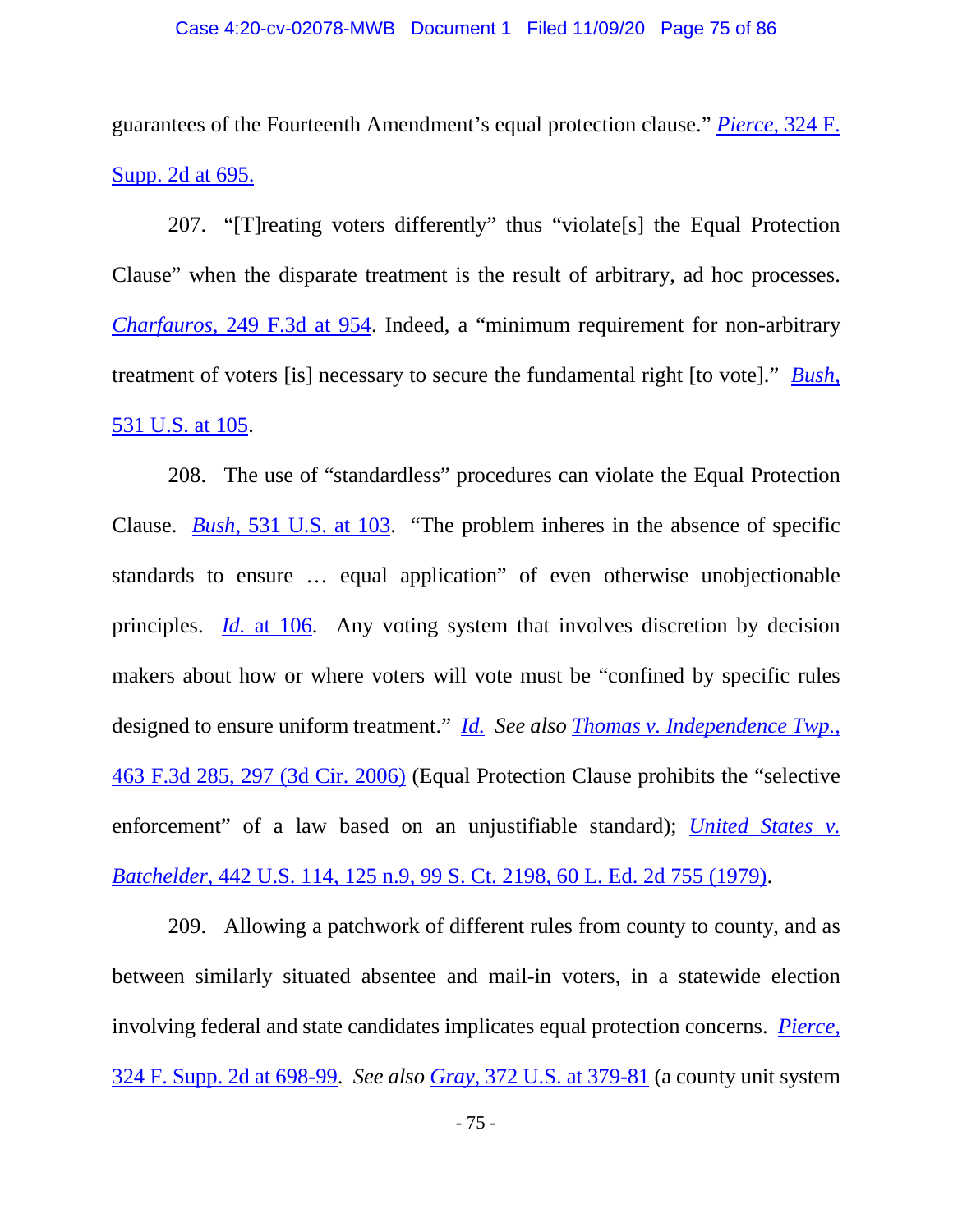guarantees of the Fourteenth Amendment's equal protection clause." *Pierce*, 324 F. Supp. 2d at 695.

207. "[T]reating voters differently" thus "violate[s] the Equal Protection Clause" when the disparate treatment is the result of arbitrary, ad hoc processes. *Charfauros*, 249 F.3d at 954. Indeed, a "minimum requirement for non-arbitrary treatment of voters [is] necessary to secure the fundamental right [to vote]." *Bush*, 531 U.S. at 105.

208. The use of "standardless" procedures can violate the Equal Protection Clause. *Bush*, 531 U.S. at 103. "The problem inheres in the absence of specific standards to ensure … equal application" of even otherwise unobjectionable principles. *Id.* at 106. Any voting system that involves discretion by decision makers about how or where voters will vote must be "confined by specific rules designed to ensure uniform treatment." *Id. See also Thomas v. Independence Twp.*, 463 F.3d 285, 297 (3d Cir. 2006) (Equal Protection Clause prohibits the "selective enforcement" of a law based on an unjustifiable standard); *United States v. Batchelder*, 442 U.S. 114, 125 n.9, 99 S. Ct. 2198, 60 L. Ed. 2d 755 (1979).

209. Allowing a patchwork of different rules from county to county, and as between similarly situated absentee and mail-in voters, in a statewide election involving federal and state candidates implicates equal protection concerns. *Pierce*, 324 F. Supp. 2d at 698-99. *See also Gray*, 372 U.S. at 379-81 (a county unit system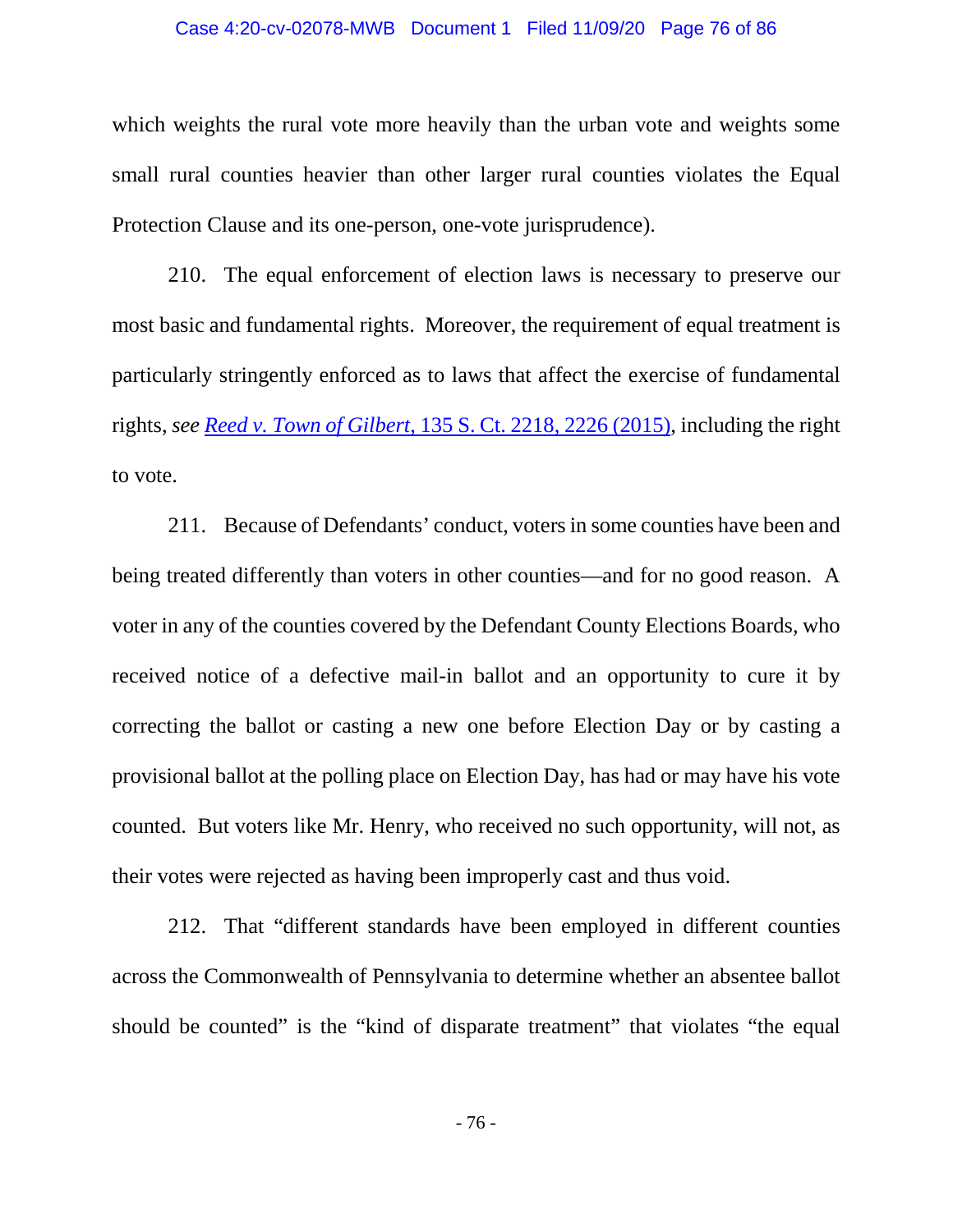which weights the rural vote more heavily than the urban vote and weights some small rural counties heavier than other larger rural counties violates the Equal Protection Clause and its one-person, one-vote jurisprudence).

210. The equal enforcement of election laws is necessary to preserve our most basic and fundamental rights. Moreover, the requirement of equal treatment is particularly stringently enforced as to laws that affect the exercise of fundamental rights, *see* *Reed v. Town of Gilbert*, 135 S. Ct. 2218, 2226 (2015), including the right to vote.

211. Because of Defendants' conduct, voters in some counties have been and being treated differently than voters in other counties—and for no good reason. A voter in any of the counties covered by the Defendant County Elections Boards, who received notice of a defective mail-in ballot and an opportunity to cure it by correcting the ballot or casting a new one before Election Day or by casting a provisional ballot at the polling place on Election Day, has had or may have his vote counted. But voters like Mr. Henry, who received no such opportunity, will not, as their votes were rejected as having been improperly cast and thus void.

212. That "different standards have been employed in different counties across the Commonwealth of Pennsylvania to determine whether an absentee ballot should be counted" is the "kind of disparate treatment" that violates "the equal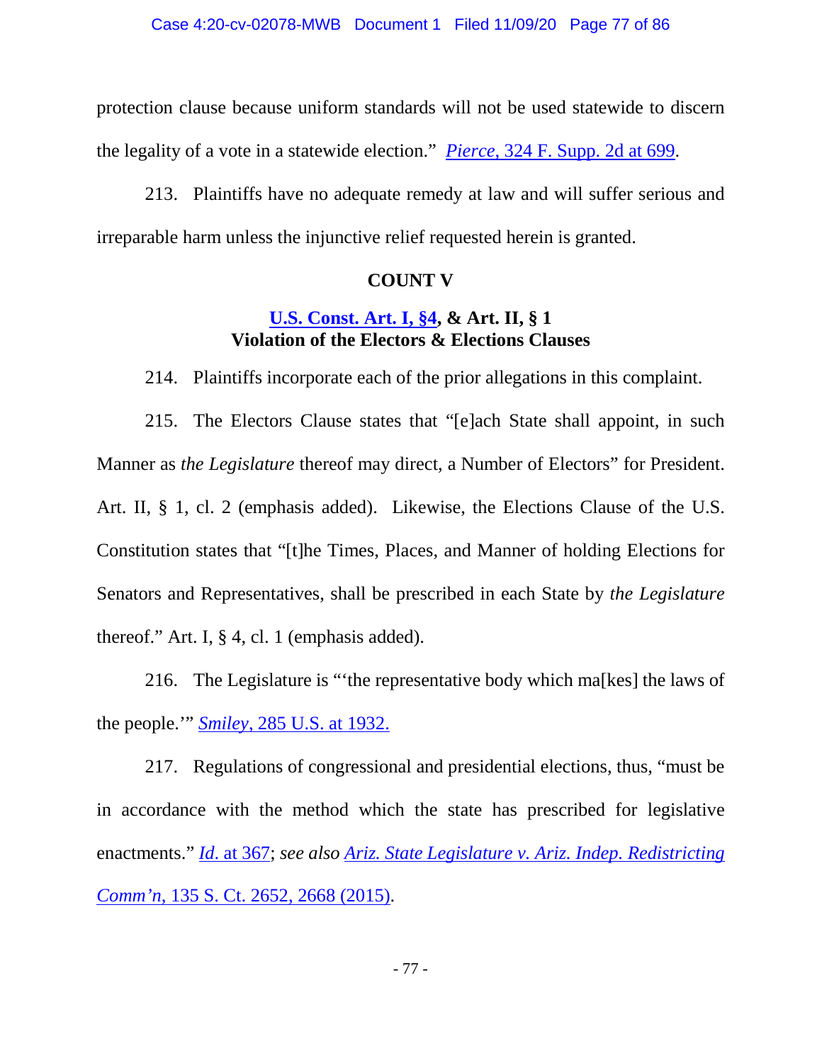protection clause because uniform standards will not be used statewide to discern the legality of a vote in a statewide election." *Pierce*, 324 F. Supp. 2d at 699.

213. Plaintiffs have no adequate remedy at law and will suffer serious and irreparable harm unless the injunctive relief requested herein is granted.

**COUNT V**

**U.S. Const. Art. I, §4, & Art. II, § 1**
**Violation of the Electors & Elections Clauses**

214. Plaintiffs incorporate each of the prior allegations in this complaint.

215. The Electors Clause states that "[e]ach State shall appoint, in such Manner as *the Legislature* thereof may direct, a Number of Electors" for President. Art. II, § 1, cl. 2 (emphasis added). Likewise, the Elections Clause of the U.S. Constitution states that "[t]he Times, Places, and Manner of holding Elections for Senators and Representatives, shall be prescribed in each State by *the Legislature* thereof." Art. I, § 4, cl. 1 (emphasis added).

216. The Legislature is "'the representative body which ma[kes] the laws of the people.'" *Smiley*, 285 U.S. at 1932.

217. Regulations of congressional and presidential elections, thus, "must be in accordance with the method which the state has prescribed for legislative enactments." *Id*. at 367; *see also Ariz. State Legislature v. Ariz. Indep. Redistricting Comm'n*, 135 S. Ct. 2652, 2668 (2015).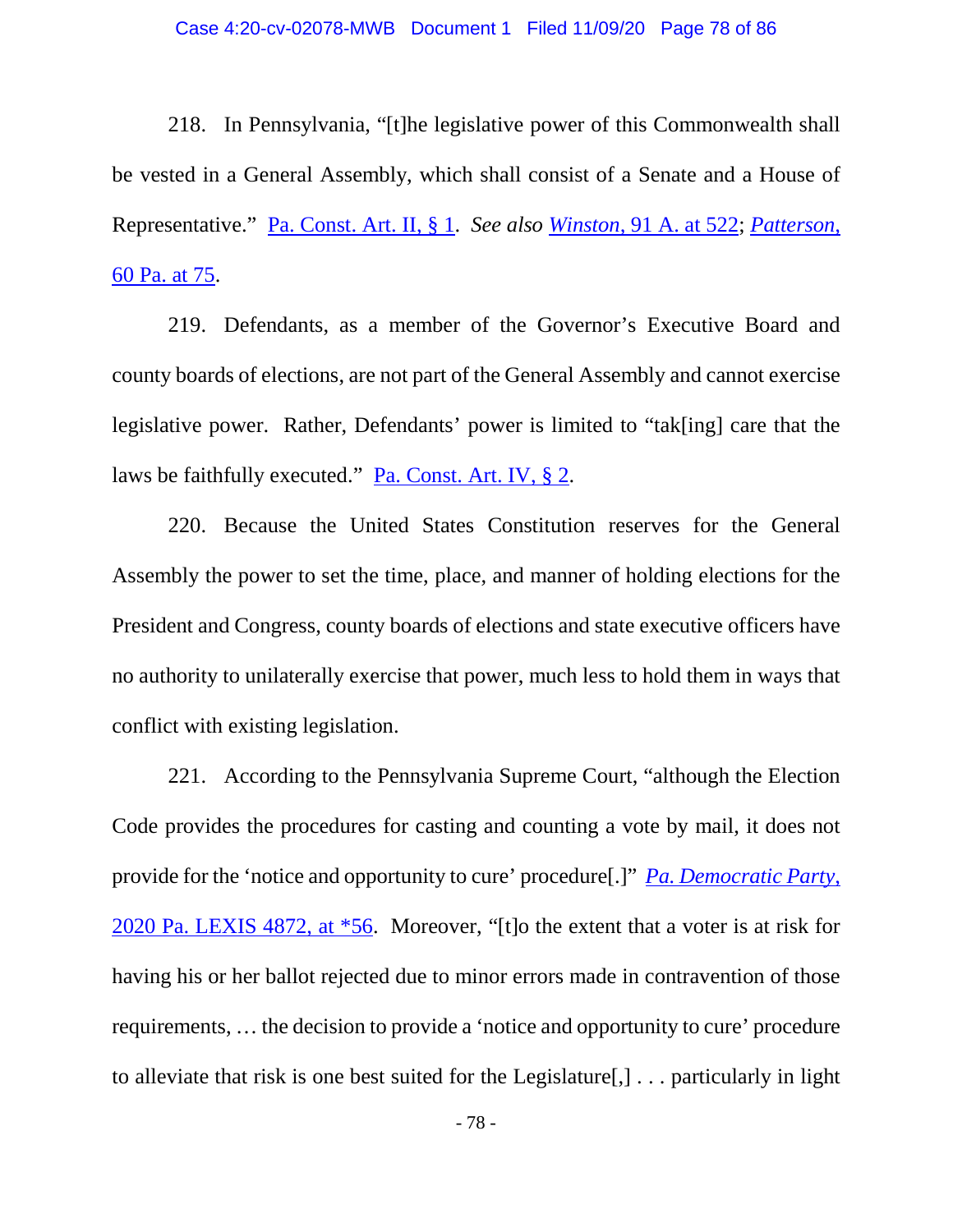218. In Pennsylvania, "[t]he legislative power of this Commonwealth shall be vested in a General Assembly, which shall consist of a Senate and a House of Representative." Pa. Const. Art. II, § 1. *See also* *Winston*, 91 A. at 522; *Patterson*, 60 Pa. at 75.

219. Defendants, as a member of the Governor's Executive Board and county boards of elections, are not part of the General Assembly and cannot exercise legislative power. Rather, Defendants' power is limited to "tak[ing] care that the laws be faithfully executed." Pa. Const. Art. IV, § 2.

220. Because the United States Constitution reserves for the General Assembly the power to set the time, place, and manner of holding elections for the President and Congress, county boards of elections and state executive officers have no authority to unilaterally exercise that power, much less to hold them in ways that conflict with existing legislation.

221. According to the Pennsylvania Supreme Court, "although the Election Code provides the procedures for casting and counting a vote by mail, it does not provide for the 'notice and opportunity to cure' procedure[.]" *Pa. Democratic Party*, 2020 Pa. LEXIS 4872, at *56. Moreover, "[t]o the extent that a voter is at risk for having his or her ballot rejected due to minor errors made in contravention of those requirements, … the decision to provide a 'notice and opportunity to cure' procedure to alleviate that risk is one best suited for the Legislature[,] . . . particularly in light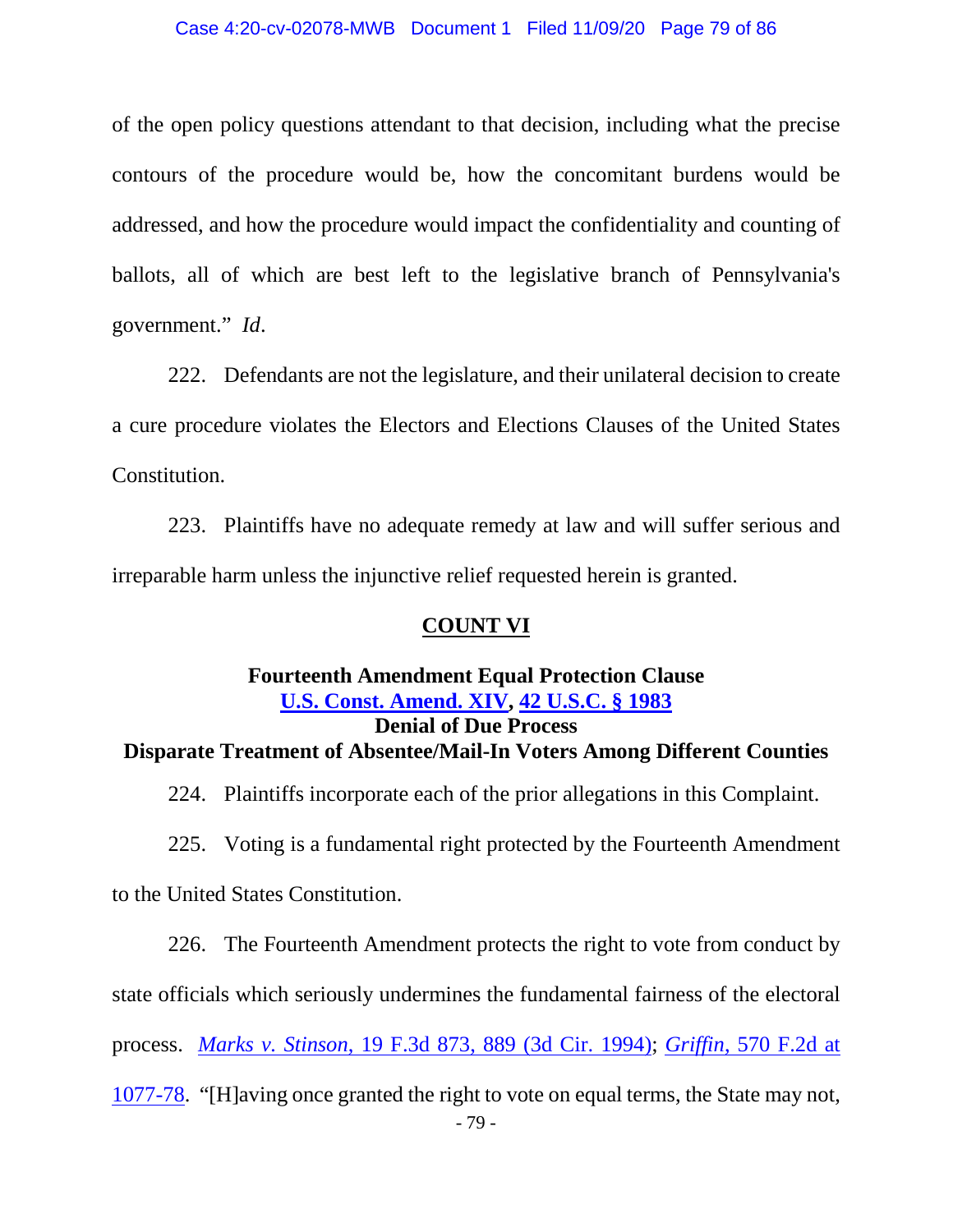of the open policy questions attendant to that decision, including what the precise contours of the procedure would be, how the concomitant burdens would be addressed, and how the procedure would impact the confidentiality and counting of ballots, all of which are best left to the legislative branch of Pennsylvania's government." *Id*.

222. Defendants are not the legislature, and their unilateral decision to create a cure procedure violates the Electors and Elections Clauses of the United States Constitution.

223. Plaintiffs have no adequate remedy at law and will suffer serious and irreparable harm unless the injunctive relief requested herein is granted.

## COUNT VI

**Fourteenth Amendment Equal Protection Clause**
**U.S. Const. Amend. XIV, 42 U.S.C. § 1983**
**Denial of Due Process**
**Disparate Treatment of Absentee/Mail-In Voters Among Different Counties**

224. Plaintiffs incorporate each of the prior allegations in this Complaint.

225. Voting is a fundamental right protected by the Fourteenth Amendment to the United States Constitution.

226. The Fourteenth Amendment protects the right to vote from conduct by state officials which seriously undermines the fundamental fairness of the electoral process. *Marks v. Stinson*, 19 F.3d 873, 889 (3d Cir. 1994); *Griffin*, 570 F.2d at 1077-78. "[H]aving once granted the right to vote on equal terms, the State may not,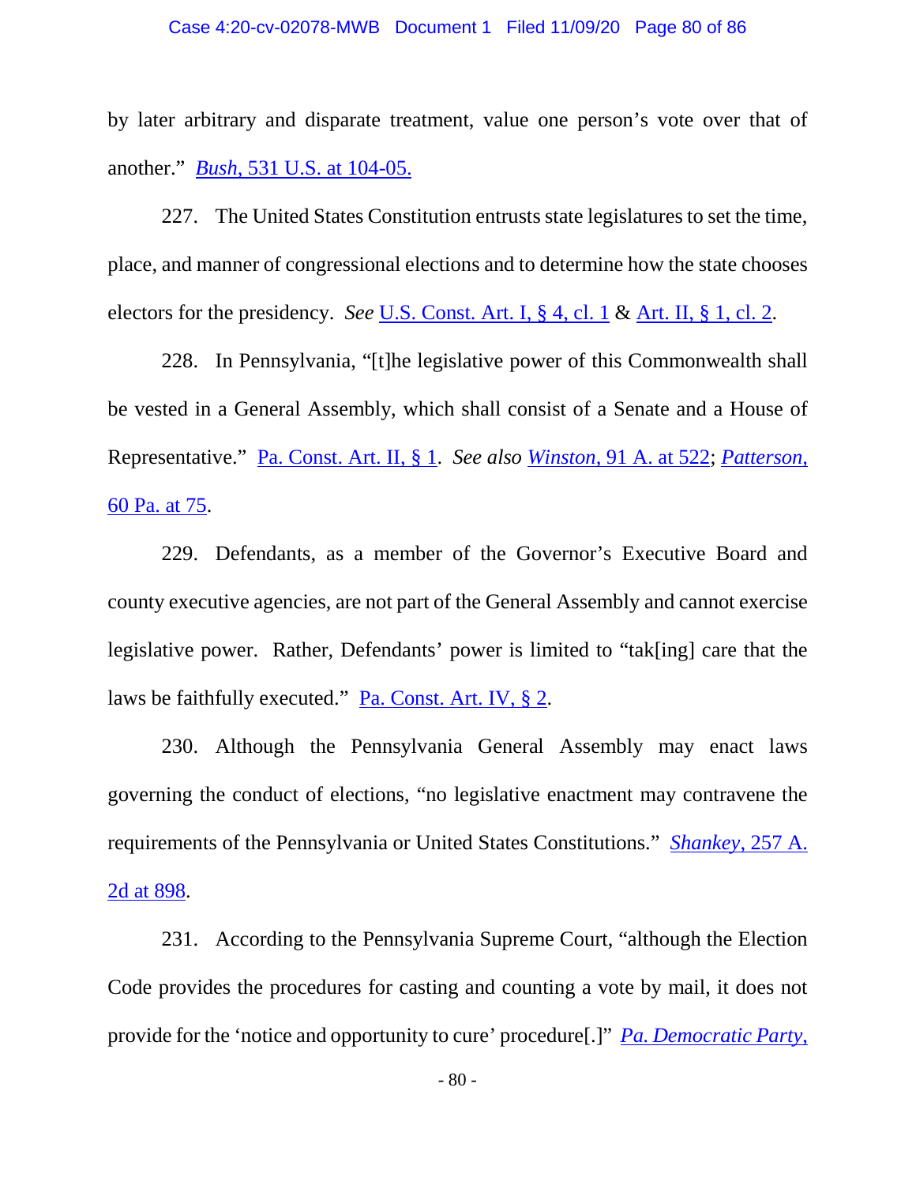by later arbitrary and disparate treatment, value one person's vote over that of another." *Bush*, 531 U.S. at 104-05.

227. The United States Constitution entrusts state legislatures to set the time, place, and manner of congressional elections and to determine how the state chooses electors for the presidency. *See* U.S. Const. Art. I, § 4, cl. 1 & Art. II, § 1, cl. 2.

228. In Pennsylvania, "[t]he legislative power of this Commonwealth shall be vested in a General Assembly, which shall consist of a Senate and a House of Representative." Pa. Const. Art. II, § 1. *See also* *Winston*, 91 A. at 522; *Patterson*, 60 Pa. at 75.

229. Defendants, as a member of the Governor's Executive Board and county executive agencies, are not part of the General Assembly and cannot exercise legislative power. Rather, Defendants' power is limited to "tak[ing] care that the laws be faithfully executed." Pa. Const. Art. IV, § 2.

230. Although the Pennsylvania General Assembly may enact laws governing the conduct of elections, "no legislative enactment may contravene the requirements of the Pennsylvania or United States Constitutions." *Shankey*, 257 A. 2d at 898.

231. According to the Pennsylvania Supreme Court, "although the Election Code provides the procedures for casting and counting a vote by mail, it does not provide for the 'notice and opportunity to cure' procedure[.]" *Pa. Democratic Party*,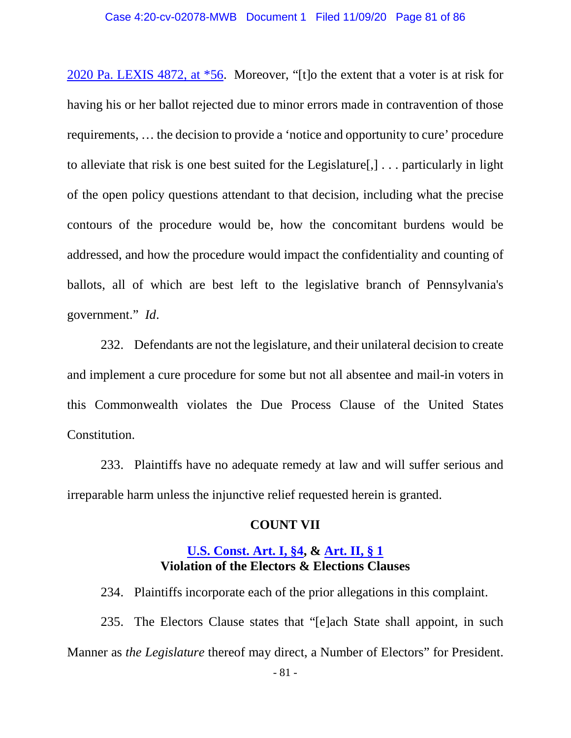2020 Pa. LEXIS 4872, at *56. Moreover, "[t]o the extent that a voter is at risk for having his or her ballot rejected due to minor errors made in contravention of those requirements, … the decision to provide a 'notice and opportunity to cure' procedure to alleviate that risk is one best suited for the Legislature[,] . . . particularly in light of the open policy questions attendant to that decision, including what the precise contours of the procedure would be, how the concomitant burdens would be addressed, and how the procedure would impact the confidentiality and counting of ballots, all of which are best left to the legislative branch of Pennsylvania's government." *Id*.

232. Defendants are not the legislature, and their unilateral decision to create and implement a cure procedure for some but not all absentee and mail-in voters in this Commonwealth violates the Due Process Clause of the United States Constitution.

233. Plaintiffs have no adequate remedy at law and will suffer serious and irreparable harm unless the injunctive relief requested herein is granted.

## COUNT VII

### U.S. Const. Art. I, §4, & Art. II, § 1
### Violation of the Electors & Elections Clauses

234. Plaintiffs incorporate each of the prior allegations in this complaint.

235. The Electors Clause states that "[e]ach State shall appoint, in such Manner as *the Legislature* thereof may direct, a Number of Electors" for President.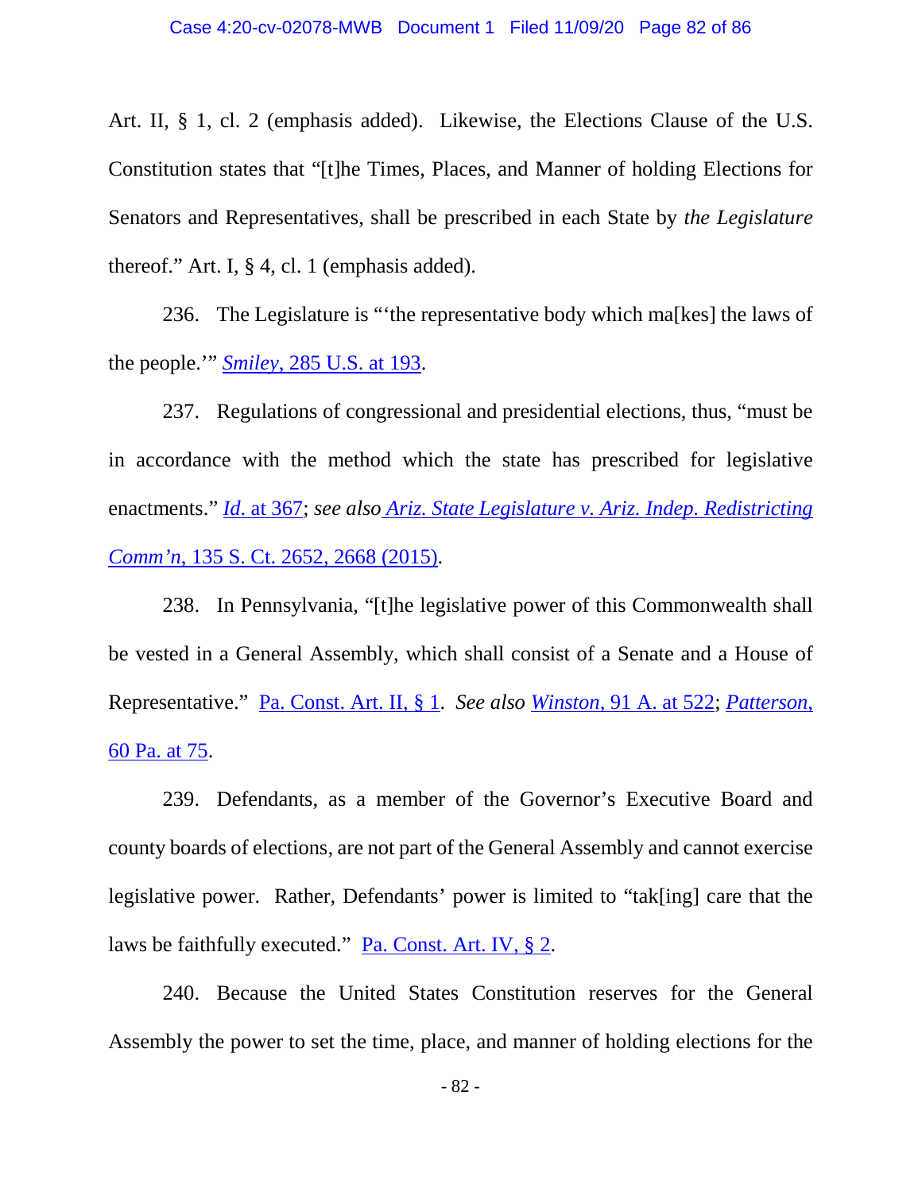Art. II, § 1, cl. 2 (emphasis added). Likewise, the Elections Clause of the U.S. Constitution states that "[t]he Times, Places, and Manner of holding Elections for Senators and Representatives, shall be prescribed in each State by *the Legislature* thereof." Art. I, § 4, cl. 1 (emphasis added).

236. The Legislature is "'the representative body which ma[kes] the laws of the people.'" *Smiley*, 285 U.S. at 193.

237. Regulations of congressional and presidential elections, thus, "must be in accordance with the method which the state has prescribed for legislative enactments." *Id*. at 367; *see also Ariz. State Legislature v. Ariz. Indep. Redistricting Comm'n*, 135 S. Ct. 2652, 2668 (2015).

238. In Pennsylvania, "[t]he legislative power of this Commonwealth shall be vested in a General Assembly, which shall consist of a Senate and a House of Representative." Pa. Const. Art. II, § 1. *See also Winston*, 91 A. at 522; *Patterson*, 60 Pa. at 75.

239. Defendants, as a member of the Governor's Executive Board and county boards of elections, are not part of the General Assembly and cannot exercise legislative power. Rather, Defendants' power is limited to "tak[ing] care that the laws be faithfully executed." Pa. Const. Art. IV, § 2.

240. Because the United States Constitution reserves for the General Assembly the power to set the time, place, and manner of holding elections for the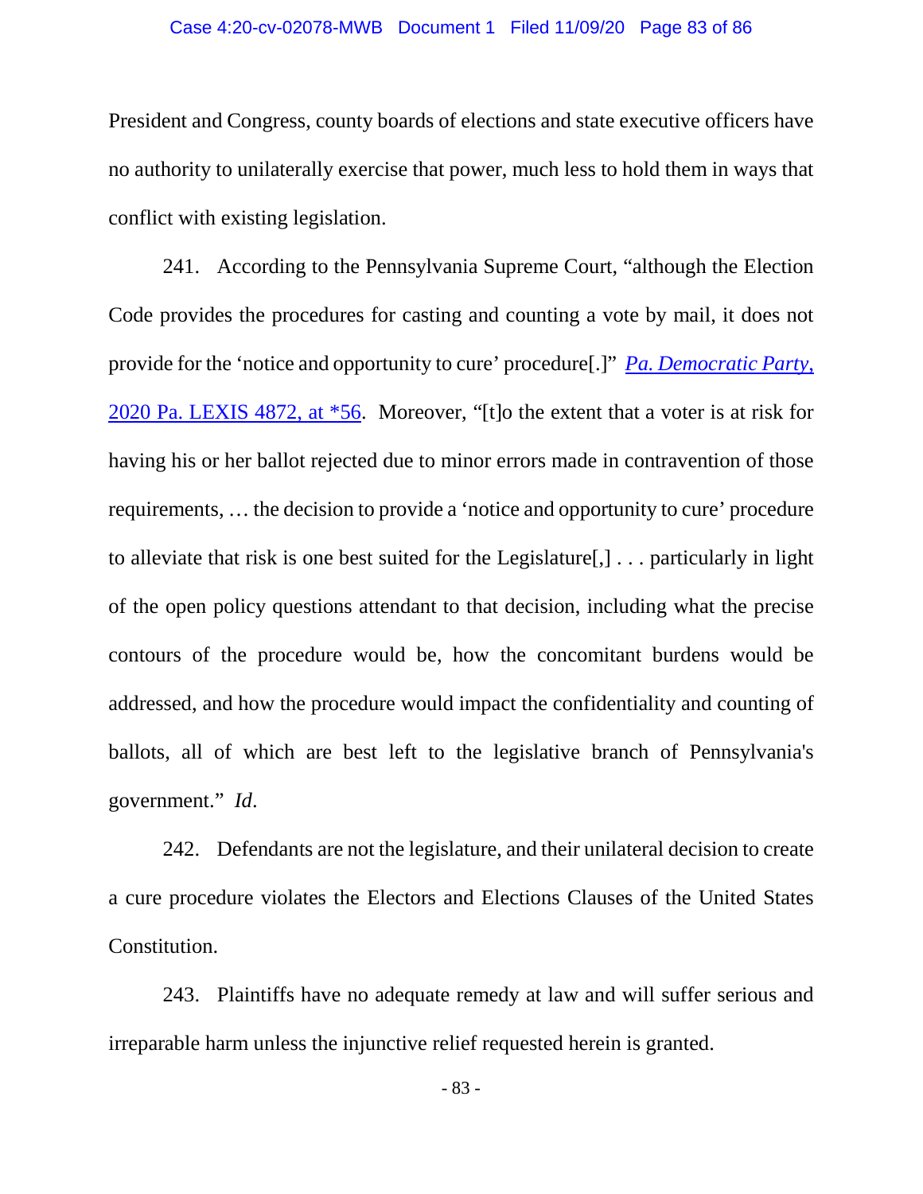President and Congress, county boards of elections and state executive officers have no authority to unilaterally exercise that power, much less to hold them in ways that conflict with existing legislation.

241. According to the Pennsylvania Supreme Court, "although the Election Code provides the procedures for casting and counting a vote by mail, it does not provide for the 'notice and opportunity to cure' procedure[.]" *Pa. Democratic Party*, 2020 Pa. LEXIS 4872, at *56. Moreover, "[t]o the extent that a voter is at risk for having his or her ballot rejected due to minor errors made in contravention of those requirements, … the decision to provide a 'notice and opportunity to cure' procedure to alleviate that risk is one best suited for the Legislature[,] . . . particularly in light of the open policy questions attendant to that decision, including what the precise contours of the procedure would be, how the concomitant burdens would be addressed, and how the procedure would impact the confidentiality and counting of ballots, all of which are best left to the legislative branch of Pennsylvania's government." *Id*.

242. Defendants are not the legislature, and their unilateral decision to create a cure procedure violates the Electors and Elections Clauses of the United States Constitution.

243. Plaintiffs have no adequate remedy at law and will suffer serious and irreparable harm unless the injunctive relief requested herein is granted.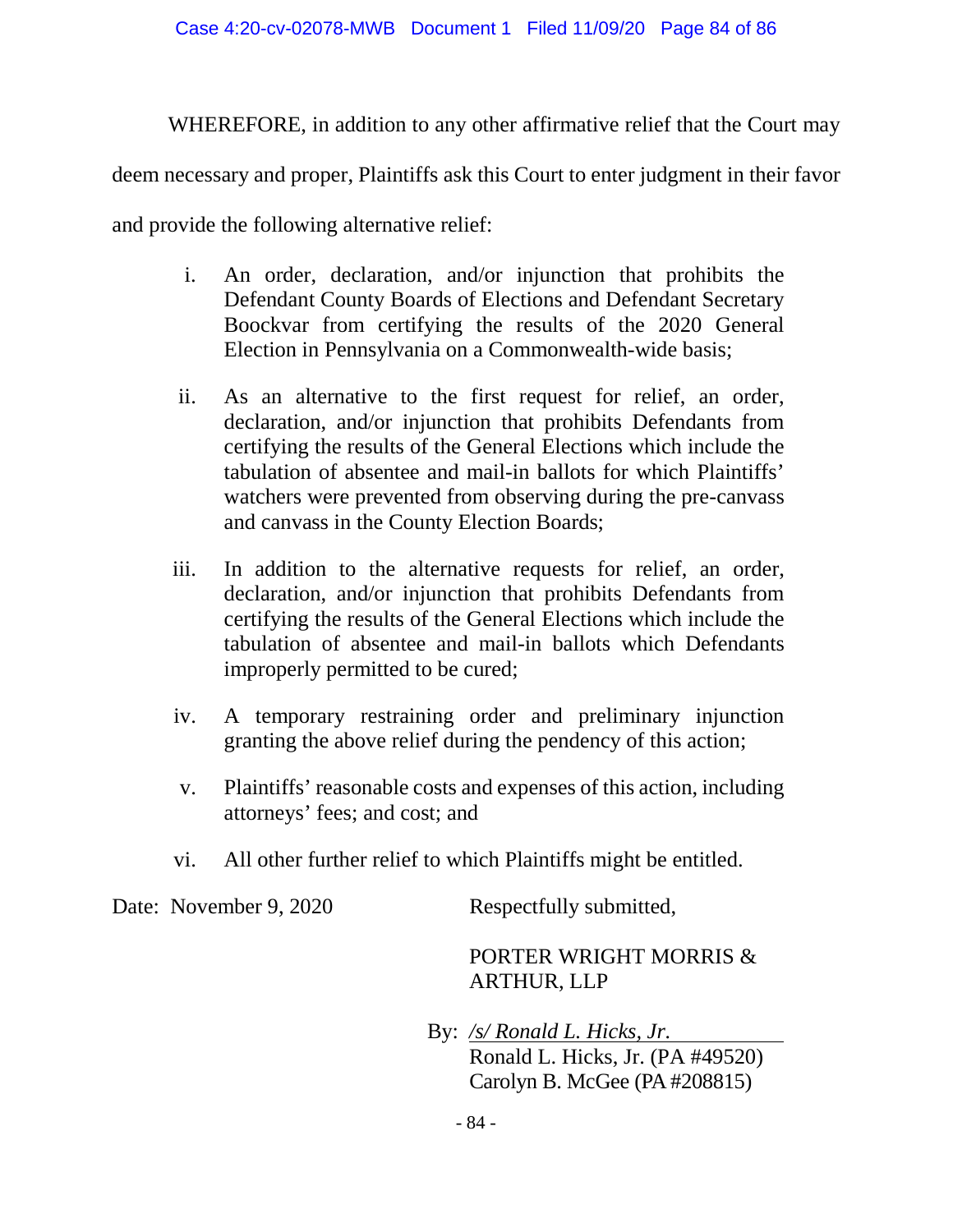WHEREFORE, in addition to any other affirmative relief that the Court may deem necessary and proper, Plaintiffs ask this Court to enter judgment in their favor and provide the following alternative relief:

i. An order, declaration, and/or injunction that prohibits the Defendant County Boards of Elections and Defendant Secretary Boockvar from certifying the results of the 2020 General Election in Pennsylvania on a Commonwealth-wide basis;

ii. As an alternative to the first request for relief, an order, declaration, and/or injunction that prohibits Defendants from certifying the results of the General Elections which include the tabulation of absentee and mail-in ballots for which Plaintiffs' watchers were prevented from observing during the pre-canvass and canvass in the County Election Boards;

iii. In addition to the alternative requests for relief, an order, declaration, and/or injunction that prohibits Defendants from certifying the results of the General Elections which include the tabulation of absentee and mail-in ballots which Defendants improperly permitted to be cured;

iv. A temporary restraining order and preliminary injunction granting the above relief during the pendency of this action;

v. Plaintiffs' reasonable costs and expenses of this action, including attorneys' fees; and cost; and

vi. All other further relief to which Plaintiffs might be entitled.

Date: November 9, 2020

Respectfully submitted,

PORTER WRIGHT MORRIS & ARTHUR, LLP

By: */s/ Ronald L. Hicks, Jr.*
Ronald L. Hicks, Jr. (PA #49520)
Carolyn B. McGee (PA #208815)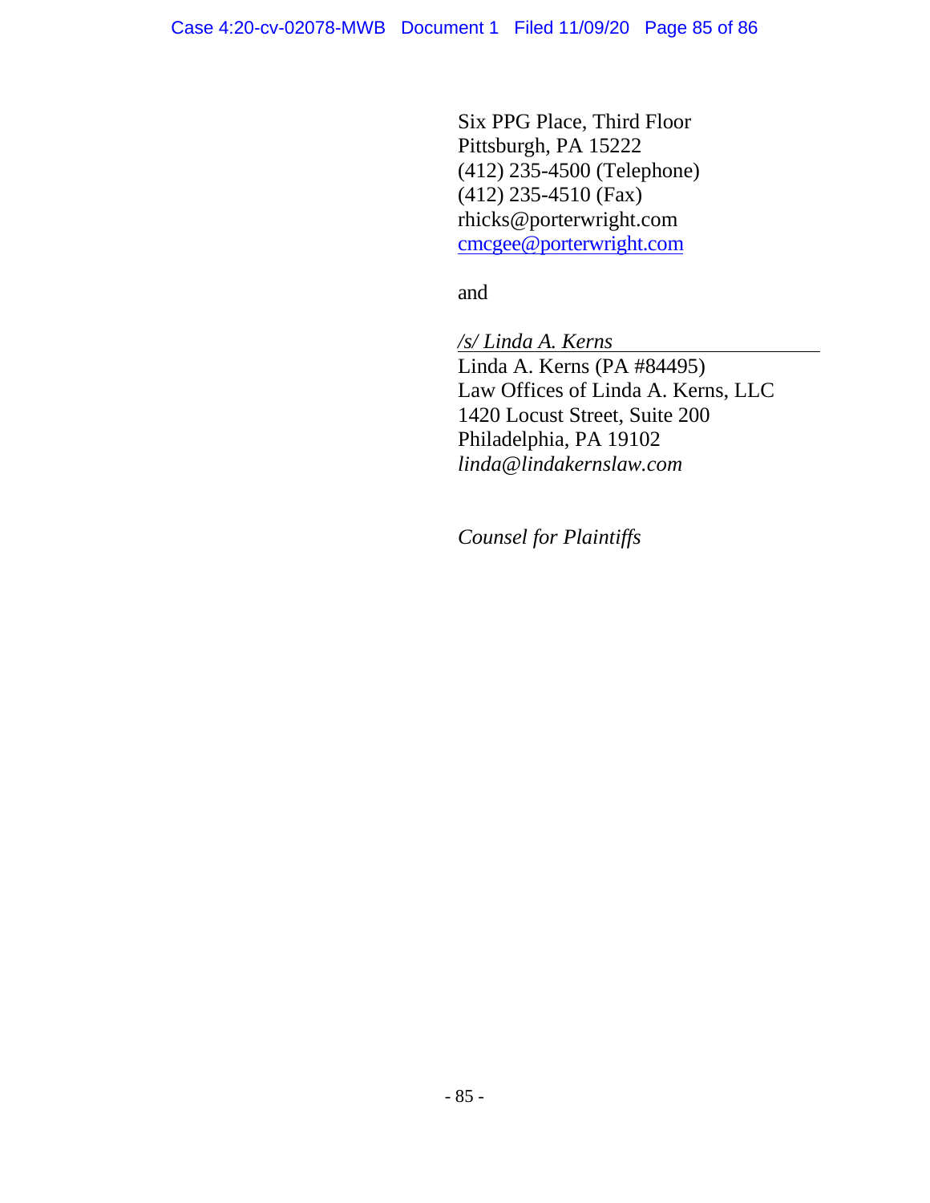Six PPG Place, Third Floor
Pittsburgh, PA 15222
(412) 235-4500 (Telephone)
(412) 235-4510 (Fax)
rhicks@porterwright.com
cmcgee@porterwright.com

and

*/s/ Linda A. Kerns*
Linda A. Kerns (PA #84495)
Law Offices of Linda A. Kerns, LLC
1420 Locust Street, Suite 200
Philadelphia, PA 19102
*linda@lindakernslaw.com*

*Counsel for Plaintiffs*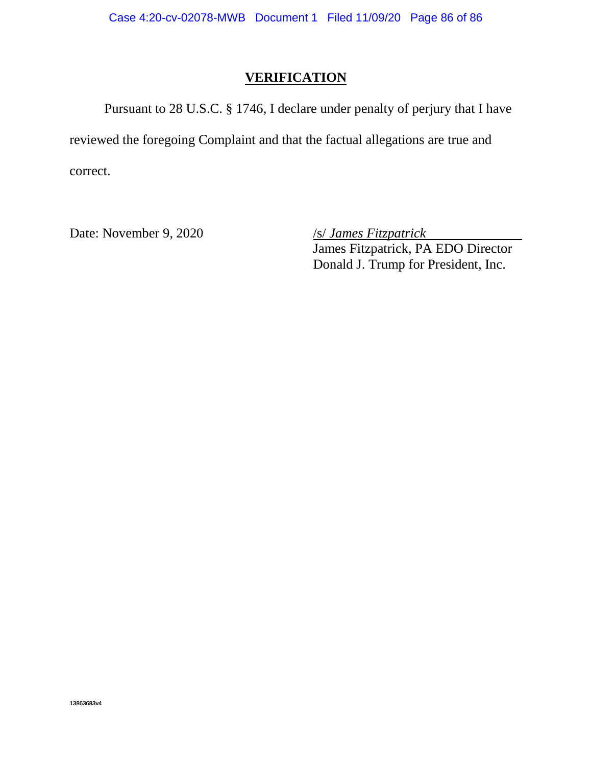## VERIFICATION

Pursuant to 28 U.S.C. § 1746, I declare under penalty of perjury that I have reviewed the foregoing Complaint and that the factual allegations are true and correct.

Date: November 9, 2020

/s/ *James Fitzpatrick*
James Fitzpatrick, PA EDO Director
Donald J. Trump for President, Inc.

13863683v4